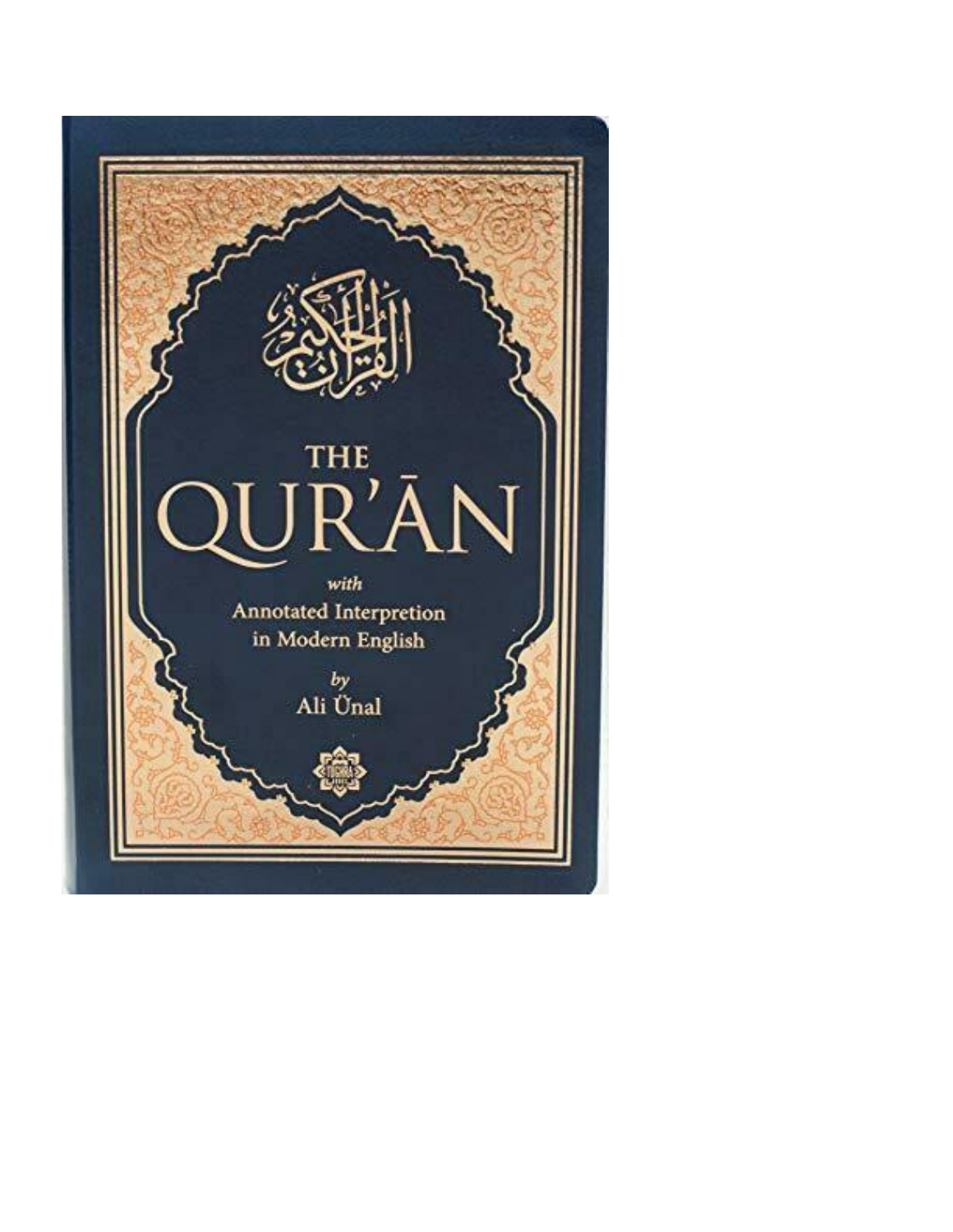القرآن الحكيم

# THE QUR'ĀN

*with*

**Annotated Interpretion in Modern English**

*by*

**Ali Ünal**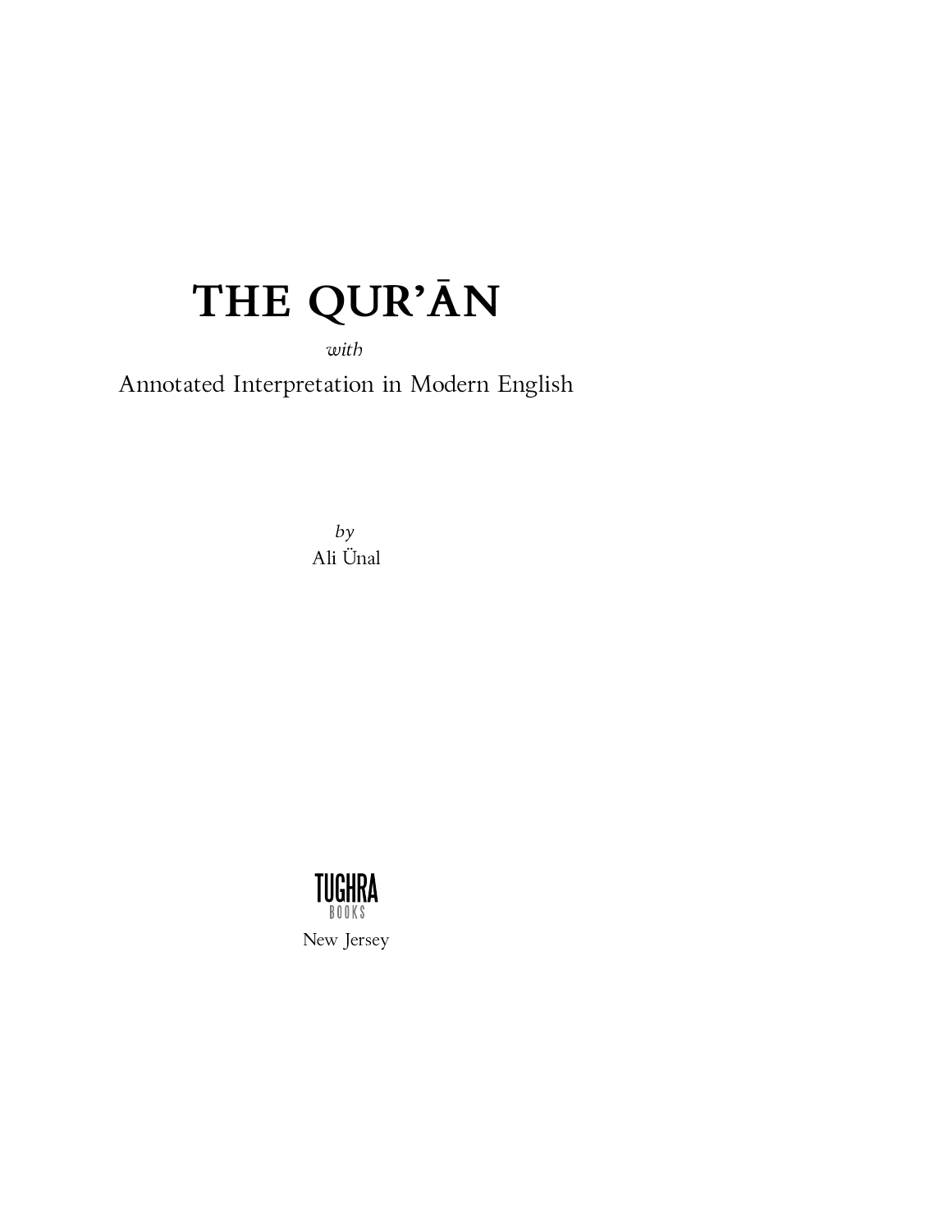# THE QUR'ĀN

*with*

Annotated Interpretation in Modern English

*by*

Ali Ünal

TUGHRA
BOOKS

New Jersey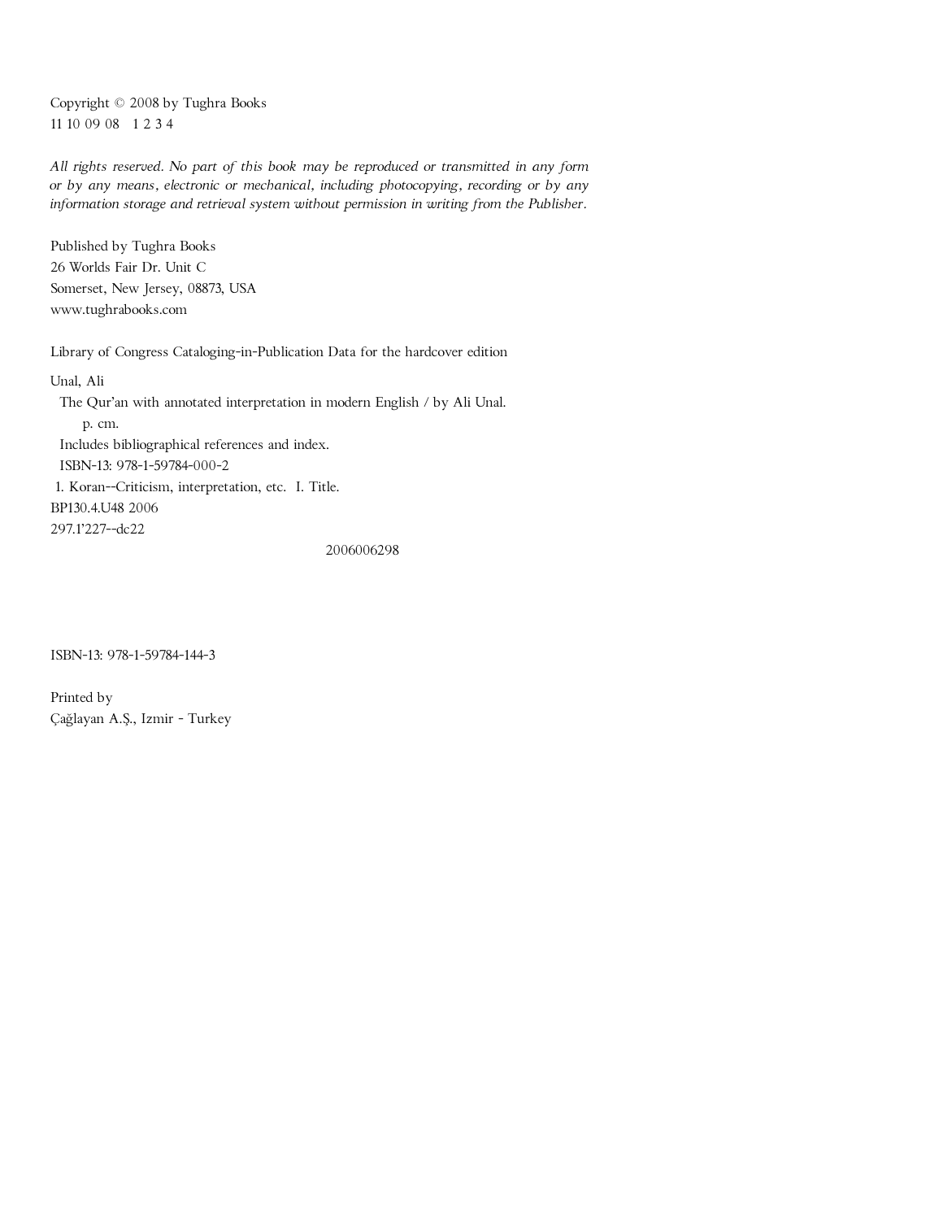Copyright © 2008 by Tughra Books
11 10 09 08   1 2 3 4

*All rights reserved. No part of this book may be reproduced or transmitted in any form or by any means, electronic or mechanical, including photocopying, recording or by any information storage and retrieval system without permission in writing from the Publisher.*

Published by Tughra Books
26 Worlds Fair Dr. Unit C
Somerset, New Jersey, 08873, USA
www.tughrabooks.com

Library of Congress Cataloging-in-Publication Data for the hardcover edition

Unal, Ali
  The Qur'an with annotated interpretation in modern English / by Ali Unal.
    p. cm.
  Includes bibliographical references and index.
  ISBN-13: 978-1-59784-000-2
 1. Koran--Criticism, interpretation, etc.  I. Title.
BP130.4.U48 2006
297.1'227--dc22

2006006298

ISBN-13: 978-1-59784-144-3

Printed by
Çağlayan A.Ş., Izmir - Turkey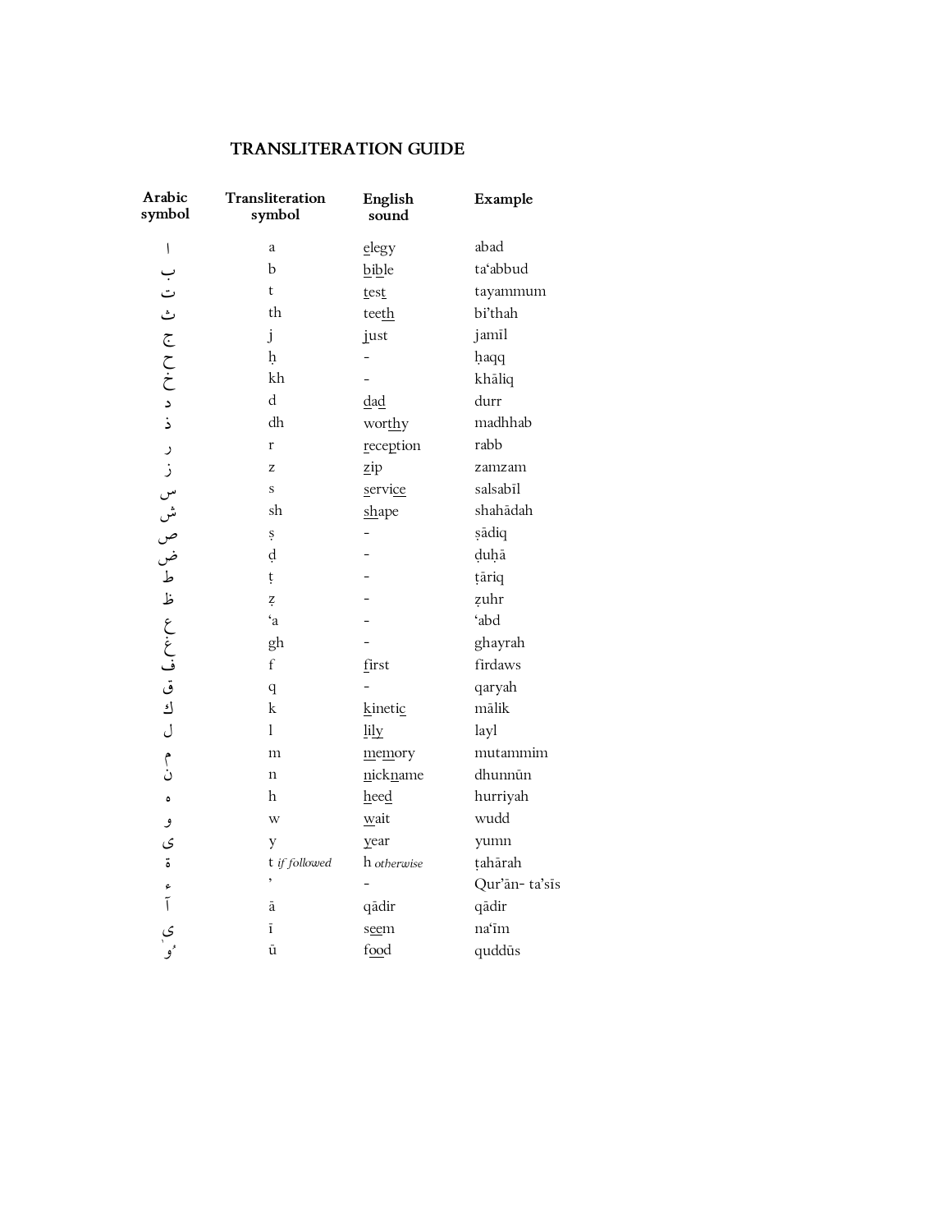## TRANSLITERATION GUIDE

| Arabic symbol | Transliteration symbol | English sound | Example |
|---|---|---|---|
| ا | a | elegy | abad |
| ب | b | bible | ta'abbud |
| ت | t | test | tayammum |
| ث | th | teeth | bi'thah |
| ج | j | just | jamīl |
| ح | ḥ | - | ḥaqq |
| خ | kh | - | khāliq |
| د | d | dad | durr |
| ذ | dh | worthy | madhhab |
| ر | r | reception | rabb |
| ز | z | zip | zamzam |
| س | s | service | salsabīl |
| ش | sh | shape | shahādah |
| ص | ṣ | - | ṣādiq |
| ض | ḍ | - | ḍuḥā |
| ط | ṭ | - | ṭāriq |
| ظ | ẓ | - | ẓuhr |
| ع | 'a | - | 'abd |
| غ | gh | - | ghayrah |
| ف | f | first | firdaws |
| ق | q | - | qaryah |
| ك | k | kinetic | mālik |
| ل | l | lily | layl |
| م | m | memory | mutammim |
| ن | n | nickname | dhunnūn |
| ه | h | heed | hurriyah |
| و | w | wait | wudd |
| ى | y | year | yumn |
| ة | t *if followed* | h *otherwise* | ṭahārah |
| ء | ' | - | Qur'ān- ta'sīs |
| آ | ā | qādir | qādir |
| ى | ī | seem | na'īm |
| وُ | ū | food | quddūs |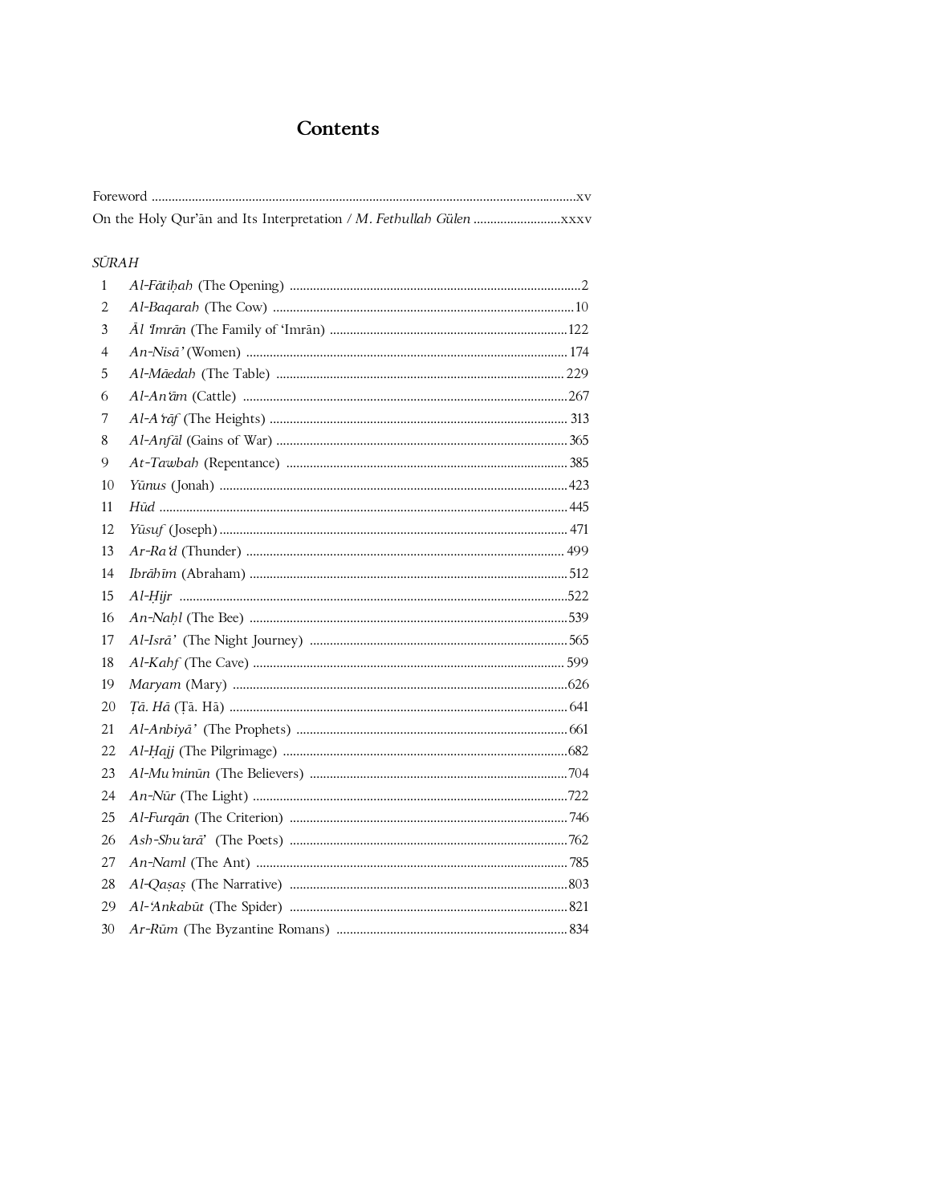# Contents

Foreword ....xv

On the Holy Qur'ān and Its Interpretation / *M. Fethullah Gülen* ....xxxv

*SŪRAH*

| | | |
|---|---|---|
| 1 | *Al-Fātiḥah* (The Opening) | 2 |
| 2 | *Al-Baqarah* (The Cow) | 10 |
| 3 | *Āl 'Imrān* (The Family of 'Imrān) | 122 |
| 4 | *An-Nisā'* (Women) | 174 |
| 5 | *Al-Māedah* (The Table) | 229 |
| 6 | *Al-An'ām* (Cattle) | 267 |
| 7 | *Al-A'rāf* (The Heights) | 313 |
| 8 | *Al-Anfāl* (Gains of War) | 365 |
| 9 | *At-Tawbah* (Repentance) | 385 |
| 10 | *Yūnus* (Jonah) | 423 |
| 11 | *Hūd* | 445 |
| 12 | *Yūsuf* (Joseph) | 471 |
| 13 | *Ar-Ra'd* (Thunder) | 499 |
| 14 | *Ibrāhīm* (Abraham) | 512 |
| 15 | *Al-Ḥijr* | 522 |
| 16 | *An-Naḥl* (The Bee) | 539 |
| 17 | *Al-Isrā'* (The Night Journey) | 565 |
| 18 | *Al-Kahf* (The Cave) | 599 |
| 19 | *Maryam* (Mary) | 626 |
| 20 | *Ṭā. Hā* (Ṭā. Hā) | 641 |
| 21 | *Al-Anbiyā'* (The Prophets) | 661 |
| 22 | *Al-Ḥajj* (The Pilgrimage) | 682 |
| 23 | *Al-Mu'minūn* (The Believers) | 704 |
| 24 | *An-Nūr* (The Light) | 722 |
| 25 | *Al-Furqān* (The Criterion) | 746 |
| 26 | *Ash-Shu'arā'* (The Poets) | 762 |
| 27 | *An-Naml* (The Ant) | 785 |
| 28 | *Al-Qaṣaṣ* (The Narrative) | 803 |
| 29 | *Al-'Ankabūt* (The Spider) | 821 |
| 30 | *Ar-Rūm* (The Byzantine Romans) | 834 |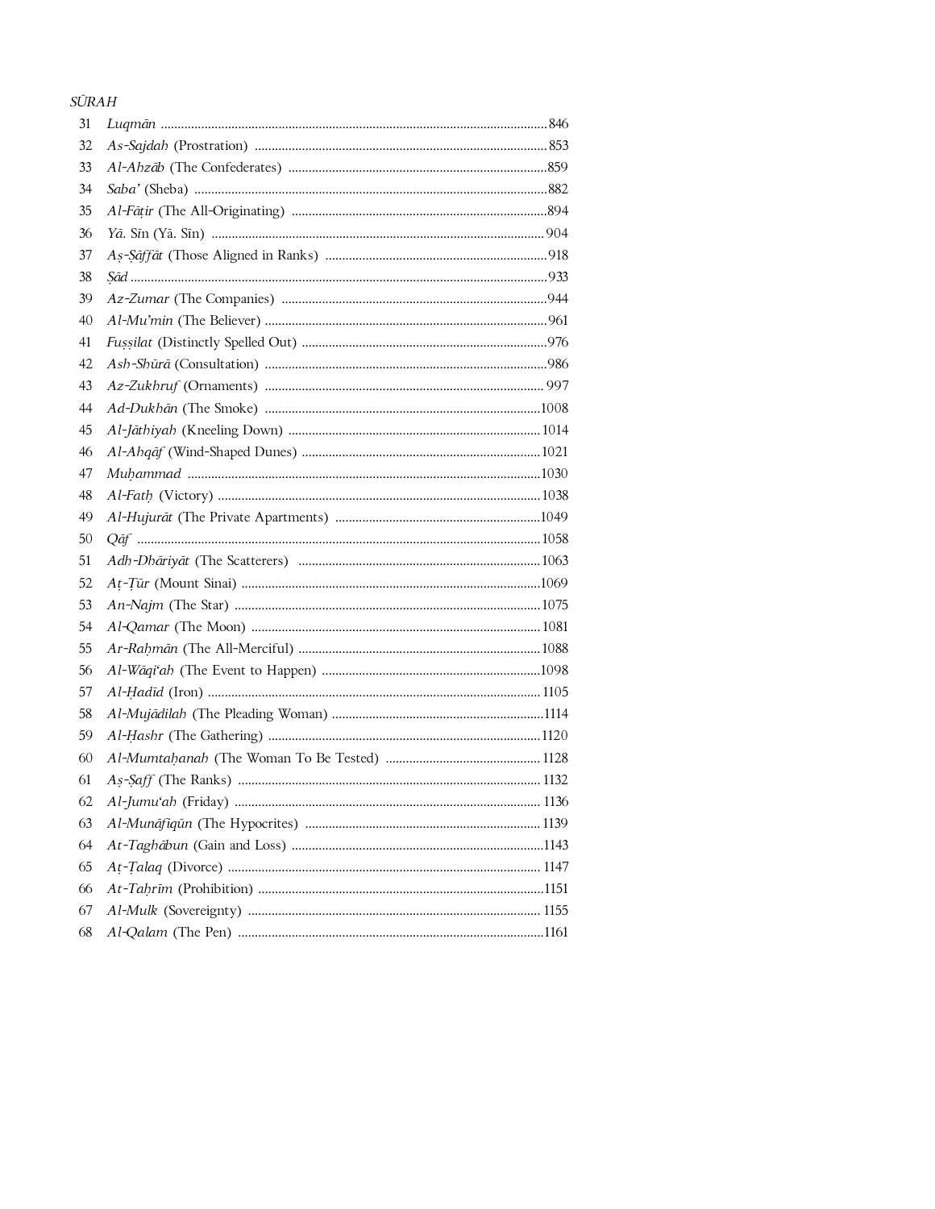*SŪRAH*

31 *Luqmān* .......... 846
32 *As-Sajdah* (Prostration) .......... 853
33 *Al-Aḥzāb* (The Confederates) .......... 859
34 *Saba'* (Sheba) .......... 882
35 *Al-Fāṭir* (The All-Originating) .......... 894
36 *Yā*. Sīn (Yā. Sīn) .......... 904
37 *Aṣ-Ṣāffāt* (Those Aligned in Ranks) .......... 918
38 *Ṣād* .......... 933
39 *Az-Zumar* (The Companies) .......... 944
40 *Al-Mu'min* (The Believer) .......... 961
41 *Fuṣṣilat* (Distinctly Spelled Out) .......... 976
42 *Ash-Shūrā* (Consultation) .......... 986
43 *Az-Zukhruf* (Ornaments) .......... 997
44 *Ad-Dukhān* (The Smoke) .......... 1008
45 *Al-Jāthiyah* (Kneeling Down) .......... 1014
46 *Al-Aḥqāf* (Wind-Shaped Dunes) .......... 1021
47 *Muḥammad* .......... 1030
48 *Al-Fatḥ* (Victory) .......... 1038
49 *Al-Hujurāt* (The Private Apartments) .......... 1049
50 *Qāf* .......... 1058
51 *Adh-Dhāriyāt* (The Scatterers) .......... 1063
52 *Aṭ-Ṭūr* (Mount Sinai) .......... 1069
53 *An-Najm* (The Star) .......... 1075
54 *Al-Qamar* (The Moon) .......... 1081
55 *Ar-Raḥmān* (The All-Merciful) .......... 1088
56 *Al-Wāqi'ah* (The Event to Happen) .......... 1098
57 *Al-Ḥadīd* (Iron) .......... 1105
58 *Al-Mujādilah* (The Pleading Woman) .......... 1114
59 *Al-Ḥashr* (The Gathering) .......... 1120
60 *Al-Mumtaḥanah* (The Woman To Be Tested) .......... 1128
61 *Aṣ-Ṣaff* (The Ranks) .......... 1132
62 *Al-Jumu'ah* (Friday) .......... 1136
63 *Al-Munāfiqūn* (The Hypocrites) .......... 1139
64 *At-Taghābun* (Gain and Loss) .......... 1143
65 *Aṭ-Ṭalaq* (Divorce) .......... 1147
66 *At-Taḥrīm* (Prohibition) .......... 1151
67 *Al-Mulk* (Sovereignty) .......... 1155
68 *Al-Qalam* (The Pen) .......... 1161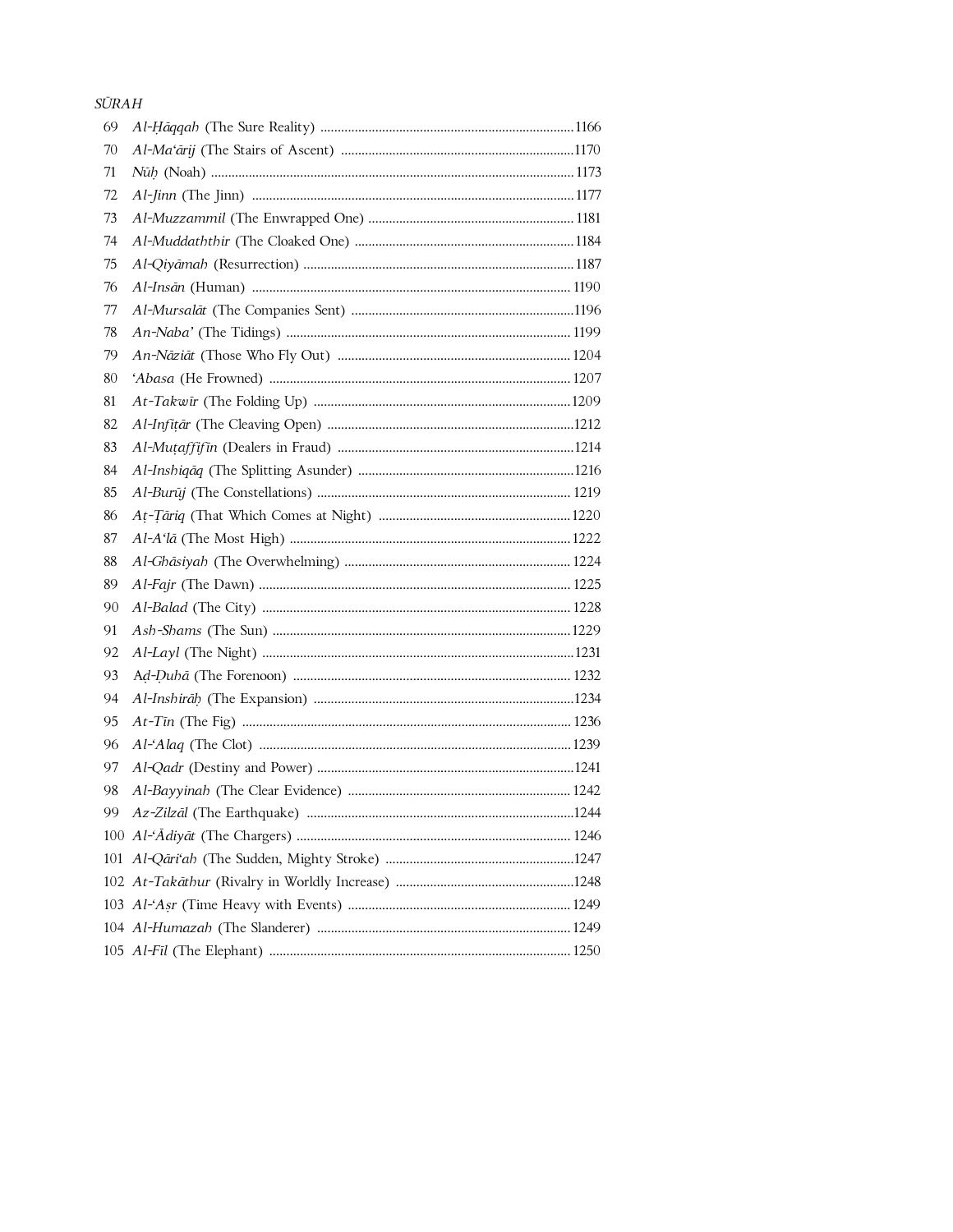*SŪRAH*

| | | |
|---|---|---|
| 69 | *Al-Ḥāqqah* (The Sure Reality) | 1166 |
| 70 | *Al-Ma'ārij* (The Stairs of Ascent) | 1170 |
| 71 | *Nūḥ* (Noah) | 1173 |
| 72 | *Al-Jinn* (The Jinn) | 1177 |
| 73 | *Al-Muzzammil* (The Enwrapped One) | 1181 |
| 74 | *Al-Muddaththir* (The Cloaked One) | 1184 |
| 75 | *Al-Qiyāmah* (Resurrection) | 1187 |
| 76 | *Al-Insān* (Human) | 1190 |
| 77 | *Al-Mursalāt* (The Companies Sent) | 1196 |
| 78 | *An-Naba'* (The Tidings) | 1199 |
| 79 | *An-Nāziāt* (Those Who Fly Out) | 1204 |
| 80 | *'Abasa* (He Frowned) | 1207 |
| 81 | *At-Takwīr* (The Folding Up) | 1209 |
| 82 | *Al-Infiṭār* (The Cleaving Open) | 1212 |
| 83 | *Al-Muṭaffifīn* (Dealers in Fraud) | 1214 |
| 84 | *Al-Inshiqāq* (The Splitting Asunder) | 1216 |
| 85 | *Al-Burūj* (The Constellations) | 1219 |
| 86 | *Aṭ-Ṭāriq* (That Which Comes at Night) | 1220 |
| 87 | *Al-A'lā* (The Most High) | 1222 |
| 88 | *Al-Ghāsiyah* (The Overwhelming) | 1224 |
| 89 | *Al-Fajr* (The Dawn) | 1225 |
| 90 | *Al-Balad* (The City) | 1228 |
| 91 | *Ash-Shams* (The Sun) | 1229 |
| 92 | *Al-Layl* (The Night) | 1231 |
| 93 | *Aḍ-Ḍuḥā* (The Forenoon) | 1232 |
| 94 | *Al-Inshirāḥ* (The Expansion) | 1234 |
| 95 | *At-Tīn* (The Fig) | 1236 |
| 96 | *Al-'Alaq* (The Clot) | 1239 |
| 97 | *Al-Qadr* (Destiny and Power) | 1241 |
| 98 | *Al-Bayyinah* (The Clear Evidence) | 1242 |
| 99 | *Az-Zilzāl* (The Earthquake) | 1244 |
| 100 | *Al-'Ādiyāt* (The Chargers) | 1246 |
| 101 | *Al-Qāri'ah* (The Sudden, Mighty Stroke) | 1247 |
| 102 | *At-Takāthur* (Rivalry in Worldly Increase) | 1248 |
| 103 | *Al-'Aṣr* (Time Heavy with Events) | 1249 |
| 104 | *Al-Humazah* (The Slanderer) | 1249 |
| 105 | *Al-Fīl* (The Elephant) | 1250 |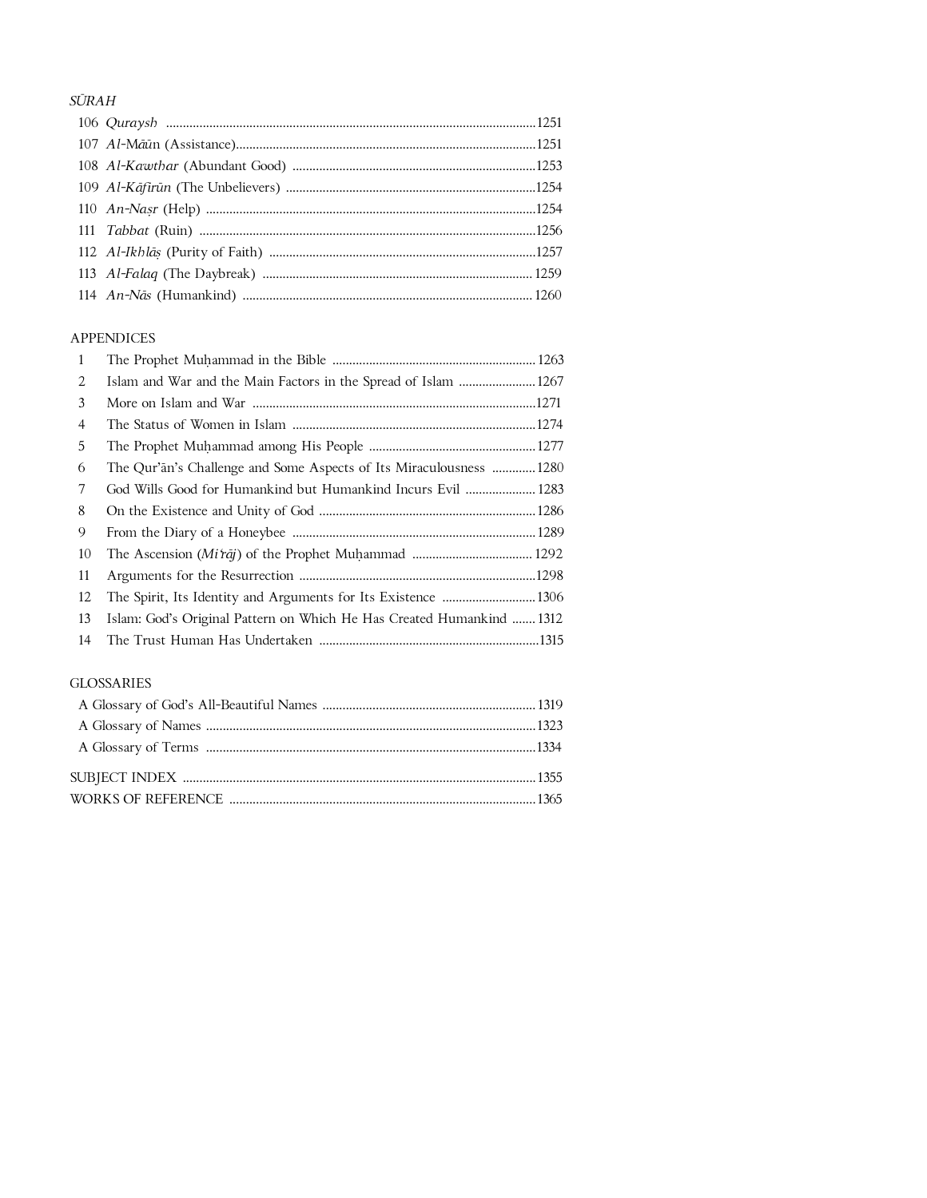*SŪRAH*

| | | |
|---|---|---|
| 106 | *Quraysh* | 1251 |
| 107 | *Al-Māūn* (Assistance) | 1251 |
| 108 | *Al-Kawthar* (Abundant Good) | 1253 |
| 109 | *Al-Kāfirūn* (The Unbelievers) | 1254 |
| 110 | *An-Naṣr* (Help) | 1254 |
| 111 | *Tabbat* (Ruin) | 1256 |
| 112 | *Al-Ikhlāṣ* (Purity of Faith) | 1257 |
| 113 | *Al-Falaq* (The Daybreak) | 1259 |
| 114 | *An-Nās* (Humankind) | 1260 |

APPENDICES

| | | |
|---|---|---|
| 1 | The Prophet Muḥammad in the Bible | 1263 |
| 2 | Islam and War and the Main Factors in the Spread of Islam | 1267 |
| 3 | More on Islam and War | 1271 |
| 4 | The Status of Women in Islam | 1274 |
| 5 | The Prophet Muḥammad among His People | 1277 |
| 6 | The Qur'ān's Challenge and Some Aspects of Its Miraculousness | 1280 |
| 7 | God Wills Good for Humankind but Humankind Incurs Evil | 1283 |
| 8 | On the Existence and Unity of God | 1286 |
| 9 | From the Diary of a Honeybee | 1289 |
| 10 | The Ascension (*Mi'rāj*) of the Prophet Muḥammad | 1292 |
| 11 | Arguments for the Resurrection | 1298 |
| 12 | The Spirit, Its Identity and Arguments for Its Existence | 1306 |
| 13 | Islam: God's Original Pattern on Which He Has Created Humankind | 1312 |
| 14 | The Trust Human Has Undertaken | 1315 |

GLOSSARIES

| | |
|---|---|
| A Glossary of God's All-Beautiful Names | 1319 |
| A Glossary of Names | 1323 |
| A Glossary of Terms | 1334 |

| | |
|---|---|
| SUBJECT INDEX | 1355 |
| WORKS OF REFERENCE | 1365 |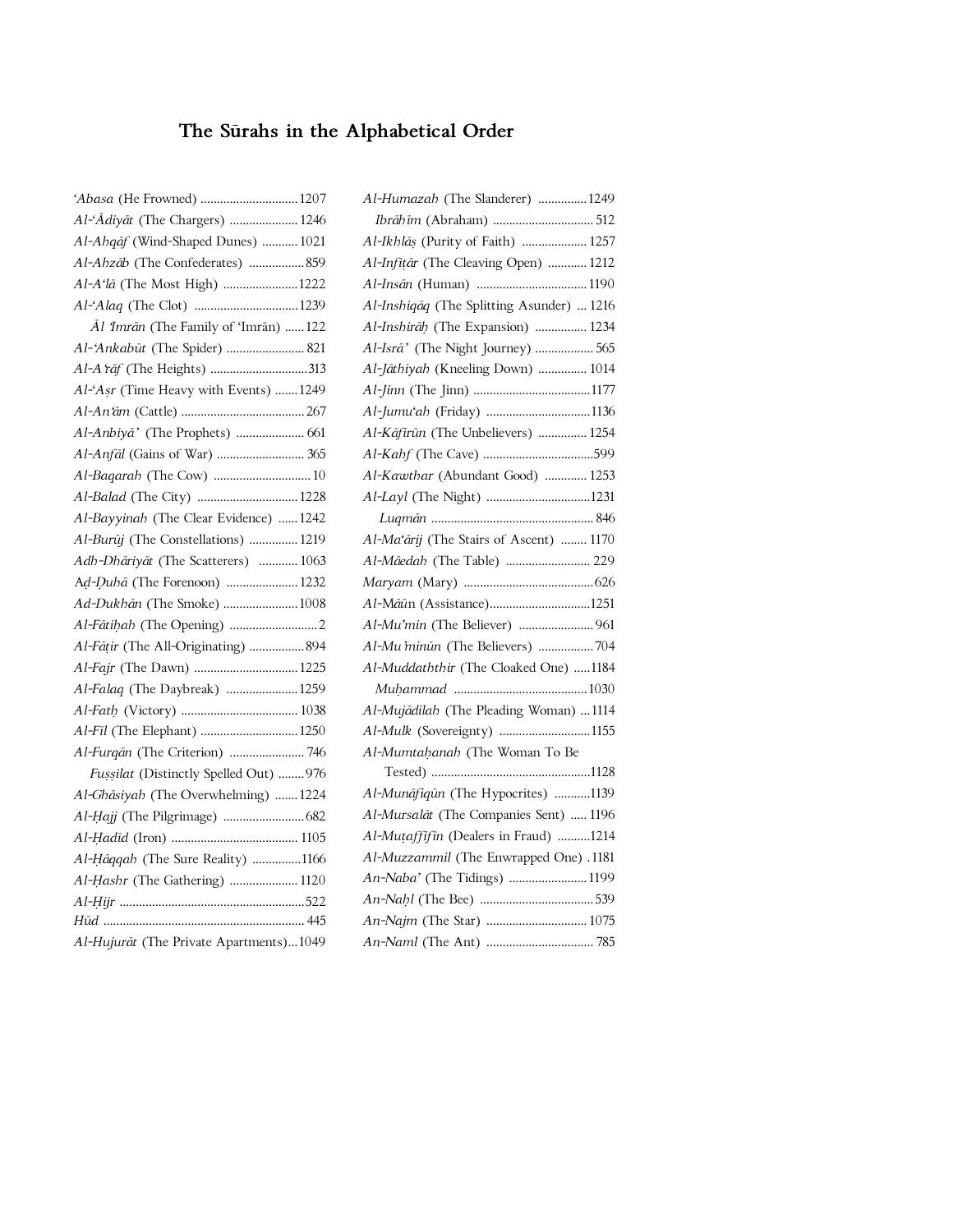## The Sūrahs in the Alphabetical Order

*'Abasa* (He Frowned) .............................. 1207
*Al-'Ādiyāt* (The Chargers) ..................... 1246
*Al-Ahqāf* (Wind-Shaped Dunes) ........... 1021
*Al-Ahzāb* (The Confederates) ................. 859
*Al-A'lā* (The Most High) ....................... 1222
*Al-'Alaq* (The Clot) ................................ 1239
*Āl 'Imrān* (The Family of 'Imrān) ...... 122
*Al-'Ankabūt* (The Spider) ........................ 821
*Al-A'rāf* (The Heights) .............................. 313
*Al-'Aṣr* (Time Heavy with Events) ....... 1249
*Al-An'ām* (Cattle) ...................................... 267
*Al-Anbiyā'* (The Prophets) ..................... 661
*Al-Anfāl* (Gains of War) ........................... 365
*Al-Baqarah* (The Cow) .............................. 10
*Al-Balad* (The City) ................................. 1228
*Al-Bayyinah* (The Clear Evidence) ...... 1242
*Al-Burūj* (The Constellations) ............... 1219
*Adh-Dhāriyāt* (The Scatterers) ............ 1063
*Aḍ-Ḍuḥā* (The Forenoon) ...................... 1232
*Ad-Dukhān* (The Smoke) ....................... 1008
*Al-Fātiḥah* (The Opening) ........................... 2
*Al-Fāṭir* (The All-Originating) ................. 894
*Al-Fajr* (The Dawn) ................................ 1225
*Al-Falaq* (The Daybreak) ...................... 1259
*Al-Fatḥ* (Victory) .................................... 1038
*Al-Fil* (The Elephant) .............................. 1250
*Al-Furqān* (The Criterion) ....................... 746
*Fuṣṣilat* (Distinctly Spelled Out) ........ 976
*Al-Ghāsiyah* (The Overwhelming) ....... 1224
*Al-Ḥajj* (The Pilgrimage) ......................... 682
*Al-Ḥadīd* (Iron) ....................................... 1105
*Al-Ḥāqqah* (The Sure Reality) ............... 1166
*Al-Ḥashr* (The Gathering) ..................... 1120
*Al-Ḥijr* ......................................................... 522
*Hūd* .............................................................. 445
*Al-Hujurāt* (The Private Apartments)... 1049
*Al-Humazah* (The Slanderer) ............... 1249
*Ibrāhīm* (Abraham) ................................. 512
*Al-Ikhlāṣ* (Purity of Faith) .................... 1257
*Al-Infiṭār* (The Cleaving Open) ............ 1212
*Al-Insān* (Human) .................................. 1190
*Al-Inshiqāq* (The Splitting Asunder) ... 1216
*Al-Inshirāḥ* (The Expansion) ................ 1234
*Al-Isrā'* (The Night Journey) .................. 565
*Al-Jāthiyah* (Kneeling Down) ............... 1014
*Al-Jinn* (The Jinn) .................................... 1177
*Al-Jumu'ah* (Friday) ................................ 1136
*Al-Kāfirūn* (The Unbelievers) ............... 1254
*Al-Kahf* (The Cave) .................................. 599
*Al-Kawthar* (Abundant Good) ............. 1253
*Al-Layl* (The Night) ................................ 1231
*Luqmān* ....................................................... 846
*Al-Ma'ārij* (The Stairs of Ascent) ........ 1170
*Al-Māedah* (The Table) .......................... 229
*Maryam* (Mary) ......................................... 626
*Al-Māūn* (Assistance) ............................... 1251
*Al-Mu'min* (The Believer) ....................... 961
*Al-Mu'minūn* (The Believers) ................. 704
*Al-Muddaththir* (The Cloaked One) ..... 1184
*Muḥammad* ............................................. 1030
*Al-Mujādilah* (The Pleading Woman) ... 1114
*Al-Mulk* (Sovereignty) ............................ 1155
*Al-Mumtaḥanah* (The Woman To Be Tested) ................................................. 1128
*Al-Munāfiqūn* (The Hypocrites) ........... 1139
*Al-Mursalāt* (The Companies Sent) ..... 1196
*Al-Muṭaffifīn* (Dealers in Fraud) .......... 1214
*Al-Muzzammil* (The Enwrapped One) . 1181
*An-Naba'* (The Tidings) ........................ 1199
*An-Naḥl* (The Bee) ................................... 539
*An-Najm* (The Star) ............................... 1075
*An-Naml* (The Ant) ................................. 785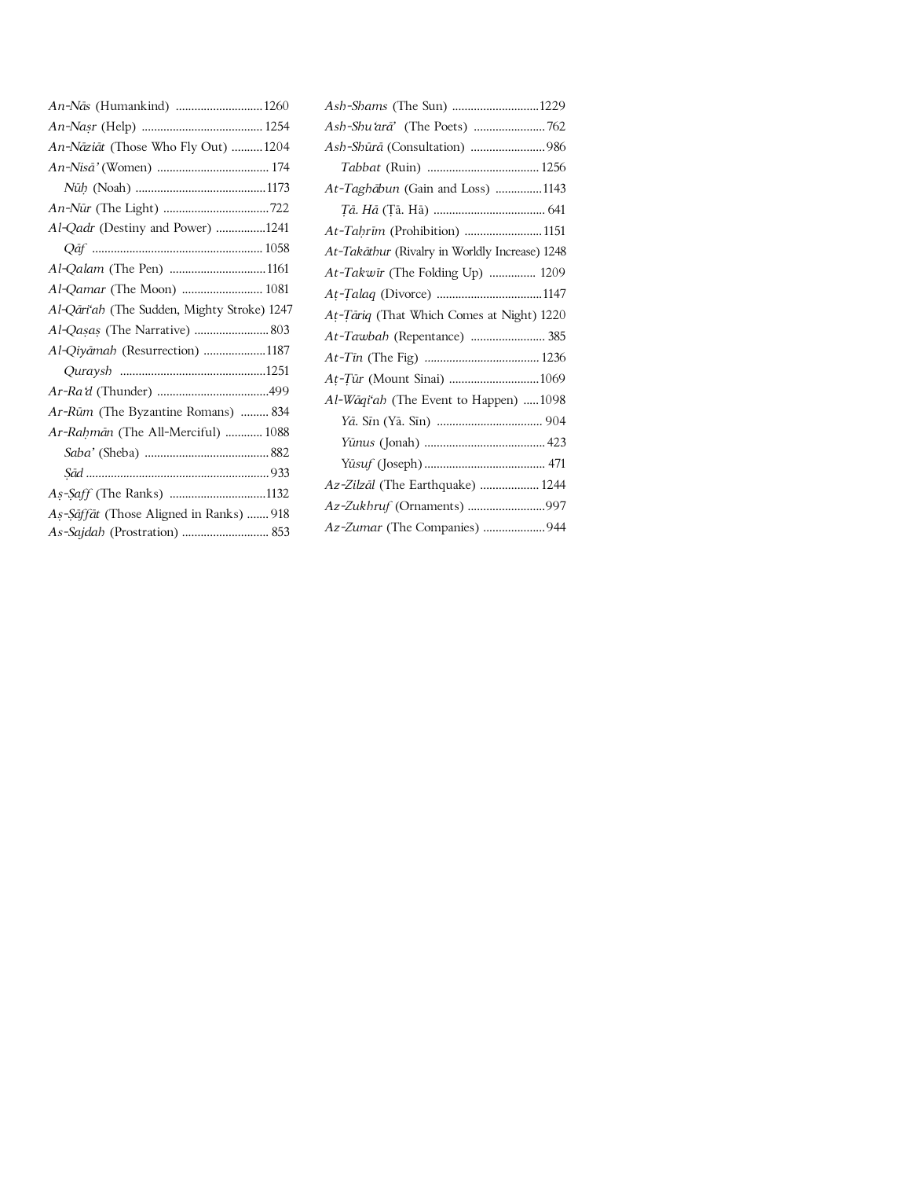*An-Nās* (Humankind) ............................1260
*An-Naṣr* (Help) ....................................... 1254
*An-Nāziāt* (Those Who Fly Out) ..........1204
*An-Nisā'* (Women) .................................... 174
*Nūḥ* (Noah) ..........................................1173
*An-Nūr* (The Light) ..................................722
*Al-Qadr* (Destiny and Power) ................1241
*Qāf* ....................................................... 1058
*Al-Qalam* (The Pen) ...............................1161
*Al-Qamar* (The Moon) .......................... 1081
*Al-Qāri'ah* (The Sudden, Mighty Stroke) 1247
*Al-Qaṣaṣ* (The Narrative) ........................ 803
*Al-Qiyāmah* (Resurrection) ....................1187
*Quraysh* ...............................................1251
*Ar-Ra'd* (Thunder) ....................................499
*Ar-Rūm* (The Byzantine Romans) ......... 834
*Ar-Raḥmān* (The All-Merciful) ............ 1088
*Saba'* (Sheba) ........................................ 882
*Ṣād* ........................................................... 933
*Aṣ-Ṣaff* (The Ranks) ...............................1132
*Aṣ-Ṣāffāt* (Those Aligned in Ranks) ....... 918
*As-Sajdah* (Prostration) ............................ 853
*Ash-Shams* (The Sun) ............................1229
*Ash-Shu'arā'* (The Poets) ....................... 762
*Ash-Shūrā* (Consultation) ........................ 986
*Tabbat* (Ruin) .................................... 1256
*At-Taghābun* (Gain and Loss) ...............1143
*Ṭā. Hā* (Ṭā. Hā) .................................... 641
*At-Taḥrīm* (Prohibition) .........................1151
*At-Takāthur* (Rivalry in Worldly Increase) 1248
*At-Takwīr* (The Folding Up) ............... 1209
*Aṭ-Ṭalaq* (Divorce) ..................................1147
*Aṭ-Ṭāriq* (That Which Comes at Night) 1220
*At-Tawbah* (Repentance) ........................ 385
*At-Tīn* (The Fig) ..................................... 1236
*Aṭ-Ṭūr* (Mount Sinai) .............................1069
*Al-Wāqi'ah* (The Event to Happen) .....1098
*Yā. Sīn* (Yā. Sīn) .................................. 904
*Yūnus* (Jonah) ....................................... 423
*Yūsuf* (Joseph) ...................................... 471
*Az-Zilzāl* (The Earthquake) ................... 1244
*Az-Zukhruf* (Ornaments) .........................997
*Az-Zumar* (The Companies) .................... 944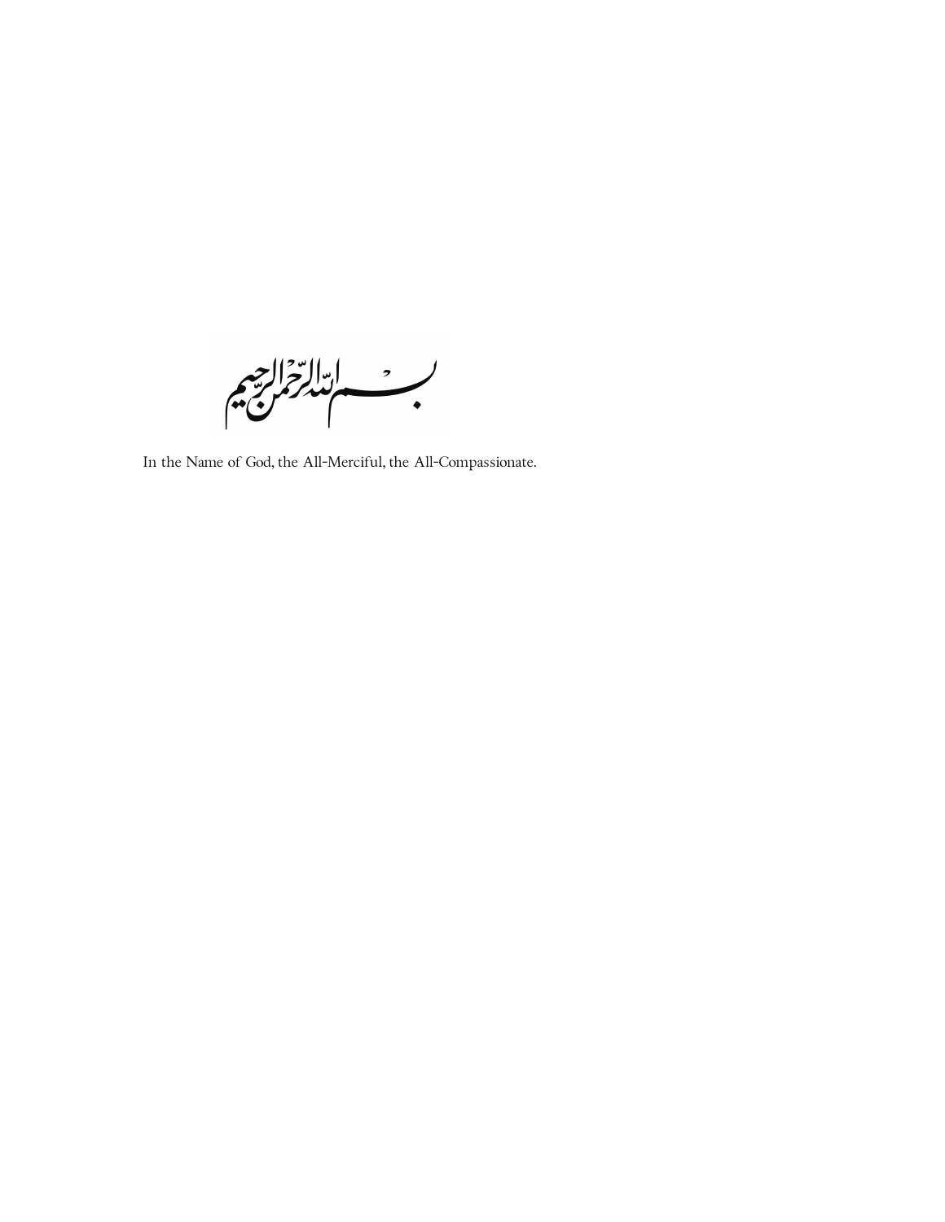بسم الله الرحمن الرحيم

In the Name of God, the All-Merciful, the All-Compassionate.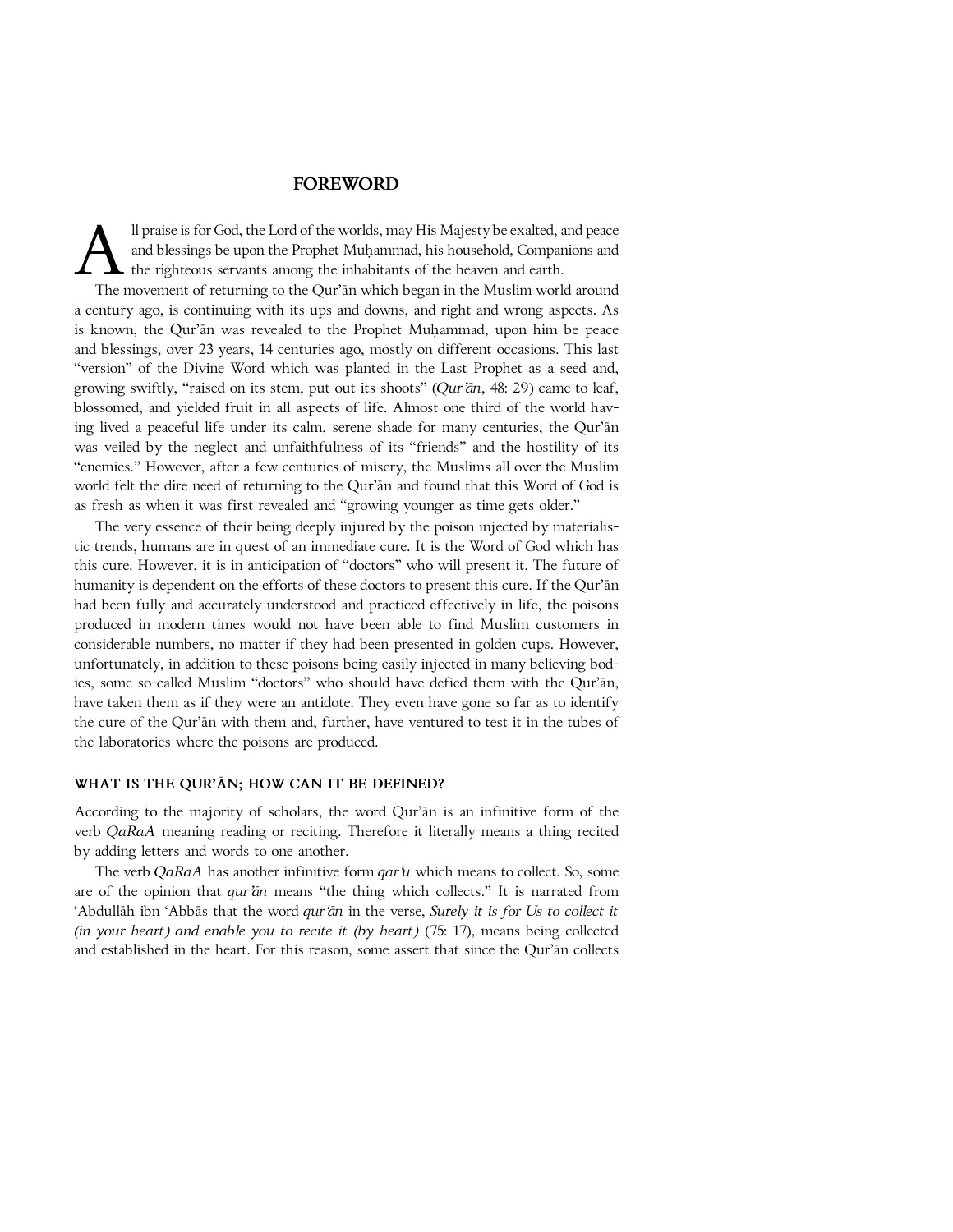# FOREWORD

All praise is for God, the Lord of the worlds, may His Majesty be exalted, and peace and blessings be upon the Prophet Muḥammad, his household, Companions and the righteous servants among the inhabitants of the heaven and earth.

The movement of returning to the Qur'ān which began in the Muslim world around a century ago, is continuing with its ups and downs, and right and wrong aspects. As is known, the Qur'ān was revealed to the Prophet Muḥammad, upon him be peace and blessings, over 23 years, 14 centuries ago, mostly on different occasions. This last "version" of the Divine Word which was planted in the Last Prophet as a seed and, growing swiftly, "raised on its stem, put out its shoots" (*Qur'ān*, 48: 29) came to leaf, blossomed, and yielded fruit in all aspects of life. Almost one third of the world having lived a peaceful life under its calm, serene shade for many centuries, the Qur'ān was veiled by the neglect and unfaithfulness of its "friends" and the hostility of its "enemies." However, after a few centuries of misery, the Muslims all over the Muslim world felt the dire need of returning to the Qur'ān and found that this Word of God is as fresh as when it was first revealed and "growing younger as time gets older."

The very essence of their being deeply injured by the poison injected by materialistic trends, humans are in quest of an immediate cure. It is the Word of God which has this cure. However, it is in anticipation of "doctors" who will present it. The future of humanity is dependent on the efforts of these doctors to present this cure. If the Qur'ān had been fully and accurately understood and practiced effectively in life, the poisons produced in modern times would not have been able to find Muslim customers in considerable numbers, no matter if they had been presented in golden cups. However, unfortunately, in addition to these poisons being easily injected in many believing bodies, some so-called Muslim "doctors" who should have defied them with the Qur'ān, have taken them as if they were an antidote. They even have gone so far as to identify the cure of the Qur'ān with them and, further, have ventured to test it in the tubes of the laboratories where the poisons are produced.

## WHAT IS THE QUR'ĀN; HOW CAN IT BE DEFINED?

According to the majority of scholars, the word Qur'ān is an infinitive form of the verb *QaRaA* meaning reading or reciting. Therefore it literally means a thing recited by adding letters and words to one another.

The verb *QaRaA* has another infinitive form *qar'u* which means to collect. So, some are of the opinion that *qur'ān* means "the thing which collects." It is narrated from 'Abdullāh ibn 'Abbās that the word *qur'ān* in the verse, *Surely it is for Us to collect it (in your heart) and enable you to recite it (by heart)* (75: 17), means being collected and established in the heart. For this reason, some assert that since the Qur'ān collects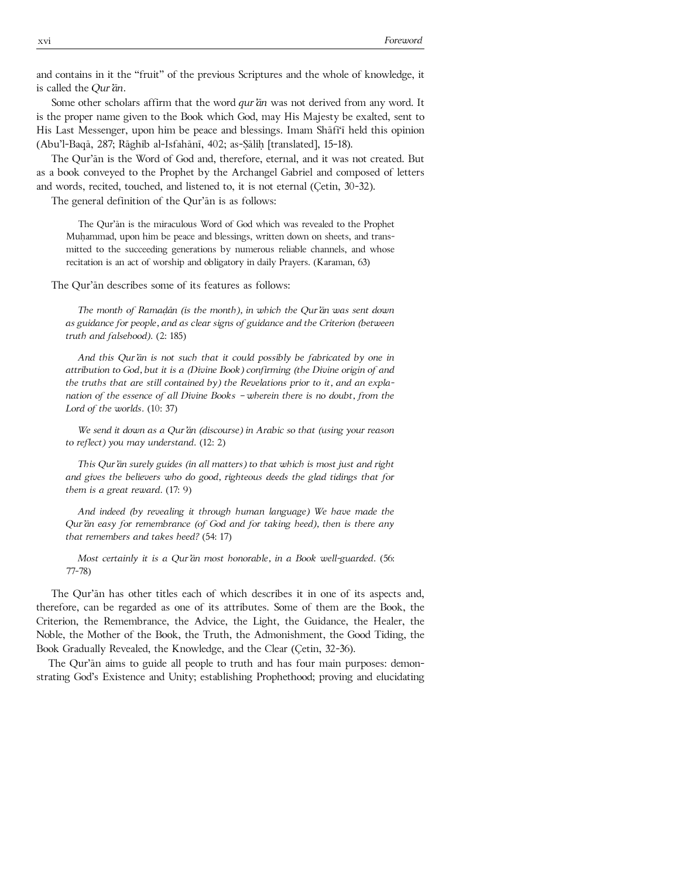and contains in it the "fruit" of the previous Scriptures and the whole of knowledge, it is called the *Qur'ān*.

Some other scholars affirm that the word *qur'ān* was not derived from any word. It is the proper name given to the Book which God, may His Majesty be exalted, sent to His Last Messenger, upon him be peace and blessings. Imam Shāfi'ī held this opinion (Abu'l-Baqā, 287; Rāghib al-Isfahānī, 402; as-Ṣāliḥ [translated], 15–18).

The Qur'ān is the Word of God and, therefore, eternal, and it was not created. But as a book conveyed to the Prophet by the Archangel Gabriel and composed of letters and words, recited, touched, and listened to, it is not eternal (Çetin, 30–32).

The general definition of the Qur'ān is as follows:

> The Qur'ān is the miraculous Word of God which was revealed to the Prophet Muḥammad, upon him be peace and blessings, written down on sheets, and transmitted to the succeeding generations by numerous reliable channels, and whose recitation is an act of worship and obligatory in daily Prayers. (Karaman, 63)

The Qur'ān describes some of its features as follows:

> *The month of Ramaḍān (is the month), in which the Qur'ān was sent down as guidance for people, and as clear signs of guidance and the Criterion (between truth and falsehood).* (2: 185)

> *And this Qur'ān is not such that it could possibly be fabricated by one in attribution to God, but it is a (Divine Book) confirming (the Divine origin of and the truths that are still contained by) the Revelations prior to it, and an explanation of the essence of all Divine Books – wherein there is no doubt, from the Lord of the worlds.* (10: 37)

> *We send it down as a Qur'ān (discourse) in Arabic so that (using your reason to reflect) you may understand.* (12: 2)

> *This Qur'ān surely guides (in all matters) to that which is most just and right and gives the believers who do good, righteous deeds the glad tidings that for them is a great reward.* (17: 9)

> *And indeed (by revealing it through human language) We have made the Qur'ān easy for remembrance (of God and for taking heed), then is there any that remembers and takes heed?* (54: 17)

> *Most certainly it is a Qur'ān most honorable, in a Book well-guarded.* (56: 77–78)

The Qur'ān has other titles each of which describes it in one of its aspects and, therefore, can be regarded as one of its attributes. Some of them are the Book, the Criterion, the Remembrance, the Advice, the Light, the Guidance, the Healer, the Noble, the Mother of the Book, the Truth, the Admonishment, the Good Tiding, the Book Gradually Revealed, the Knowledge, and the Clear (Çetin, 32–36).

The Qur'ān aims to guide all people to truth and has four main purposes: demonstrating God's Existence and Unity; establishing Prophethood; proving and elucidating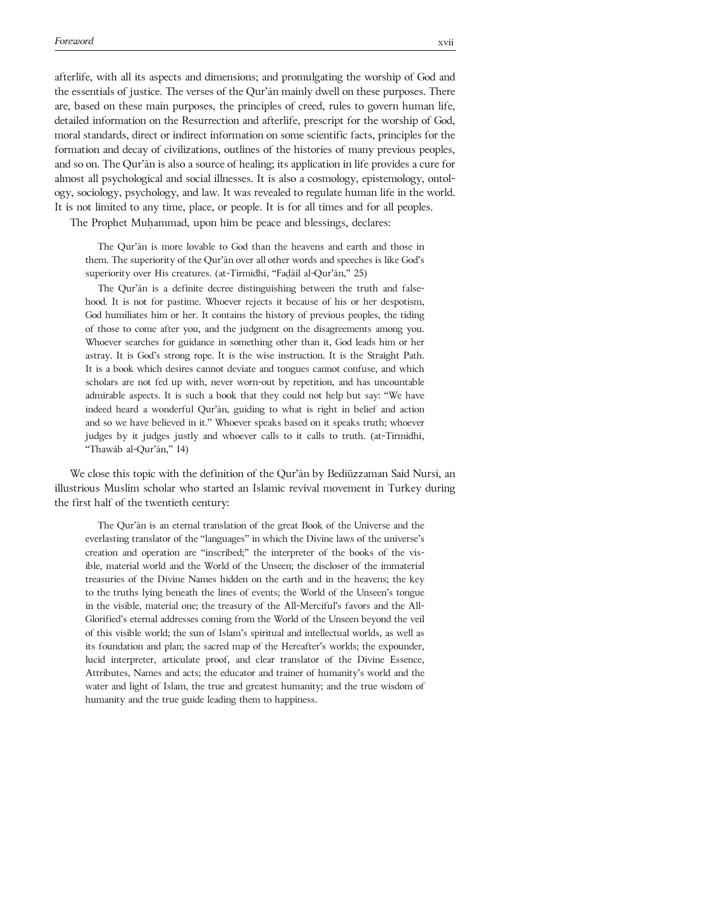afterlife, with all its aspects and dimensions; and promulgating the worship of God and the essentials of justice. The verses of the Qur'ān mainly dwell on these purposes. There are, based on these main purposes, the principles of creed, rules to govern human life, detailed information on the Resurrection and afterlife, prescript for the worship of God, moral standards, direct or indirect information on some scientific facts, principles for the formation and decay of civilizations, outlines of the histories of many previous peoples, and so on. The Qur'ān is also a source of healing; its application in life provides a cure for almost all psychological and social illnesses. It is also a cosmology, epistemology, ontology, sociology, psychology, and law. It was revealed to regulate human life in the world. It is not limited to any time, place, or people. It is for all times and for all peoples.

The Prophet Muḥammad, upon him be peace and blessings, declares:

> The Qur'ān is more lovable to God than the heavens and earth and those in them. The superiority of the Qur'ān over all other words and speeches is like God's superiority over His creatures. (at-Tirmidhī, "Faḍāil al-Qur'ān," 25)
>
> The Qur'ān is a definite decree distinguishing between the truth and falsehood. It is not for pastime. Whoever rejects it because of his or her despotism, God humiliates him or her. It contains the history of previous peoples, the tiding of those to come after you, and the judgment on the disagreements among you. Whoever searches for guidance in something other than it, God leads him or her astray. It is God's strong rope. It is the wise instruction. It is the Straight Path. It is a book which desires cannot deviate and tongues cannot confuse, and which scholars are not fed up with, never worn-out by repetition, and has uncountable admirable aspects. It is such a book that they could not help but say: "We have indeed heard a wonderful Qur'ān, guiding to what is right in belief and action and so we have believed in it." Whoever speaks based on it speaks truth; whoever judges by it judges justly and whoever calls to it calls to truth. (at-Tirmidhī, "Thawāb al-Qur'ān," 14)

We close this topic with the definition of the Qur'ān by Bediüzzaman Said Nursi, an illustrious Muslim scholar who started an Islamic revival movement in Turkey during the first half of the twentieth century:

> The Qur'ān is an eternal translation of the great Book of the Universe and the everlasting translator of the "languages" in which the Divine laws of the universe's creation and operation are "inscribed;" the interpreter of the books of the visible, material world and the World of the Unseen; the discloser of the immaterial treasuries of the Divine Names hidden on the earth and in the heavens; the key to the truths lying beneath the lines of events; the World of the Unseen's tongue in the visible, material one; the treasury of the All-Merciful's favors and the All-Glorified's eternal addresses coming from the World of the Unseen beyond the veil of this visible world; the sun of Islam's spiritual and intellectual worlds, as well as its foundation and plan; the sacred map of the Hereafter's worlds; the expounder, lucid interpreter, articulate proof, and clear translator of the Divine Essence, Attributes, Names and acts; the educator and trainer of humanity's world and the water and light of Islam, the true and greatest humanity; and the true wisdom of humanity and the true guide leading them to happiness.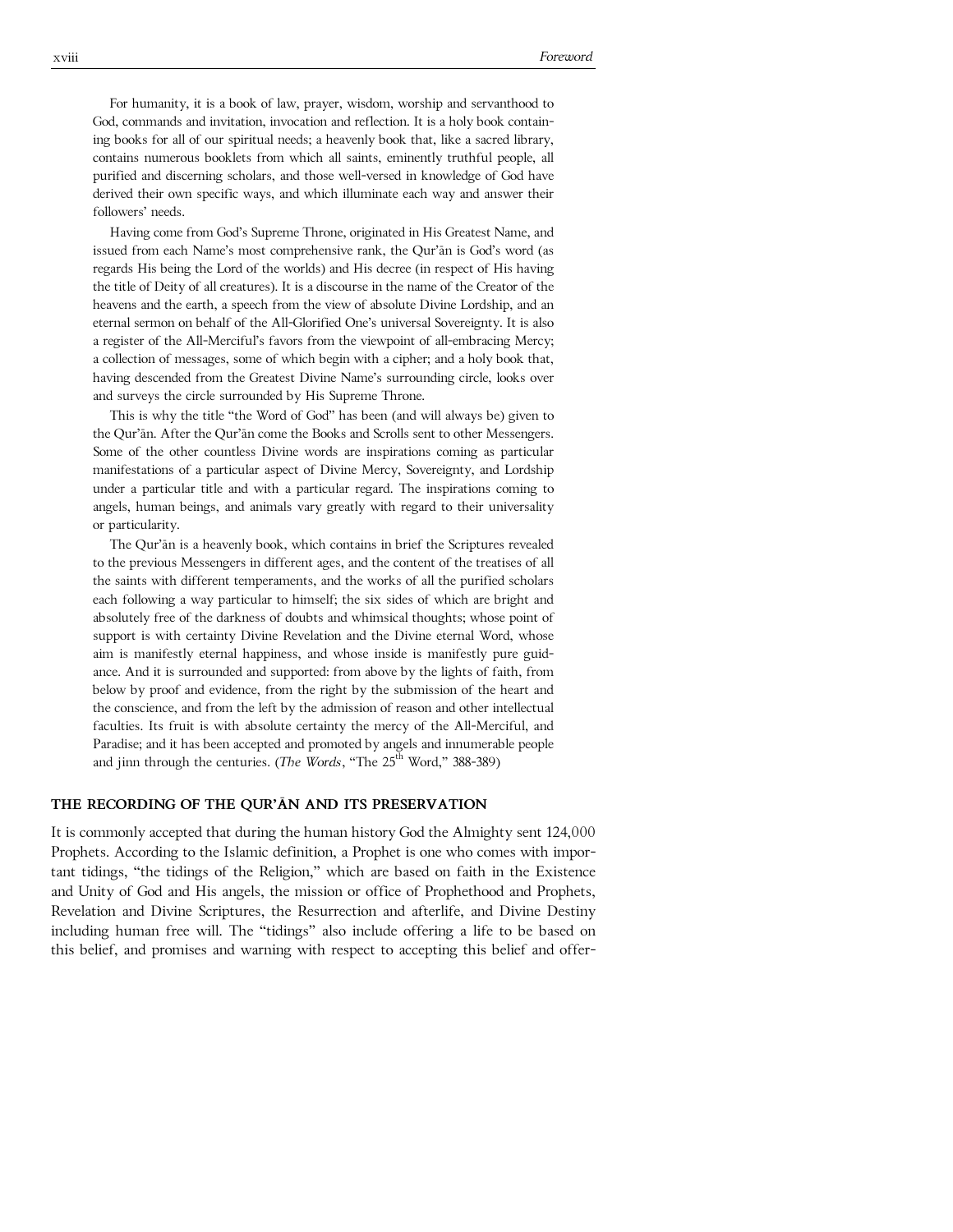For humanity, it is a book of law, prayer, wisdom, worship and servanthood to God, commands and invitation, invocation and reflection. It is a holy book containing books for all of our spiritual needs; a heavenly book that, like a sacred library, contains numerous booklets from which all saints, eminently truthful people, all purified and discerning scholars, and those well-versed in knowledge of God have derived their own specific ways, and which illuminate each way and answer their followers' needs.

Having come from God's Supreme Throne, originated in His Greatest Name, and issued from each Name's most comprehensive rank, the Qur'ān is God's word (as regards His being the Lord of the worlds) and His decree (in respect of His having the title of Deity of all creatures). It is a discourse in the name of the Creator of the heavens and the earth, a speech from the view of absolute Divine Lordship, and an eternal sermon on behalf of the All-Glorified One's universal Sovereignty. It is also a register of the All-Merciful's favors from the viewpoint of all-embracing Mercy; a collection of messages, some of which begin with a cipher; and a holy book that, having descended from the Greatest Divine Name's surrounding circle, looks over and surveys the circle surrounded by His Supreme Throne.

This is why the title "the Word of God" has been (and will always be) given to the Qur'ān. After the Qur'ān come the Books and Scrolls sent to other Messengers. Some of the other countless Divine words are inspirations coming as particular manifestations of a particular aspect of Divine Mercy, Sovereignty, and Lordship under a particular title and with a particular regard. The inspirations coming to angels, human beings, and animals vary greatly with regard to their universality or particularity.

The Qur'ān is a heavenly book, which contains in brief the Scriptures revealed to the previous Messengers in different ages, and the content of the treatises of all the saints with different temperaments, and the works of all the purified scholars each following a way particular to himself; the six sides of which are bright and absolutely free of the darkness of doubts and whimsical thoughts; whose point of support is with certainty Divine Revelation and the Divine eternal Word, whose aim is manifestly eternal happiness, and whose inside is manifestly pure guidance. And it is surrounded and supported: from above by the lights of faith, from below by proof and evidence, from the right by the submission of the heart and the conscience, and from the left by the admission of reason and other intellectual faculties. Its fruit is with absolute certainty the mercy of the All-Merciful, and Paradise; and it has been accepted and promoted by angels and innumerable people and jinn through the centuries. (*The Words*, "The 25th Word," 388-389)

## THE RECORDING OF THE QUR'ĀN AND ITS PRESERVATION

It is commonly accepted that during the human history God the Almighty sent 124,000 Prophets. According to the Islamic definition, a Prophet is one who comes with important tidings, "the tidings of the Religion," which are based on faith in the Existence and Unity of God and His angels, the mission or office of Prophethood and Prophets, Revelation and Divine Scriptures, the Resurrection and afterlife, and Divine Destiny including human free will. The "tidings" also include offering a life to be based on this belief, and promises and warning with respect to accepting this belief and offer-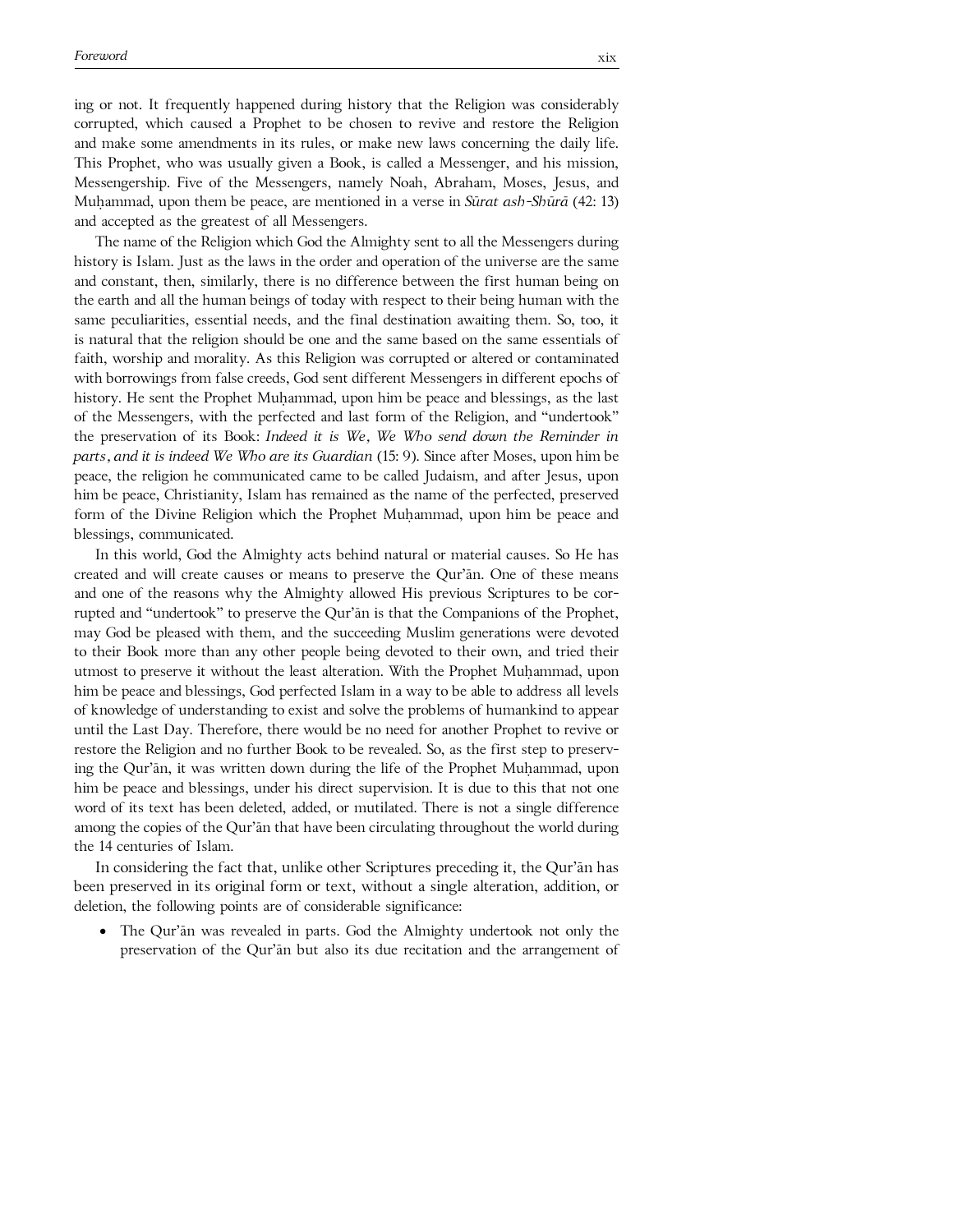ing or not. It frequently happened during history that the Religion was considerably corrupted, which caused a Prophet to be chosen to revive and restore the Religion and make some amendments in its rules, or make new laws concerning the daily life. This Prophet, who was usually given a Book, is called a Messenger, and his mission, Messengership. Five of the Messengers, namely Noah, Abraham, Moses, Jesus, and Muḥammad, upon them be peace, are mentioned in a verse in *Sūrat ash-Shūrā* (42: 13) and accepted as the greatest of all Messengers.

The name of the Religion which God the Almighty sent to all the Messengers during history is Islam. Just as the laws in the order and operation of the universe are the same and constant, then, similarly, there is no difference between the first human being on the earth and all the human beings of today with respect to their being human with the same peculiarities, essential needs, and the final destination awaiting them. So, too, it is natural that the religion should be one and the same based on the same essentials of faith, worship and morality. As this Religion was corrupted or altered or contaminated with borrowings from false creeds, God sent different Messengers in different epochs of history. He sent the Prophet Muḥammad, upon him be peace and blessings, as the last of the Messengers, with the perfected and last form of the Religion, and "undertook" the preservation of its Book: *Indeed it is We, We Who send down the Reminder in parts, and it is indeed We Who are its Guardian* (15: 9). Since after Moses, upon him be peace, the religion he communicated came to be called Judaism, and after Jesus, upon him be peace, Christianity, Islam has remained as the name of the perfected, preserved form of the Divine Religion which the Prophet Muḥammad, upon him be peace and blessings, communicated.

In this world, God the Almighty acts behind natural or material causes. So He has created and will create causes or means to preserve the Qur'ān. One of these means and one of the reasons why the Almighty allowed His previous Scriptures to be corrupted and "undertook" to preserve the Qur'ān is that the Companions of the Prophet, may God be pleased with them, and the succeeding Muslim generations were devoted to their Book more than any other people being devoted to their own, and tried their utmost to preserve it without the least alteration. With the Prophet Muḥammad, upon him be peace and blessings, God perfected Islam in a way to be able to address all levels of knowledge of understanding to exist and solve the problems of humankind to appear until the Last Day. Therefore, there would be no need for another Prophet to revive or restore the Religion and no further Book to be revealed. So, as the first step to preserving the Qur'ān, it was written down during the life of the Prophet Muḥammad, upon him be peace and blessings, under his direct supervision. It is due to this that not one word of its text has been deleted, added, or mutilated. There is not a single difference among the copies of the Qur'ān that have been circulating throughout the world during the 14 centuries of Islam.

In considering the fact that, unlike other Scriptures preceding it, the Qur'ān has been preserved in its original form or text, without a single alteration, addition, or deletion, the following points are of considerable significance:

- The Qur'ān was revealed in parts. God the Almighty undertook not only the preservation of the Qur'ān but also its due recitation and the arrangement of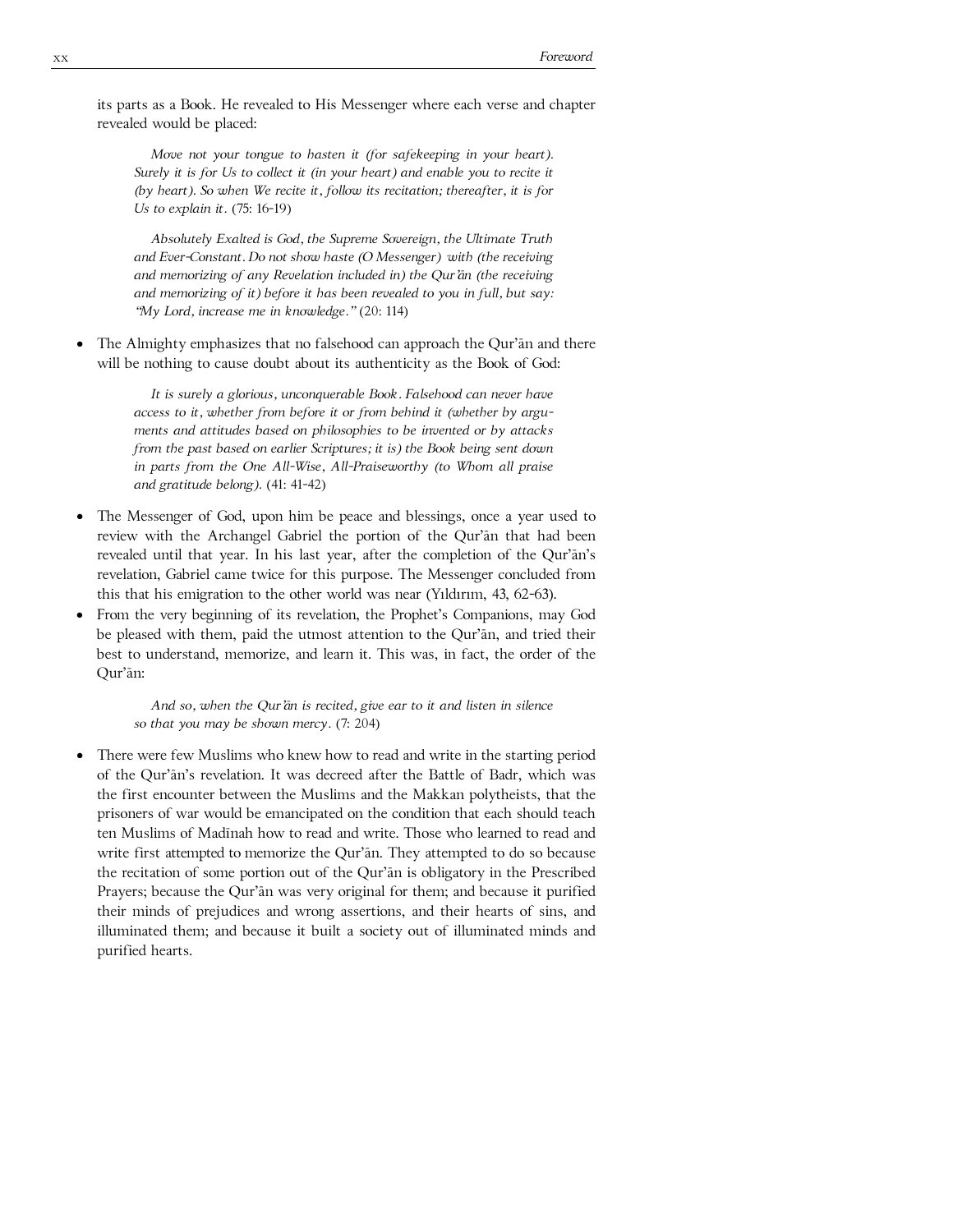its parts as a Book. He revealed to His Messenger where each verse and chapter revealed would be placed:

> *Move not your tongue to hasten it (for safekeeping in your heart). Surely it is for Us to collect it (in your heart) and enable you to recite it (by heart). So when We recite it, follow its recitation; thereafter, it is for Us to explain it.* (75: 16-19)

> *Absolutely Exalted is God, the Supreme Sovereign, the Ultimate Truth and Ever-Constant. Do not show haste (O Messenger) with (the receiving and memorizing of any Revelation included in) the Qur'ān (the receiving and memorizing of it) before it has been revealed to you in full, but say: "My Lord, increase me in knowledge."* (20: 114)

- The Almighty emphasizes that no falsehood can approach the Qur'ān and there will be nothing to cause doubt about its authenticity as the Book of God:

> *It is surely a glorious, unconquerable Book. Falsehood can never have access to it, whether from before it or from behind it (whether by arguments and attitudes based on philosophies to be invented or by attacks from the past based on earlier Scriptures; it is) the Book being sent down in parts from the One All-Wise, All-Praiseworthy (to Whom all praise and gratitude belong).* (41: 41-42)

- The Messenger of God, upon him be peace and blessings, once a year used to review with the Archangel Gabriel the portion of the Qur'ān that had been revealed until that year. In his last year, after the completion of the Qur'ān's revelation, Gabriel came twice for this purpose. The Messenger concluded from this that his emigration to the other world was near (Yıldırım, 43, 62-63).
- From the very beginning of its revelation, the Prophet's Companions, may God be pleased with them, paid the utmost attention to the Qur'ān, and tried their best to understand, memorize, and learn it. This was, in fact, the order of the Qur'ān:

> *And so, when the Qur'ān is recited, give ear to it and listen in silence so that you may be shown mercy.* (7: 204)

- There were few Muslims who knew how to read and write in the starting period of the Qur'ān's revelation. It was decreed after the Battle of Badr, which was the first encounter between the Muslims and the Makkan polytheists, that the prisoners of war would be emancipated on the condition that each should teach ten Muslims of Madīnah how to read and write. Those who learned to read and write first attempted to memorize the Qur'ān. They attempted to do so because the recitation of some portion out of the Qur'ān is obligatory in the Prescribed Prayers; because the Qur'ān was very original for them; and because it purified their minds of prejudices and wrong assertions, and their hearts of sins, and illuminated them; and because it built a society out of illuminated minds and purified hearts.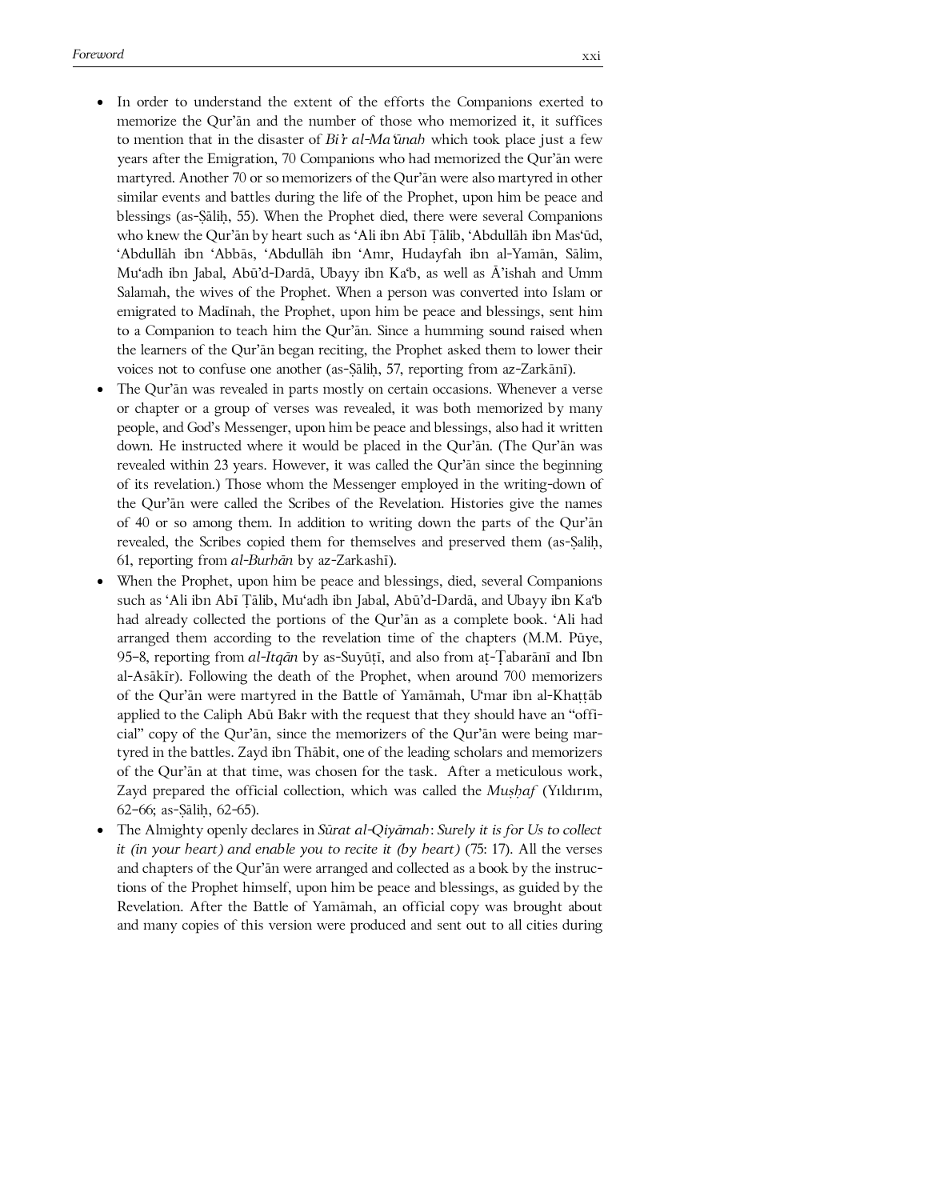- In order to understand the extent of the efforts the Companions exerted to memorize the Qur'ān and the number of those who memorized it, it suffices to mention that in the disaster of *Bi'r al-Ma'ūnah* which took place just a few years after the Emigration, 70 Companions who had memorized the Qur'ān were martyred. Another 70 or so memorizers of the Qur'ān were also martyred in other similar events and battles during the life of the Prophet, upon him be peace and blessings (as-Ṣāliḥ, 55). When the Prophet died, there were several Companions who knew the Qur'ān by heart such as 'Ali ibn Abī Ṭālib, 'Abdullāh ibn Mas'ūd, 'Abdullāh ibn 'Abbās, 'Abdullāh ibn 'Amr, Hudayfah ibn al-Yamān, Sālim, Mu'adh ibn Jabal, Abū'd-Dardā, Ubayy ibn Ka'b, as well as Ā'ishah and Umm Salamah, the wives of the Prophet. When a person was converted into Islam or emigrated to Madīnah, the Prophet, upon him be peace and blessings, sent him to a Companion to teach him the Qur'ān. Since a humming sound raised when the learners of the Qur'ān began reciting, the Prophet asked them to lower their voices not to confuse one another (as-Ṣāliḥ, 57, reporting from az-Zarkānī).
- The Qur'ān was revealed in parts mostly on certain occasions. Whenever a verse or chapter or a group of verses was revealed, it was both memorized by many people, and God's Messenger, upon him be peace and blessings, also had it written down. He instructed where it would be placed in the Qur'ān. (The Qur'ān was revealed within 23 years. However, it was called the Qur'ān since the beginning of its revelation.) Those whom the Messenger employed in the writing-down of the Qur'ān were called the Scribes of the Revelation. Histories give the names of 40 or so among them. In addition to writing down the parts of the Qur'ān revealed, the Scribes copied them for themselves and preserved them (as-Ṣalih, 61, reporting from *al-Burhān* by az-Zarkashī).
- When the Prophet, upon him be peace and blessings, died, several Companions such as 'Ali ibn Abī Ṭālib, Mu'adh ibn Jabal, Abū'd-Dardā, and Ubayy ibn Ka'b had already collected the portions of the Qur'ān as a complete book. 'Ali had arranged them according to the revelation time of the chapters (M.M. Pūye, 95–8, reporting from *al-Itqān* by as-Suyūṭī, and also from aṭ-Ṭabarānī and Ibn al-Asākīr). Following the death of the Prophet, when around 700 memorizers of the Qur'ān were martyred in the Battle of Yamāmah, U'mar ibn al-Khaṭṭāb applied to the Caliph Abū Bakr with the request that they should have an "official" copy of the Qur'ān, since the memorizers of the Qur'ān were being martyred in the battles. Zayd ibn Thābit, one of the leading scholars and memorizers of the Qur'ān at that time, was chosen for the task. After a meticulous work, Zayd prepared the official collection, which was called the *Muṣḥaf* (Yıldırım, 62–66; as-Ṣāliḥ, 62-65).
- The Almighty openly declares in *Sūrat al-Qiyāmah*: *Surely it is for Us to collect it (in your heart) and enable you to recite it (by heart)* (75: 17). All the verses and chapters of the Qur'ān were arranged and collected as a book by the instructions of the Prophet himself, upon him be peace and blessings, as guided by the Revelation. After the Battle of Yamāmah, an official copy was brought about and many copies of this version were produced and sent out to all cities during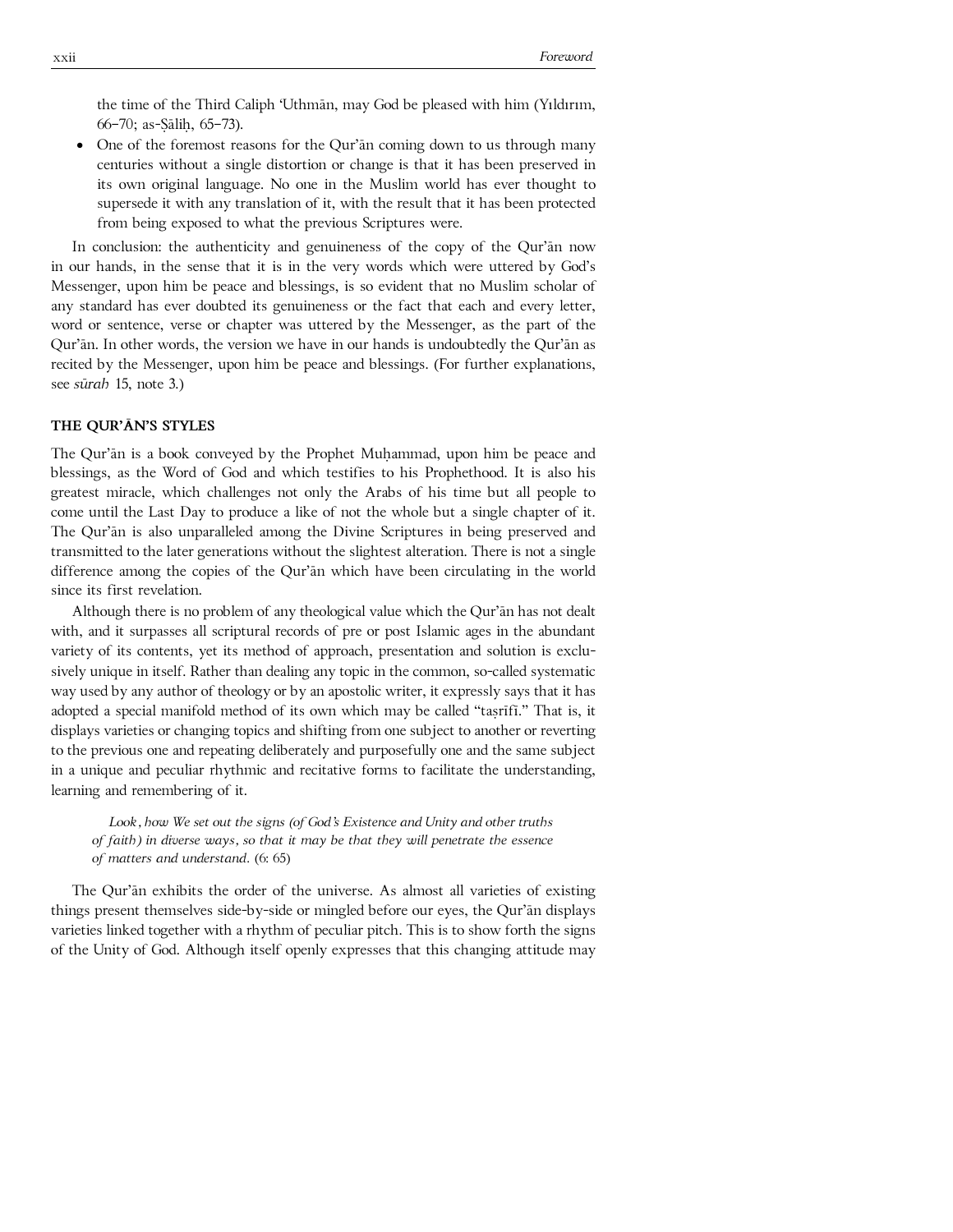the time of the Third Caliph 'Uthmān, may God be pleased with him (Yıldırım, 66–70; as-Ṣāliḥ, 65–73).

- One of the foremost reasons for the Qur'ān coming down to us through many centuries without a single distortion or change is that it has been preserved in its own original language. No one in the Muslim world has ever thought to supersede it with any translation of it, with the result that it has been protected from being exposed to what the previous Scriptures were.

In conclusion: the authenticity and genuineness of the copy of the Qur'ān now in our hands, in the sense that it is in the very words which were uttered by God's Messenger, upon him be peace and blessings, is so evident that no Muslim scholar of any standard has ever doubted its genuineness or the fact that each and every letter, word or sentence, verse or chapter was uttered by the Messenger, as the part of the Qur'ān. In other words, the version we have in our hands is undoubtedly the Qur'ān as recited by the Messenger, upon him be peace and blessings. (For further explanations, see *sūrah* 15, note 3.)

### THE QUR'ĀN'S STYLES

The Qur'ān is a book conveyed by the Prophet Muḥammad, upon him be peace and blessings, as the Word of God and which testifies to his Prophethood. It is also his greatest miracle, which challenges not only the Arabs of his time but all people to come until the Last Day to produce a like of not the whole but a single chapter of it. The Qur'ān is also unparalleled among the Divine Scriptures in being preserved and transmitted to the later generations without the slightest alteration. There is not a single difference among the copies of the Qur'ān which have been circulating in the world since its first revelation.

Although there is no problem of any theological value which the Qur'ān has not dealt with, and it surpasses all scriptural records of pre or post Islamic ages in the abundant variety of its contents, yet its method of approach, presentation and solution is exclusively unique in itself. Rather than dealing any topic in the common, so-called systematic way used by any author of theology or by an apostolic writer, it expressly says that it has adopted a special manifold method of its own which may be called "taṣrīfī." That is, it displays varieties or changing topics and shifting from one subject to another or reverting to the previous one and repeating deliberately and purposefully one and the same subject in a unique and peculiar rhythmic and recitative forms to facilitate the understanding, learning and remembering of it.

> *Look, how We set out the signs (of God's Existence and Unity and other truths of faith) in diverse ways, so that it may be that they will penetrate the essence of matters and understand.* (6: 65)

The Qur'ān exhibits the order of the universe. As almost all varieties of existing things present themselves side-by-side or mingled before our eyes, the Qur'ān displays varieties linked together with a rhythm of peculiar pitch. This is to show forth the signs of the Unity of God. Although itself openly expresses that this changing attitude may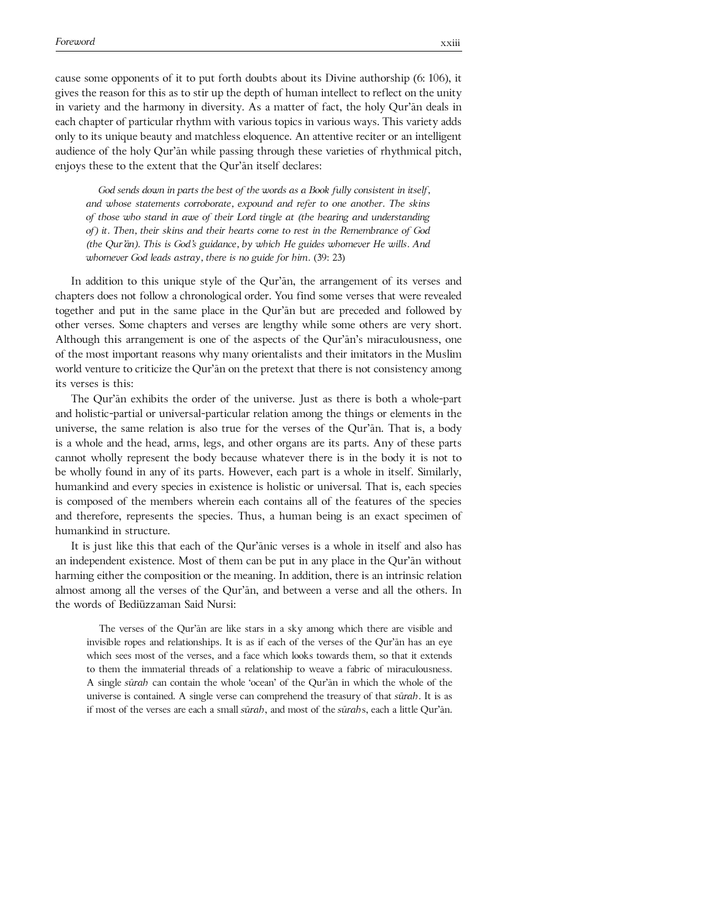cause some opponents of it to put forth doubts about its Divine authorship (6: 106), it gives the reason for this as to stir up the depth of human intellect to reflect on the unity in variety and the harmony in diversity. As a matter of fact, the holy Qur'ān deals in each chapter of particular rhythm with various topics in various ways. This variety adds only to its unique beauty and matchless eloquence. An attentive reciter or an intelligent audience of the holy Qur'ān while passing through these varieties of rhythmical pitch, enjoys these to the extent that the Qur'ān itself declares:

> *God sends down in parts the best of the words as a Book fully consistent in itself, and whose statements corroborate, expound and refer to one another. The skins of those who stand in awe of their Lord tingle at (the hearing and understanding of) it. Then, their skins and their hearts come to rest in the Remembrance of God (the Qur'ān). This is God's guidance, by which He guides whomever He wills. And whomever God leads astray, there is no guide for him.* (39: 23)

In addition to this unique style of the Qur'ān, the arrangement of its verses and chapters does not follow a chronological order. You find some verses that were revealed together and put in the same place in the Qur'ān but are preceded and followed by other verses. Some chapters and verses are lengthy while some others are very short. Although this arrangement is one of the aspects of the Qur'ān's miraculousness, one of the most important reasons why many orientalists and their imitators in the Muslim world venture to criticize the Qur'ān on the pretext that there is not consistency among its verses is this:

The Qur'ān exhibits the order of the universe. Just as there is both a whole-part and holistic-partial or universal-particular relation among the things or elements in the universe, the same relation is also true for the verses of the Qur'ān. That is, a body is a whole and the head, arms, legs, and other organs are its parts. Any of these parts cannot wholly represent the body because whatever there is in the body it is not to be wholly found in any of its parts. However, each part is a whole in itself. Similarly, humankind and every species in existence is holistic or universal. That is, each species is composed of the members wherein each contains all of the features of the species and therefore, represents the species. Thus, a human being is an exact specimen of humankind in structure.

It is just like this that each of the Qur'ānic verses is a whole in itself and also has an independent existence. Most of them can be put in any place in the Qur'ān without harming either the composition or the meaning. In addition, there is an intrinsic relation almost among all the verses of the Qur'ān, and between a verse and all the others. In the words of Bediüzzaman Said Nursi:

> The verses of the Qur'ān are like stars in a sky among which there are visible and invisible ropes and relationships. It is as if each of the verses of the Qur'ān has an eye which sees most of the verses, and a face which looks towards them, so that it extends to them the immaterial threads of a relationship to weave a fabric of miraculousness. A single *sūrah* can contain the whole 'ocean' of the Qur'ān in which the whole of the universe is contained. A single verse can comprehend the treasury of that *sūrah*. It is as if most of the verses are each a small *sūrah*, and most of the *sūrah*s, each a little Qur'ān.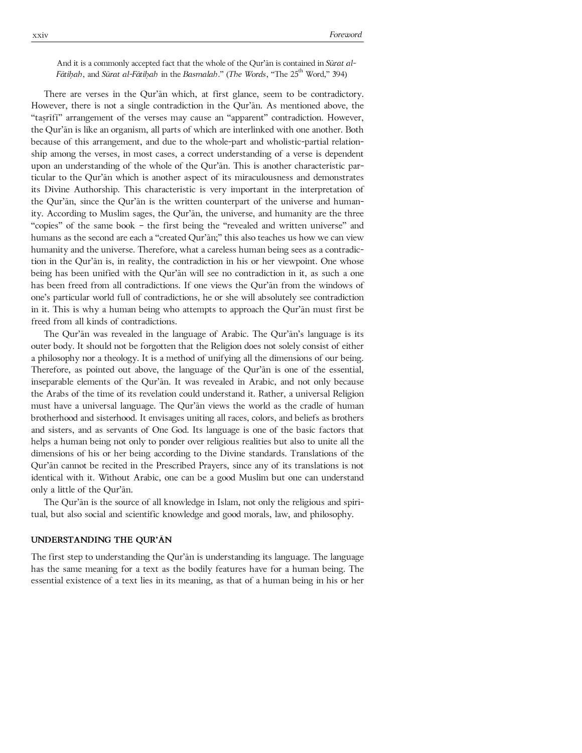> And it is a commonly accepted fact that the whole of the Qur'ān is contained in *Sūrat al-Fātiḥah*, and *Sūrat al-Fātiḥah* in the *Basmalah*." (*The Words*, "The 25th Word," 394)

There are verses in the Qur'ān which, at first glance, seem to be contradictory. However, there is not a single contradiction in the Qur'ān. As mentioned above, the "taṣrīfī" arrangement of the verses may cause an "apparent" contradiction. However, the Qur'ān is like an organism, all parts of which are interlinked with one another. Both because of this arrangement, and due to the whole-part and wholistic-partial relationship among the verses, in most cases, a correct understanding of a verse is dependent upon an understanding of the whole of the Qur'ān. This is another characteristic particular to the Qur'ān which is another aspect of its miraculousness and demonstrates its Divine Authorship. This characteristic is very important in the interpretation of the Qur'ān, since the Qur'ān is the written counterpart of the universe and humanity. According to Muslim sages, the Qur'ān, the universe, and humanity are the three "copies" of the same book – the first being the "revealed and written universe" and humans as the second are each a "created Qur'ān;" this also teaches us how we can view humanity and the universe. Therefore, what a careless human being sees as a contradiction in the Qur'ān is, in reality, the contradiction in his or her viewpoint. One whose being has been unified with the Qur'ān will see no contradiction in it, as such a one has been freed from all contradictions. If one views the Qur'ān from the windows of one's particular world full of contradictions, he or she will absolutely see contradiction in it. This is why a human being who attempts to approach the Qur'ān must first be freed from all kinds of contradictions.

The Qur'ān was revealed in the language of Arabic. The Qur'ān's language is its outer body. It should not be forgotten that the Religion does not solely consist of either a philosophy nor a theology. It is a method of unifying all the dimensions of our being. Therefore, as pointed out above, the language of the Qur'ān is one of the essential, inseparable elements of the Qur'ān. It was revealed in Arabic, and not only because the Arabs of the time of its revelation could understand it. Rather, a universal Religion must have a universal language. The Qur'ān views the world as the cradle of human brotherhood and sisterhood. It envisages uniting all races, colors, and beliefs as brothers and sisters, and as servants of One God. Its language is one of the basic factors that helps a human being not only to ponder over religious realities but also to unite all the dimensions of his or her being according to the Divine standards. Translations of the Qur'ān cannot be recited in the Prescribed Prayers, since any of its translations is not identical with it. Without Arabic, one can be a good Muslim but one can understand only a little of the Qur'ān.

The Qur'ān is the source of all knowledge in Islam, not only the religious and spiritual, but also social and scientific knowledge and good morals, law, and philosophy.

## UNDERSTANDING THE QUR'ĀN

The first step to understanding the Qur'ān is understanding its language. The language has the same meaning for a text as the bodily features have for a human being. The essential existence of a text lies in its meaning, as that of a human being in his or her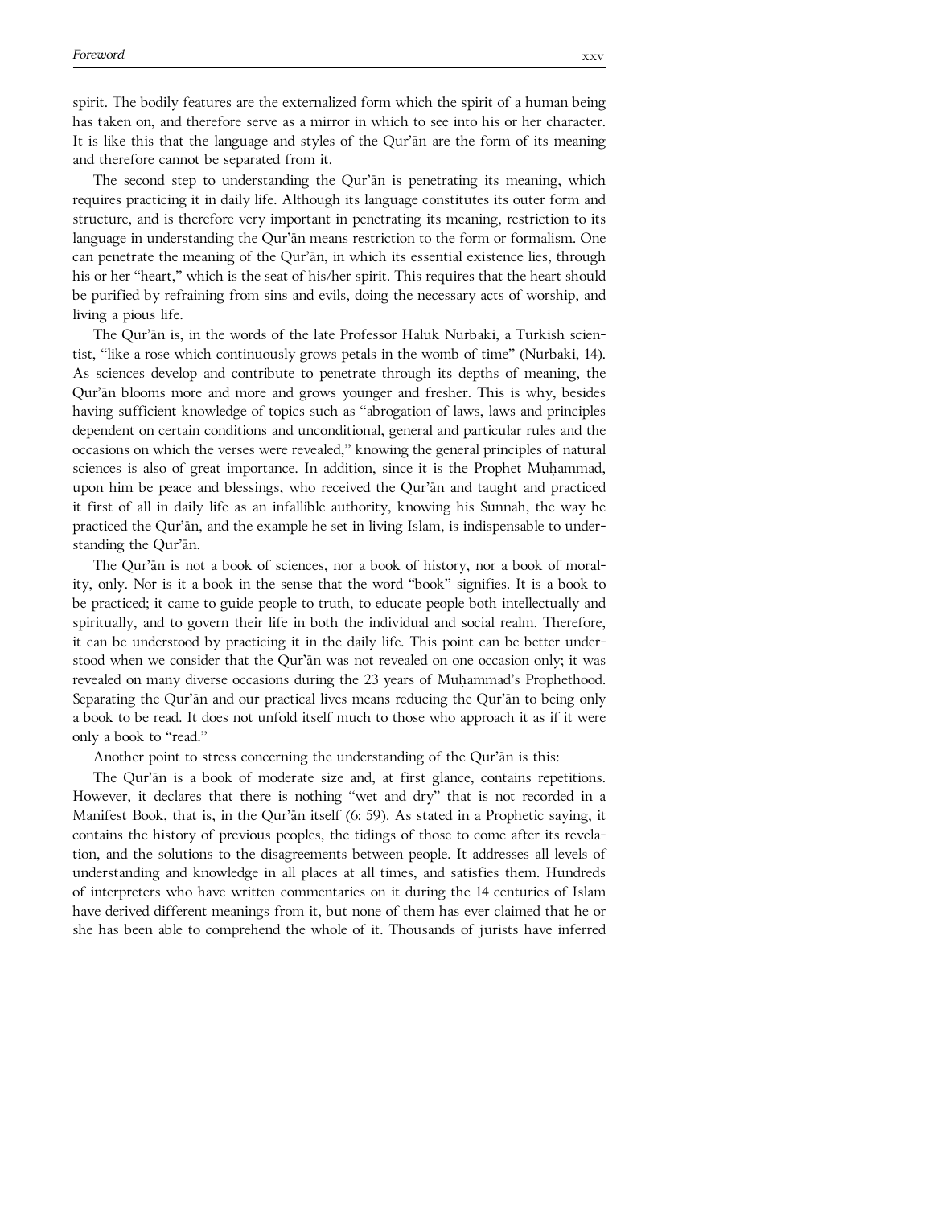spirit. The bodily features are the externalized form which the spirit of a human being has taken on, and therefore serve as a mirror in which to see into his or her character. It is like this that the language and styles of the Qur'ān are the form of its meaning and therefore cannot be separated from it.

The second step to understanding the Qur'ān is penetrating its meaning, which requires practicing it in daily life. Although its language constitutes its outer form and structure, and is therefore very important in penetrating its meaning, restriction to its language in understanding the Qur'ān means restriction to the form or formalism. One can penetrate the meaning of the Qur'ān, in which its essential existence lies, through his or her "heart," which is the seat of his/her spirit. This requires that the heart should be purified by refraining from sins and evils, doing the necessary acts of worship, and living a pious life.

The Qur'ān is, in the words of the late Professor Haluk Nurbaki, a Turkish scientist, "like a rose which continuously grows petals in the womb of time" (Nurbaki, 14). As sciences develop and contribute to penetrate through its depths of meaning, the Qur'ān blooms more and more and grows younger and fresher. This is why, besides having sufficient knowledge of topics such as "abrogation of laws, laws and principles dependent on certain conditions and unconditional, general and particular rules and the occasions on which the verses were revealed," knowing the general principles of natural sciences is also of great importance. In addition, since it is the Prophet Muḥammad, upon him be peace and blessings, who received the Qur'ān and taught and practiced it first of all in daily life as an infallible authority, knowing his Sunnah, the way he practiced the Qur'ān, and the example he set in living Islam, is indispensable to understanding the Qur'ān.

The Qur'ān is not a book of sciences, nor a book of history, nor a book of morality, only. Nor is it a book in the sense that the word "book" signifies. It is a book to be practiced; it came to guide people to truth, to educate people both intellectually and spiritually, and to govern their life in both the individual and social realm. Therefore, it can be understood by practicing it in the daily life. This point can be better understood when we consider that the Qur'ān was not revealed on one occasion only; it was revealed on many diverse occasions during the 23 years of Muḥammad's Prophethood. Separating the Qur'ān and our practical lives means reducing the Qur'ān to being only a book to be read. It does not unfold itself much to those who approach it as if it were only a book to "read."

Another point to stress concerning the understanding of the Qur'ān is this:

The Qur'ān is a book of moderate size and, at first glance, contains repetitions. However, it declares that there is nothing "wet and dry" that is not recorded in a Manifest Book, that is, in the Qur'ān itself (6: 59). As stated in a Prophetic saying, it contains the history of previous peoples, the tidings of those to come after its revelation, and the solutions to the disagreements between people. It addresses all levels of understanding and knowledge in all places at all times, and satisfies them. Hundreds of interpreters who have written commentaries on it during the 14 centuries of Islam have derived different meanings from it, but none of them has ever claimed that he or she has been able to comprehend the whole of it. Thousands of jurists have inferred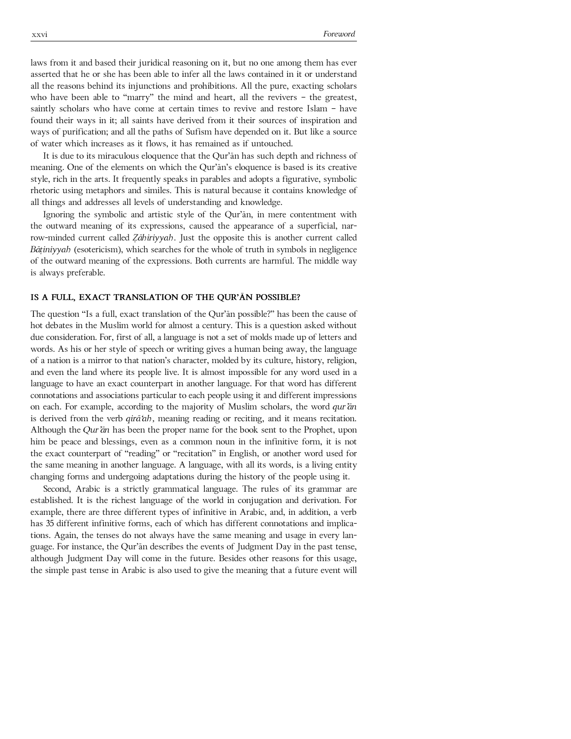laws from it and based their juridical reasoning on it, but no one among them has ever asserted that he or she has been able to infer all the laws contained in it or understand all the reasons behind its injunctions and prohibitions. All the pure, exacting scholars who have been able to "marry" the mind and heart, all the revivers – the greatest, saintly scholars who have come at certain times to revive and restore Islam – have found their ways in it; all saints have derived from it their sources of inspiration and ways of purification; and all the paths of Sufism have depended on it. But like a source of water which increases as it flows, it has remained as if untouched.

It is due to its miraculous eloquence that the Qur'ān has such depth and richness of meaning. One of the elements on which the Qur'ān's eloquence is based is its creative style, rich in the arts. It frequently speaks in parables and adopts a figurative, symbolic rhetoric using metaphors and similes. This is natural because it contains knowledge of all things and addresses all levels of understanding and knowledge.

Ignoring the symbolic and artistic style of the Qur'ān, in mere contentment with the outward meaning of its expressions, caused the appearance of a superficial, narrow-minded current called *Ẓāhiriyyah*. Just the opposite this is another current called *Bāṭiniyyah* (esotericism), which searches for the whole of truth in symbols in negligence of the outward meaning of the expressions. Both currents are harmful. The middle way is always preferable.

## IS A FULL, EXACT TRANSLATION OF THE QUR'ĀN POSSIBLE?

The question "Is a full, exact translation of the Qur'ān possible?" has been the cause of hot debates in the Muslim world for almost a century. This is a question asked without due consideration. For, first of all, a language is not a set of molds made up of letters and words. As his or her style of speech or writing gives a human being away, the language of a nation is a mirror to that nation's character, molded by its culture, history, religion, and even the land where its people live. It is almost impossible for any word used in a language to have an exact counterpart in another language. For that word has different connotations and associations particular to each people using it and different impressions on each. For example, according to the majority of Muslim scholars, the word *qur'ān* is derived from the verb *qirā'ah*, meaning reading or reciting, and it means recitation. Although the *Qur'ān* has been the proper name for the book sent to the Prophet, upon him be peace and blessings, even as a common noun in the infinitive form, it is not the exact counterpart of "reading" or "recitation" in English, or another word used for the same meaning in another language. A language, with all its words, is a living entity changing forms and undergoing adaptations during the history of the people using it.

Second, Arabic is a strictly grammatical language. The rules of its grammar are established. It is the richest language of the world in conjugation and derivation. For example, there are three different types of infinitive in Arabic, and, in addition, a verb has 35 different infinitive forms, each of which has different connotations and implications. Again, the tenses do not always have the same meaning and usage in every language. For instance, the Qur'ān describes the events of Judgment Day in the past tense, although Judgment Day will come in the future. Besides other reasons for this usage, the simple past tense in Arabic is also used to give the meaning that a future event will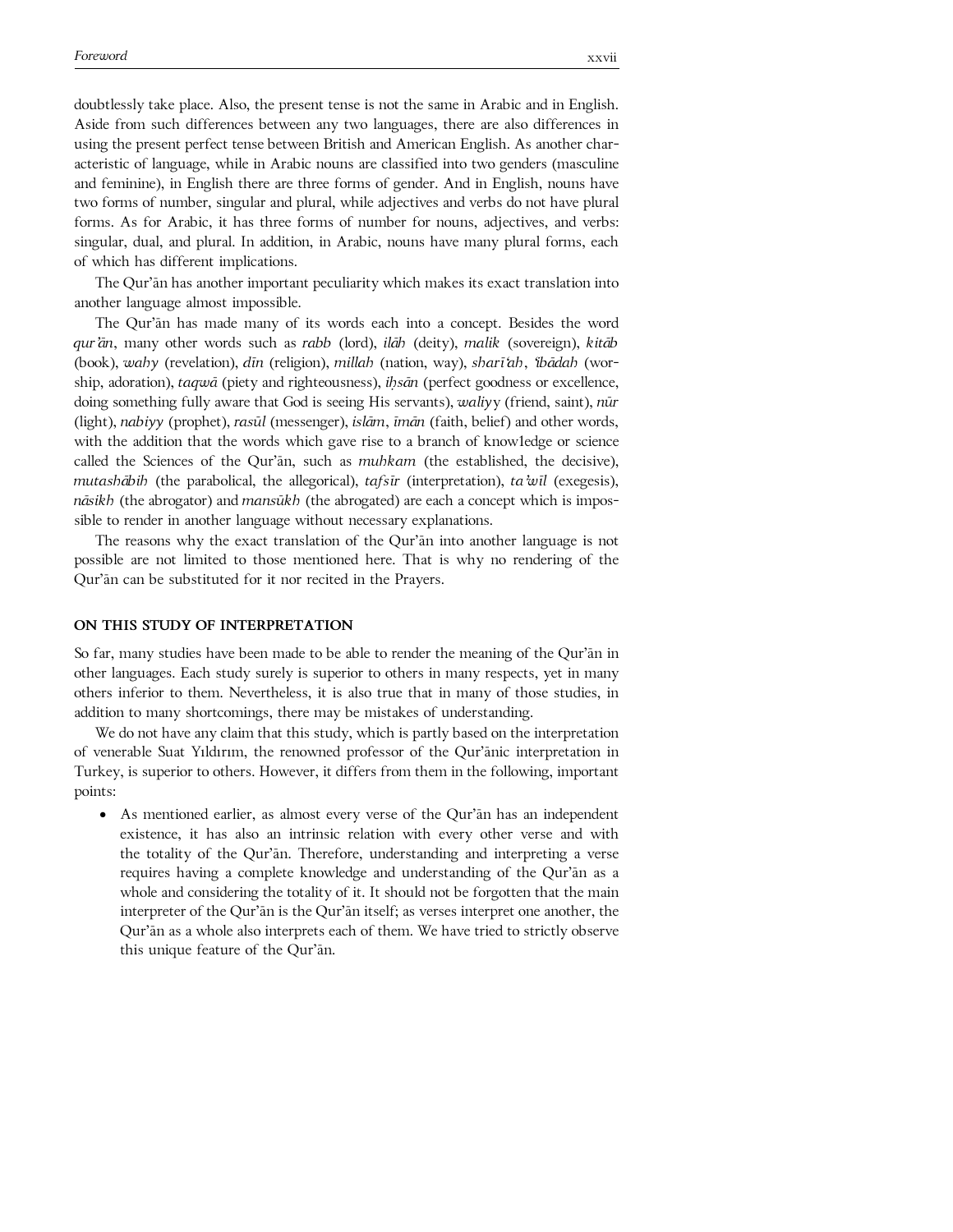doubtlessly take place. Also, the present tense is not the same in Arabic and in English. Aside from such differences between any two languages, there are also differences in using the present perfect tense between British and American English. As another characteristic of language, while in Arabic nouns are classified into two genders (masculine and feminine), in English there are three forms of gender. And in English, nouns have two forms of number, singular and plural, while adjectives and verbs do not have plural forms. As for Arabic, it has three forms of number for nouns, adjectives, and verbs: singular, dual, and plural. In addition, in Arabic, nouns have many plural forms, each of which has different implications.

The Qur'ān has another important peculiarity which makes its exact translation into another language almost impossible.

The Qur'ān has made many of its words each into a concept. Besides the word *qur'ān*, many other words such as *rabb* (lord), *ilāh* (deity), *malik* (sovereign), *kitāb* (book), *waḥy* (revelation), *dīn* (religion), *millah* (nation, way), *sharī'ah*, *'ibādah* (worship, adoration), *taqwā* (piety and righteousness), *iḥsān* (perfect goodness or excellence, doing something fully aware that God is seeing His servants), *waliyy* (friend, saint), *nūr* (light), *nabiyy* (prophet), *rasūl* (messenger), *islām*, *īmān* (faith, belief) and other words, with the addition that the words which gave rise to a branch of knowledge or science called the Sciences of the Qur'ān, such as *muhkam* (the established, the decisive), *mutashābih* (the parabolical, the allegorical), *tafsīr* (interpretation), *ta'wīl* (exegesis), *nāsikh* (the abrogator) and *mansūkh* (the abrogated) are each a concept which is impossible to render in another language without necessary explanations.

The reasons why the exact translation of the Qur'ān into another language is not possible are not limited to those mentioned here. That is why no rendering of the Qur'ān can be substituted for it nor recited in the Prayers.

## ON THIS STUDY OF INTERPRETATION

So far, many studies have been made to be able to render the meaning of the Qur'ān in other languages. Each study surely is superior to others in many respects, yet in many others inferior to them. Nevertheless, it is also true that in many of those studies, in addition to many shortcomings, there may be mistakes of understanding.

We do not have any claim that this study, which is partly based on the interpretation of venerable Suat Yıldırım, the renowned professor of the Qur'ānic interpretation in Turkey, is superior to others. However, it differs from them in the following, important points:

- As mentioned earlier, as almost every verse of the Qur'ān has an independent existence, it has also an intrinsic relation with every other verse and with the totality of the Qur'ān. Therefore, understanding and interpreting a verse requires having a complete knowledge and understanding of the Qur'ān as a whole and considering the totality of it. It should not be forgotten that the main interpreter of the Qur'ān is the Qur'ān itself; as verses interpret one another, the Qur'ān as a whole also interprets each of them. We have tried to strictly observe this unique feature of the Qur'ān.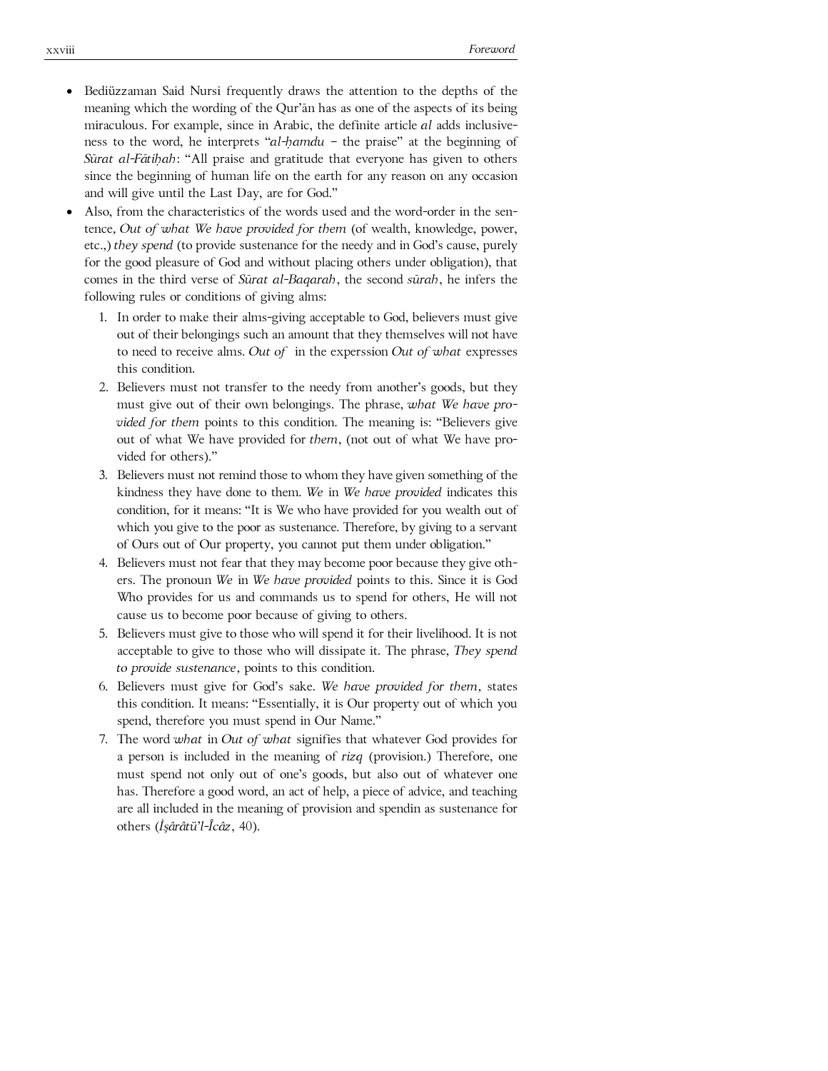- Bediüzzaman Said Nursi frequently draws the attention to the depths of the meaning which the wording of the Qur'ān has as one of the aspects of its being miraculous. For example, since in Arabic, the definite article *al* adds inclusiveness to the word, he interprets "*al-ḥamdu* – the praise" at the beginning of *Sūrat al-Fātiḥah*: "All praise and gratitude that everyone has given to others since the beginning of human life on the earth for any reason on any occasion and will give until the Last Day, are for God."
- Also, from the characteristics of the words used and the word-order in the sentence, *Out of what We have provided for them* (of wealth, knowledge, power, etc.,) *they spend* (to provide sustenance for the needy and in God's cause, purely for the good pleasure of God and without placing others under obligation), that comes in the third verse of *Sūrat al-Baqarah*, the second *sūrah*, he infers the following rules or conditions of giving alms:
  1. In order to make their alms-giving acceptable to God, believers must give out of their belongings such an amount that they themselves will not have to need to receive alms. *Out of* in the experssion *Out of what* expresses this condition.
  2. Believers must not transfer to the needy from another's goods, but they must give out of their own belongings. The phrase, *what We have provided for them* points to this condition. The meaning is: "Believers give out of what We have provided for *them*, (not out of what We have provided for others)."
  3. Believers must not remind those to whom they have given something of the kindness they have done to them. *We* in *We have provided* indicates this condition, for it means: "It is We who have provided for you wealth out of which you give to the poor as sustenance. Therefore, by giving to a servant of Ours out of Our property, you cannot put them under obligation."
  4. Believers must not fear that they may become poor because they give others. The pronoun *We* in *We have provided* points to this. Since it is God Who provides for us and commands us to spend for others, He will not cause us to become poor because of giving to others.
  5. Believers must give to those who will spend it for their livelihood. It is not acceptable to give to those who will dissipate it. The phrase, *They spend to provide sustenance*, points to this condition.
  6. Believers must give for God's sake. *We have provided for them*, states this condition. It means: "Essentially, it is Our property out of which you spend, therefore you must spend in Our Name."
  7. The word *what* in *Out of what* signifies that whatever God provides for a person is included in the meaning of *rizq* (provision.) Therefore, one must spend not only out of one's goods, but also out of whatever one has. Therefore a good word, an act of help, a piece of advice, and teaching are all included in the meaning of provision and spendin as sustenance for others (*İşârâtü'l-Îcâz*, 40).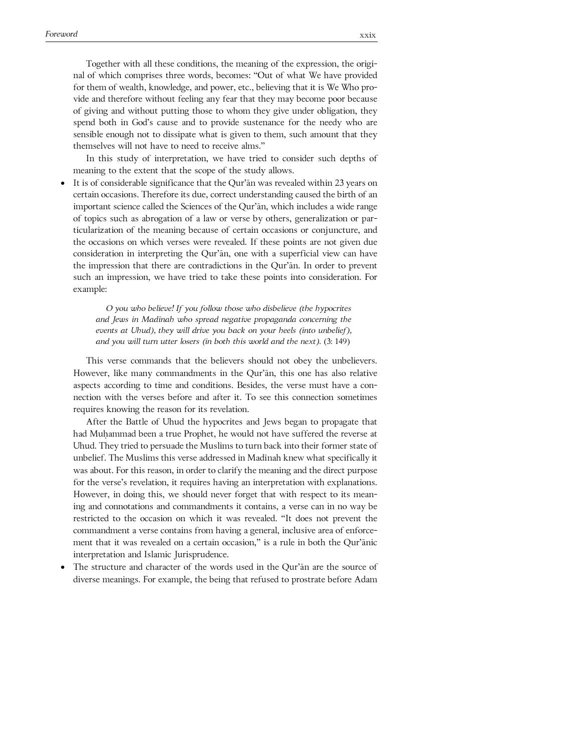Together with all these conditions, the meaning of the expression, the original of which comprises three words, becomes: "Out of what We have provided for them of wealth, knowledge, and power, etc., believing that it is We Who provide and therefore without feeling any fear that they may become poor because of giving and without putting those to whom they give under obligation, they spend both in God's cause and to provide sustenance for the needy who are sensible enough not to dissipate what is given to them, such amount that they themselves will not have to need to receive alms."

In this study of interpretation, we have tried to consider such depths of meaning to the extent that the scope of the study allows.

- It is of considerable significance that the Qur'ān was revealed within 23 years on certain occasions. Therefore its due, correct understanding caused the birth of an important science called the Sciences of the Qur'ān, which includes a wide range of topics such as abrogation of a law or verse by others, generalization or particularization of the meaning because of certain occasions or conjuncture, and the occasions on which verses were revealed. If these points are not given due consideration in interpreting the Qur'ān, one with a superficial view can have the impression that there are contradictions in the Qur'ān. In order to prevent such an impression, we have tried to take these points into consideration. For example:

  > *O you who believe! If you follow those who disbelieve (the hypocrites and Jews in Madīnah who spread negative propaganda concerning the events at Uhud), they will drive you back on your heels (into unbelief), and you will turn utter losers (in both this world and the next).* (3: 149)

  This verse commands that the believers should not obey the unbelievers. However, like many commandments in the Qur'ān, this one has also relative aspects according to time and conditions. Besides, the verse must have a connection with the verses before and after it. To see this connection sometimes requires knowing the reason for its revelation.

  After the Battle of Uhud the hypocrites and Jews began to propagate that had Muḥammad been a true Prophet, he would not have suffered the reverse at Uhud. They tried to persuade the Muslims to turn back into their former state of unbelief. The Muslims this verse addressed in Madīnah knew what specifically it was about. For this reason, in order to clarify the meaning and the direct purpose for the verse's revelation, it requires having an interpretation with explanations. However, in doing this, we should never forget that with respect to its meaning and connotations and commandments it contains, a verse can in no way be restricted to the occasion on which it was revealed. "It does not prevent the commandment a verse contains from having a general, inclusive area of enforcement that it was revealed on a certain occasion," is a rule in both the Qur'ānic interpretation and Islamic Jurisprudence.

- The structure and character of the words used in the Qur'ān are the source of diverse meanings. For example, the being that refused to prostrate before Adam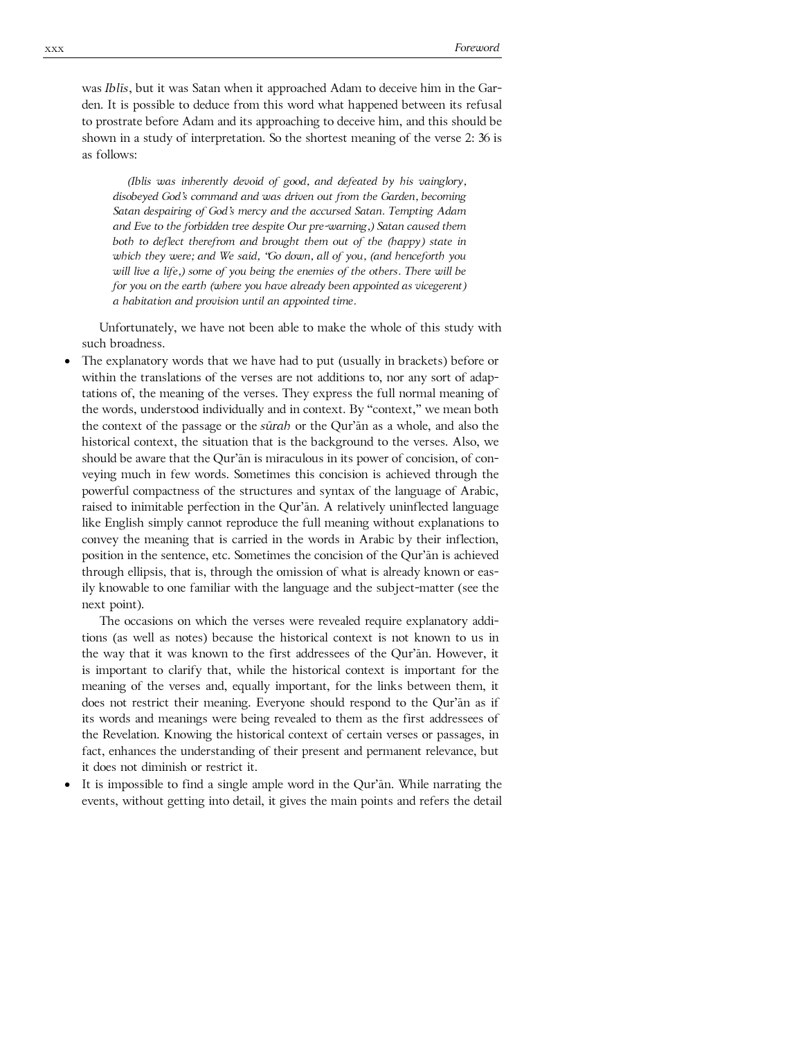was *Iblīs*, but it was Satan when it approached Adam to deceive him in the Garden. It is possible to deduce from this word what happened between its refusal to prostrate before Adam and its approaching to deceive him, and this should be shown in a study of interpretation. So the shortest meaning of the verse 2: 36 is as follows:

> *(Iblis was inherently devoid of good, and defeated by his vainglory, disobeyed God's command and was driven out from the Garden, becoming Satan despairing of God's mercy and the accursed Satan. Tempting Adam and Eve to the forbidden tree despite Our pre-warning,) Satan caused them both to deflect therefrom and brought them out of the (happy) state in which they were; and We said, "Go down, all of you, (and henceforth you will live a life,) some of you being the enemies of the others. There will be for you on the earth (where you have already been appointed as vicegerent) a habitation and provision until an appointed time.*

Unfortunately, we have not been able to make the whole of this study with such broadness.

- The explanatory words that we have had to put (usually in brackets) before or within the translations of the verses are not additions to, nor any sort of adaptations of, the meaning of the verses. They express the full normal meaning of the words, understood individually and in context. By "context," we mean both the context of the passage or the *sūrah* or the Qur'ān as a whole, and also the historical context, the situation that is the background to the verses. Also, we should be aware that the Qur'ān is miraculous in its power of concision, of conveying much in few words. Sometimes this concision is achieved through the powerful compactness of the structures and syntax of the language of Arabic, raised to inimitable perfection in the Qur'ān. A relatively uninflected language like English simply cannot reproduce the full meaning without explanations to convey the meaning that is carried in the words in Arabic by their inflection, position in the sentence, etc. Sometimes the concision of the Qur'ān is achieved through ellipsis, that is, through the omission of what is already known or easily knowable to one familiar with the language and the subject-matter (see the next point).

  The occasions on which the verses were revealed require explanatory additions (as well as notes) because the historical context is not known to us in the way that it was known to the first addressees of the Qur'ān. However, it is important to clarify that, while the historical context is important for the meaning of the verses and, equally important, for the links between them, it does not restrict their meaning. Everyone should respond to the Qur'ān as if its words and meanings were being revealed to them as the first addressees of the Revelation. Knowing the historical context of certain verses or passages, in fact, enhances the understanding of their present and permanent relevance, but it does not diminish or restrict it.

- It is impossible to find a single ample word in the Qur'ān. While narrating the events, without getting into detail, it gives the main points and refers the detail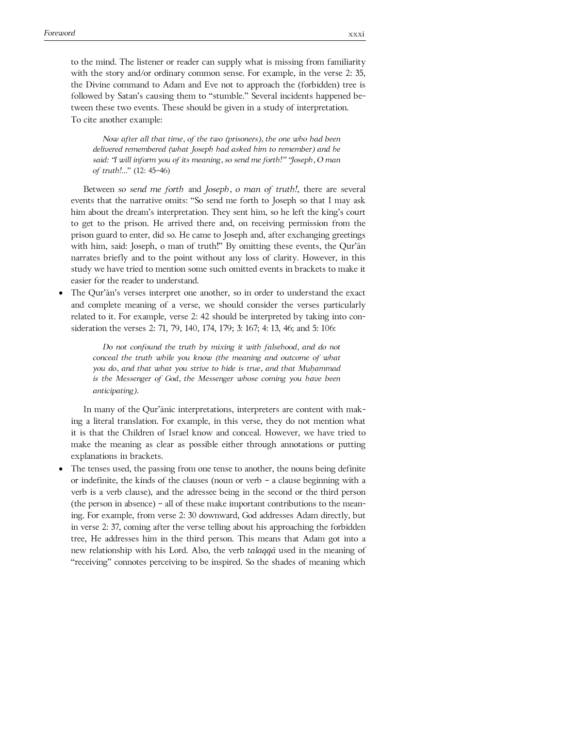to the mind. The listener or reader can supply what is missing from familiarity with the story and/or ordinary common sense. For example, in the verse 2: 35, the Divine command to Adam and Eve not to approach the (forbidden) tree is followed by Satan's causing them to "stumble." Several incidents happened between these two events. These should be given in a study of interpretation.

To cite another example:

> *Now after all that time, of the two (prisoners), the one who had been delivered remembered (what Joseph had asked him to remember) and he said: "I will inform you of its meaning, so send me forth!" "Joseph, O man of truth!..."* (12: 45–46)

Between *so send me forth* and *Joseph, o man of truth!*, there are several events that the narrative omits: "So send me forth to Joseph so that I may ask him about the dream's interpretation. They sent him, so he left the king's court to get to the prison. He arrived there and, on receiving permission from the prison guard to enter, did so. He came to Joseph and, after exchanging greetings with him, said: Joseph, o man of truth!" By omitting these events, the Qur'ān narrates briefly and to the point without any loss of clarity. However, in this study we have tried to mention some such omitted events in brackets to make it easier for the reader to understand.

- The Qur'ān's verses interpret one another, so in order to understand the exact and complete meaning of a verse, we should consider the verses particularly related to it. For example, verse 2: 42 should be interpreted by taking into consideration the verses 2: 71, 79, 140, 174, 179; 3: 167; 4: 13, 46; and 5: 106:

  > *Do not confound the truth by mixing it with falsehood, and do not conceal the truth while you know (the meaning and outcome of what you do, and that what you strive to hide is true, and that Muḥammad is the Messenger of God, the Messenger whose coming you have been anticipating).*

  In many of the Qur'ānic interpretations, interpreters are content with making a literal translation. For example, in this verse, they do not mention what it is that the Children of Israel know and conceal. However, we have tried to make the meaning as clear as possible either through annotations or putting explanations in brackets.

- The tenses used, the passing from one tense to another, the nouns being definite or indefinite, the kinds of the clauses (noun or verb – a clause beginning with a verb is a verb clause), and the adressee being in the second or the third person (the person in absence) – all of these make important contributions to the meaning. For example, from verse 2: 30 downward, God addresses Adam directly, but in verse 2: 37, coming after the verse telling about his approaching the forbidden tree, He addresses him in the third person. This means that Adam got into a new relationship with his Lord. Also, the verb *talaqqā* used in the meaning of "receiving" connotes perceiving to be inspired. So the shades of meaning which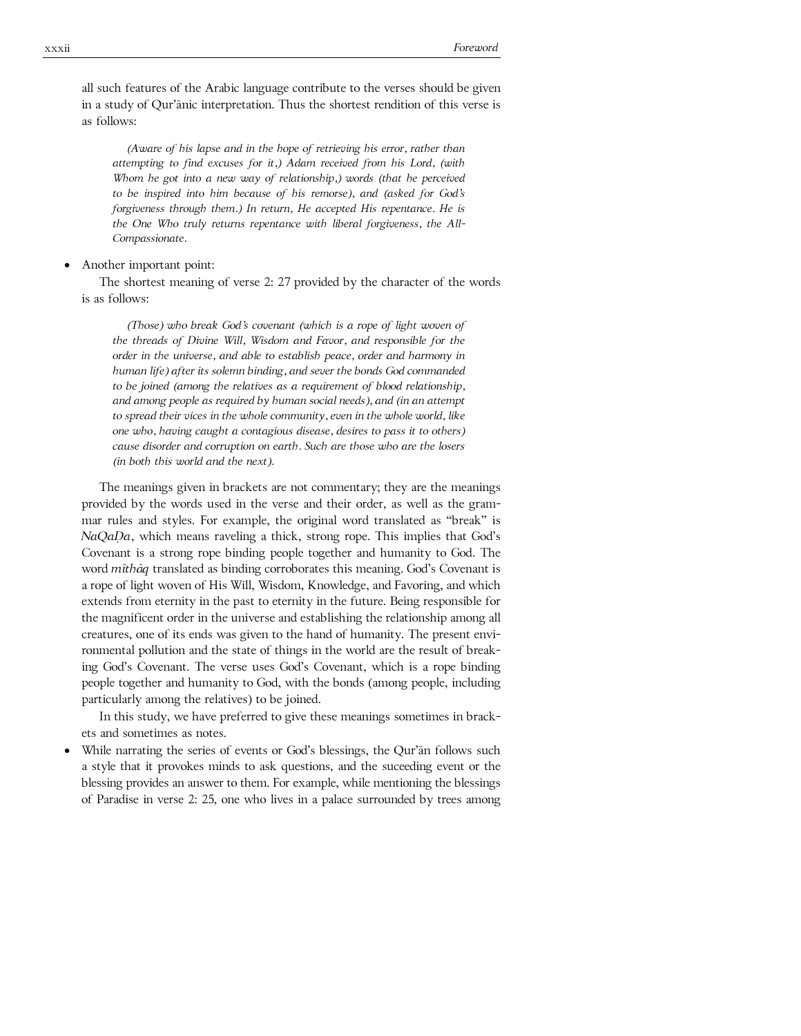all such features of the Arabic language contribute to the verses should be given in a study of Qur'ānic interpretation. Thus the shortest rendition of this verse is as follows:

> *(Aware of his lapse and in the hope of retrieving his error, rather than attempting to find excuses for it,) Adam received from his Lord, (with Whom he got into a new way of relationship,) words (that he perceived to be inspired into him because of his remorse), and (asked for God's forgiveness through them.) In return, He accepted His repentance. He is the One Who truly returns repentance with liberal forgiveness, the All-Compassionate.*

- Another important point:

  The shortest meaning of verse 2: 27 provided by the character of the words is as follows:

  > *(Those) who break God's covenant (which is a rope of light woven of the threads of Divine Will, Wisdom and Favor, and responsible for the order in the universe, and able to establish peace, order and harmony in human life) after its solemn binding, and sever the bonds God commanded to be joined (among the relatives as a requirement of blood relationship, and among people as required by human social needs), and (in an attempt to spread their vices in the whole community, even in the whole world, like one who, having caught a contagious disease, desires to pass it to others) cause disorder and corruption on earth. Such are those who are the losers (in both this world and the next).*

  The meanings given in brackets are not commentary; they are the meanings provided by the words used in the verse and their order, as well as the grammar rules and styles. For example, the original word translated as "break" is *NaQaḌa*, which means raveling a thick, strong rope. This implies that God's Covenant is a strong rope binding people together and humanity to God. The word *mīthāq* translated as binding corroborates this meaning. God's Covenant is a rope of light woven of His Will, Wisdom, Knowledge, and Favoring, and which extends from eternity in the past to eternity in the future. Being responsible for the magnificent order in the universe and establishing the relationship among all creatures, one of its ends was given to the hand of humanity. The present environmental pollution and the state of things in the world are the result of breaking God's Covenant. The verse uses God's Covenant, which is a rope binding people together and humanity to God, with the bonds (among people, including particularly among the relatives) to be joined.

  In this study, we have preferred to give these meanings sometimes in brackets and sometimes as notes.

- While narrating the series of events or God's blessings, the Qur'ān follows such a style that it provokes minds to ask questions, and the suceeding event or the blessing provides an answer to them. For example, while mentioning the blessings of Paradise in verse 2: 25, one who lives in a palace surrounded by trees among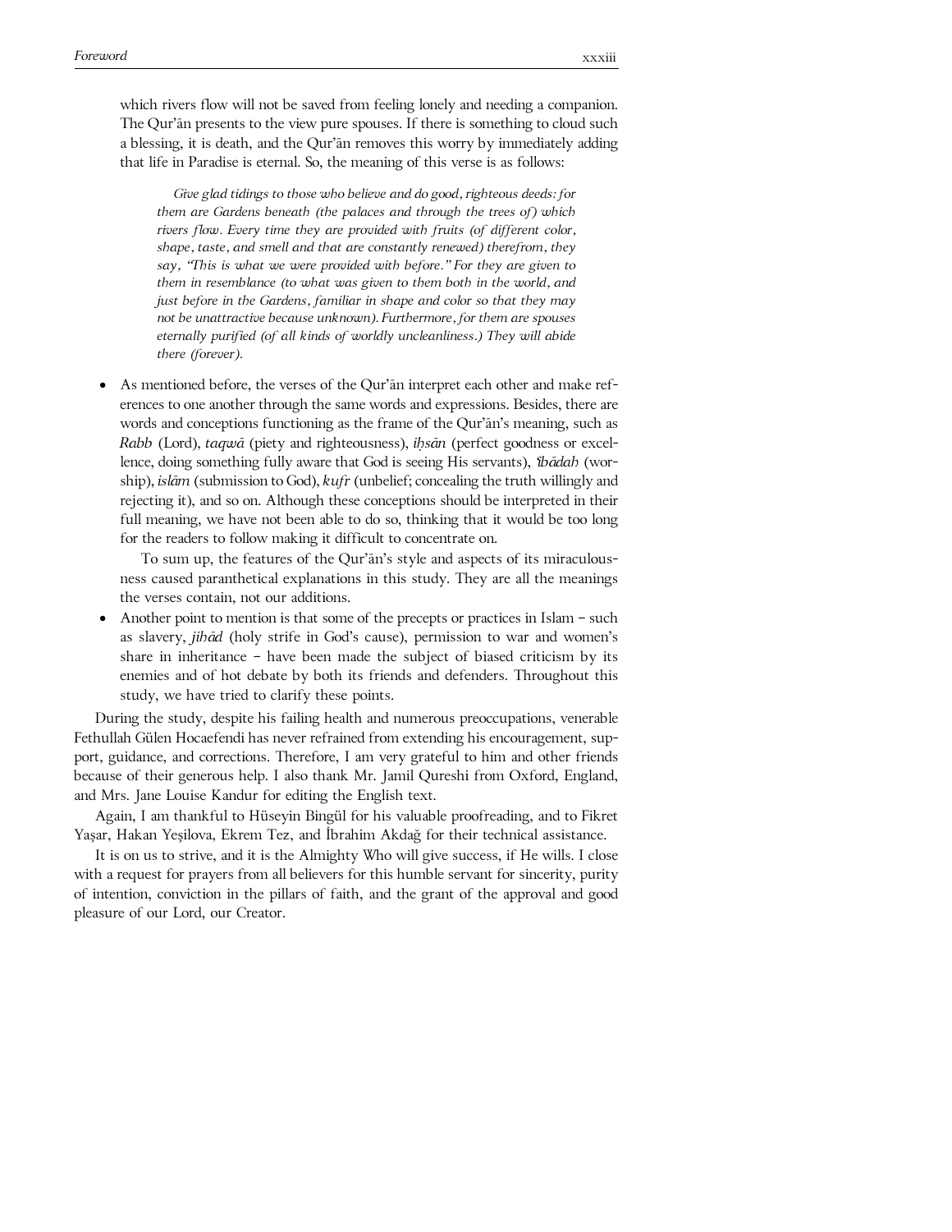which rivers flow will not be saved from feeling lonely and needing a companion. The Qur'ān presents to the view pure spouses. If there is something to cloud such a blessing, it is death, and the Qur'ān removes this worry by immediately adding that life in Paradise is eternal. So, the meaning of this verse is as follows:

> *Give glad tidings to those who believe and do good, righteous deeds: for them are Gardens beneath (the palaces and through the trees of) which rivers flow. Every time they are provided with fruits (of different color, shape, taste, and smell and that are constantly renewed) therefrom, they say, "This is what we were provided with before." For they are given to them in resemblance (to what was given to them both in the world, and just before in the Gardens, familiar in shape and color so that they may not be unattractive because unknown). Furthermore, for them are spouses eternally purified (of all kinds of worldly uncleanliness.) They will abide there (forever).*

- As mentioned before, the verses of the Qur'ān interpret each other and make references to one another through the same words and expressions. Besides, there are words and conceptions functioning as the frame of the Qur'ān's meaning, such as *Rabb* (Lord), *taqwā* (piety and righteousness), *iḥsān* (perfect goodness or excellence, doing something fully aware that God is seeing His servants), *'ibādah* (worship), *islām* (submission to God), *kufr* (unbelief; concealing the truth willingly and rejecting it), and so on. Although these conceptions should be interpreted in their full meaning, we have not been able to do so, thinking that it would be too long for the readers to follow making it difficult to concentrate on.

  To sum up, the features of the Qur'ān's style and aspects of its miraculousness caused paranthetical explanations in this study. They are all the meanings the verses contain, not our additions.

- Another point to mention is that some of the precepts or practices in Islam – such as slavery, *jihād* (holy strife in God's cause), permission to war and women's share in inheritance – have been made the subject of biased criticism by its enemies and of hot debate by both its friends and defenders. Throughout this study, we have tried to clarify these points.

During the study, despite his failing health and numerous preoccupations, venerable Fethullah Gülen Hocaefendi has never refrained from extending his encouragement, support, guidance, and corrections. Therefore, I am very grateful to him and other friends because of their generous help. I also thank Mr. Jamil Qureshi from Oxford, England, and Mrs. Jane Louise Kandur for editing the English text.

Again, I am thankful to Hüseyin Bingül for his valuable proofreading, and to Fikret Yaşar, Hakan Yeşilova, Ekrem Tez, and İbrahim Akdağ for their technical assistance.

It is on us to strive, and it is the Almighty Who will give success, if He wills. I close with a request for prayers from all believers for this humble servant for sincerity, purity of intention, conviction in the pillars of faith, and the grant of the approval and good pleasure of our Lord, our Creator.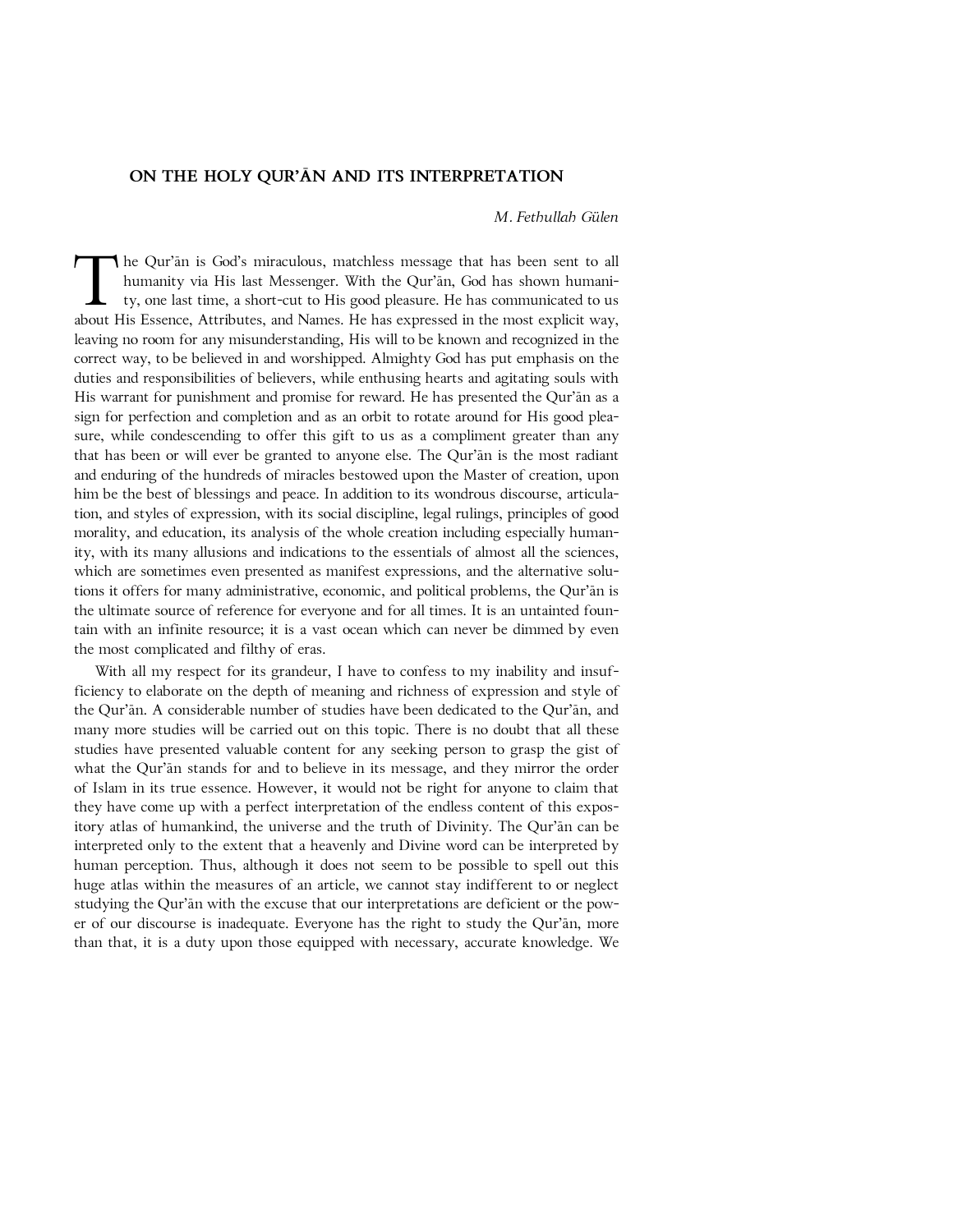## ON THE HOLY QUR'ĀN AND ITS INTERPRETATION

*M. Fethullah Gülen*

The Qur'ān is God's miraculous, matchless message that has been sent to all humanity via His last Messenger. With the Qur'ān, God has shown humanity, one last time, a short-cut to His good pleasure. He has communicated to us about His Essence, Attributes, and Names. He has expressed in the most explicit way, leaving no room for any misunderstanding, His will to be known and recognized in the correct way, to be believed in and worshipped. Almighty God has put emphasis on the duties and responsibilities of believers, while enthusing hearts and agitating souls with His warrant for punishment and promise for reward. He has presented the Qur'ān as a sign for perfection and completion and as an orbit to rotate around for His good pleasure, while condescending to offer this gift to us as a compliment greater than any that has been or will ever be granted to anyone else. The Qur'ān is the most radiant and enduring of the hundreds of miracles bestowed upon the Master of creation, upon him be the best of blessings and peace. In addition to its wondrous discourse, articulation, and styles of expression, with its social discipline, legal rulings, principles of good morality, and education, its analysis of the whole creation including especially humanity, with its many allusions and indications to the essentials of almost all the sciences, which are sometimes even presented as manifest expressions, and the alternative solutions it offers for many administrative, economic, and political problems, the Qur'ān is the ultimate source of reference for everyone and for all times. It is an untainted fountain with an infinite resource; it is a vast ocean which can never be dimmed by even the most complicated and filthy of eras.

With all my respect for its grandeur, I have to confess to my inability and insufficiency to elaborate on the depth of meaning and richness of expression and style of the Qur'ān. A considerable number of studies have been dedicated to the Qur'ān, and many more studies will be carried out on this topic. There is no doubt that all these studies have presented valuable content for any seeking person to grasp the gist of what the Qur'ān stands for and to believe in its message, and they mirror the order of Islam in its true essence. However, it would not be right for anyone to claim that they have come up with a perfect interpretation of the endless content of this expository atlas of humankind, the universe and the truth of Divinity. The Qur'ān can be interpreted only to the extent that a heavenly and Divine word can be interpreted by human perception. Thus, although it does not seem to be possible to spell out this huge atlas within the measures of an article, we cannot stay indifferent to or neglect studying the Qur'ān with the excuse that our interpretations are deficient or the power of our discourse is inadequate. Everyone has the right to study the Qur'ān, more than that, it is a duty upon those equipped with necessary, accurate knowledge. We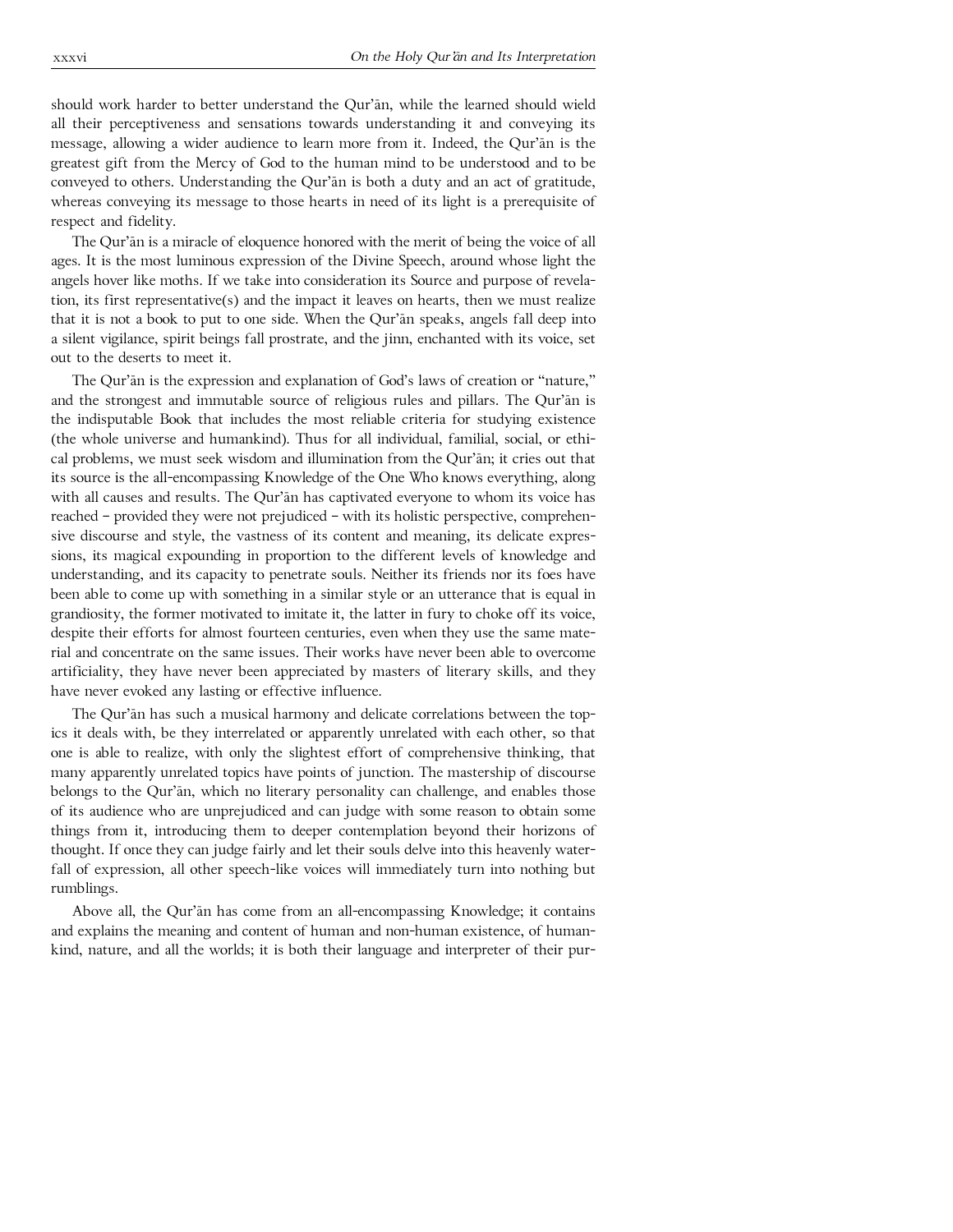should work harder to better understand the Qur'ān, while the learned should wield all their perceptiveness and sensations towards understanding it and conveying its message, allowing a wider audience to learn more from it. Indeed, the Qur'ān is the greatest gift from the Mercy of God to the human mind to be understood and to be conveyed to others. Understanding the Qur'ān is both a duty and an act of gratitude, whereas conveying its message to those hearts in need of its light is a prerequisite of respect and fidelity.

The Qur'ān is a miracle of eloquence honored with the merit of being the voice of all ages. It is the most luminous expression of the Divine Speech, around whose light the angels hover like moths. If we take into consideration its Source and purpose of revelation, its first representative(s) and the impact it leaves on hearts, then we must realize that it is not a book to put to one side. When the Qur'ān speaks, angels fall deep into a silent vigilance, spirit beings fall prostrate, and the jinn, enchanted with its voice, set out to the deserts to meet it.

The Qur'ān is the expression and explanation of God's laws of creation or "nature," and the strongest and immutable source of religious rules and pillars. The Qur'ān is the indisputable Book that includes the most reliable criteria for studying existence (the whole universe and humankind). Thus for all individual, familial, social, or ethical problems, we must seek wisdom and illumination from the Qur'ān; it cries out that its source is the all-encompassing Knowledge of the One Who knows everything, along with all causes and results. The Qur'ān has captivated everyone to whom its voice has reached – provided they were not prejudiced – with its holistic perspective, comprehensive discourse and style, the vastness of its content and meaning, its delicate expressions, its magical expounding in proportion to the different levels of knowledge and understanding, and its capacity to penetrate souls. Neither its friends nor its foes have been able to come up with something in a similar style or an utterance that is equal in grandiosity, the former motivated to imitate it, the latter in fury to choke off its voice, despite their efforts for almost fourteen centuries, even when they use the same material and concentrate on the same issues. Their works have never been able to overcome artificiality, they have never been appreciated by masters of literary skills, and they have never evoked any lasting or effective influence.

The Qur'ān has such a musical harmony and delicate correlations between the topics it deals with, be they interrelated or apparently unrelated with each other, so that one is able to realize, with only the slightest effort of comprehensive thinking, that many apparently unrelated topics have points of junction. The mastership of discourse belongs to the Qur'ān, which no literary personality can challenge, and enables those of its audience who are unprejudiced and can judge with some reason to obtain some things from it, introducing them to deeper contemplation beyond their horizons of thought. If once they can judge fairly and let their souls delve into this heavenly waterfall of expression, all other speech-like voices will immediately turn into nothing but rumblings.

Above all, the Qur'ān has come from an all-encompassing Knowledge; it contains and explains the meaning and content of human and non-human existence, of humankind, nature, and all the worlds; it is both their language and interpreter of their pur-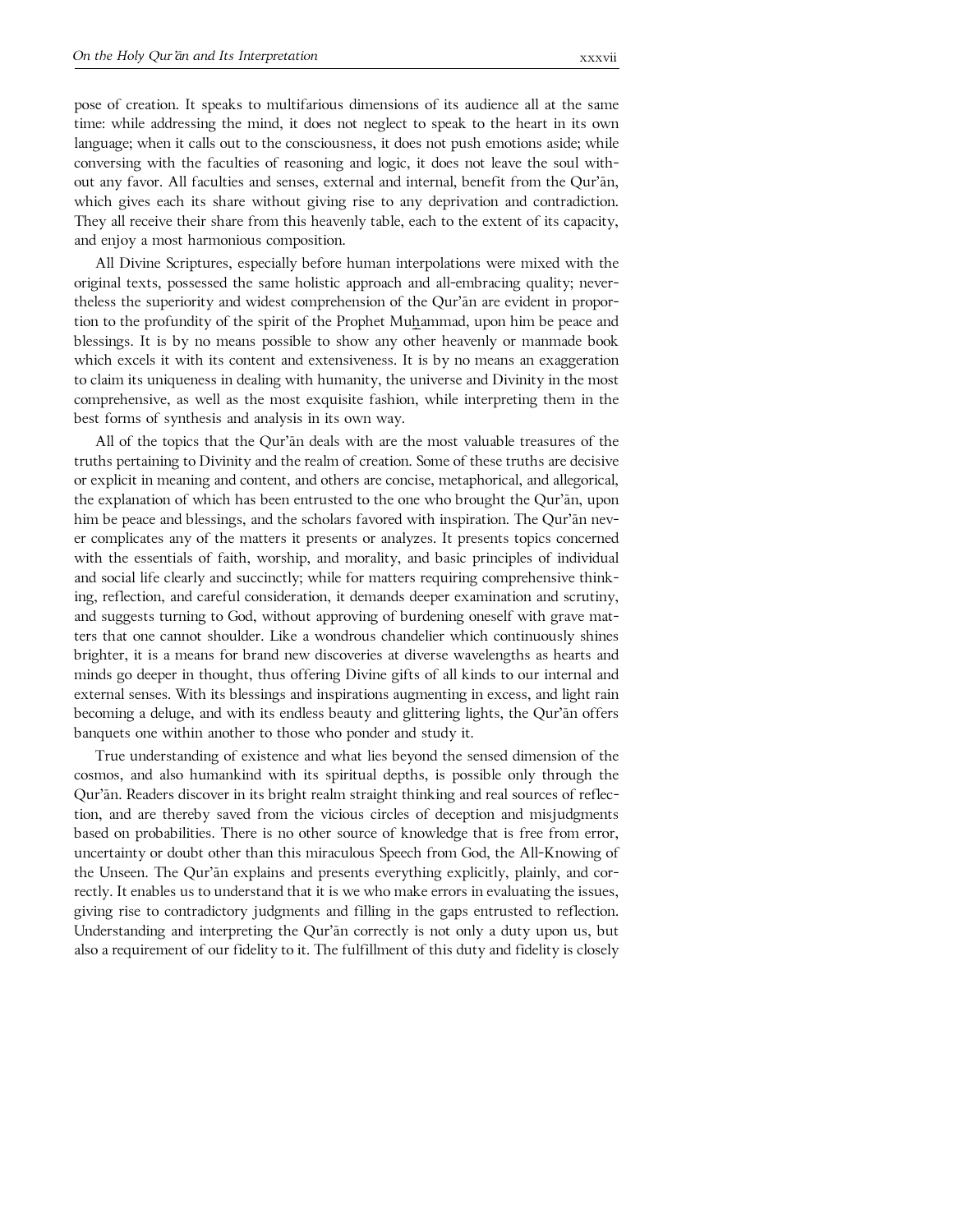pose of creation. It speaks to multifarious dimensions of its audience all at the same time: while addressing the mind, it does not neglect to speak to the heart in its own language; when it calls out to the consciousness, it does not push emotions aside; while conversing with the faculties of reasoning and logic, it does not leave the soul without any favor. All faculties and senses, external and internal, benefit from the Qur'ān, which gives each its share without giving rise to any deprivation and contradiction. They all receive their share from this heavenly table, each to the extent of its capacity, and enjoy a most harmonious composition.

All Divine Scriptures, especially before human interpolations were mixed with the original texts, possessed the same holistic approach and all-embracing quality; nevertheless the superiority and widest comprehension of the Qur'ān are evident in proportion to the profundity of the spirit of the Prophet Muḫammad, upon him be peace and blessings. It is by no means possible to show any other heavenly or manmade book which excels it with its content and extensiveness. It is by no means an exaggeration to claim its uniqueness in dealing with humanity, the universe and Divinity in the most comprehensive, as well as the most exquisite fashion, while interpreting them in the best forms of synthesis and analysis in its own way.

All of the topics that the Qur'ān deals with are the most valuable treasures of the truths pertaining to Divinity and the realm of creation. Some of these truths are decisive or explicit in meaning and content, and others are concise, metaphorical, and allegorical, the explanation of which has been entrusted to the one who brought the Qur'ān, upon him be peace and blessings, and the scholars favored with inspiration. The Qur'ān never complicates any of the matters it presents or analyzes. It presents topics concerned with the essentials of faith, worship, and morality, and basic principles of individual and social life clearly and succinctly; while for matters requiring comprehensive thinking, reflection, and careful consideration, it demands deeper examination and scrutiny, and suggests turning to God, without approving of burdening oneself with grave matters that one cannot shoulder. Like a wondrous chandelier which continuously shines brighter, it is a means for brand new discoveries at diverse wavelengths as hearts and minds go deeper in thought, thus offering Divine gifts of all kinds to our internal and external senses. With its blessings and inspirations augmenting in excess, and light rain becoming a deluge, and with its endless beauty and glittering lights, the Qur'ān offers banquets one within another to those who ponder and study it.

True understanding of existence and what lies beyond the sensed dimension of the cosmos, and also humankind with its spiritual depths, is possible only through the Qur'ān. Readers discover in its bright realm straight thinking and real sources of reflection, and are thereby saved from the vicious circles of deception and misjudgments based on probabilities. There is no other source of knowledge that is free from error, uncertainty or doubt other than this miraculous Speech from God, the All-Knowing of the Unseen. The Qur'ān explains and presents everything explicitly, plainly, and correctly. It enables us to understand that it is we who make errors in evaluating the issues, giving rise to contradictory judgments and filling in the gaps entrusted to reflection. Understanding and interpreting the Qur'ān correctly is not only a duty upon us, but also a requirement of our fidelity to it. The fulfillment of this duty and fidelity is closely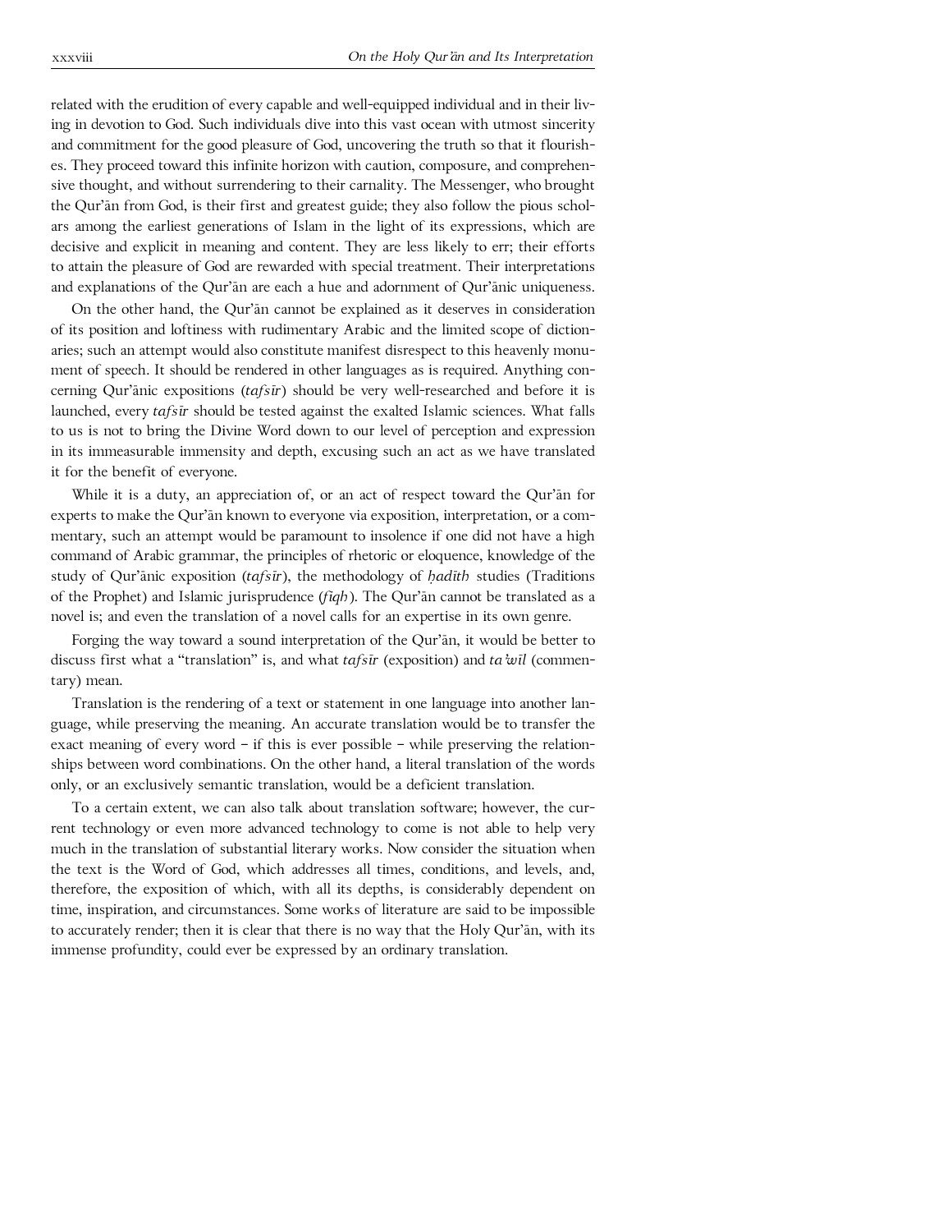related with the erudition of every capable and well-equipped individual and in their living in devotion to God. Such individuals dive into this vast ocean with utmost sincerity and commitment for the good pleasure of God, uncovering the truth so that it flourishes. They proceed toward this infinite horizon with caution, composure, and comprehensive thought, and without surrendering to their carnality. The Messenger, who brought the Qur'ān from God, is their first and greatest guide; they also follow the pious scholars among the earliest generations of Islam in the light of its expressions, which are decisive and explicit in meaning and content. They are less likely to err; their efforts to attain the pleasure of God are rewarded with special treatment. Their interpretations and explanations of the Qur'ān are each a hue and adornment of Qur'ānic uniqueness.

On the other hand, the Qur'ān cannot be explained as it deserves in consideration of its position and loftiness with rudimentary Arabic and the limited scope of dictionaries; such an attempt would also constitute manifest disrespect to this heavenly monument of speech. It should be rendered in other languages as is required. Anything concerning Qur'ānic expositions (*tafsīr*) should be very well-researched and before it is launched, every *tafsīr* should be tested against the exalted Islamic sciences. What falls to us is not to bring the Divine Word down to our level of perception and expression in its immeasurable immensity and depth, excusing such an act as we have translated it for the benefit of everyone.

While it is a duty, an appreciation of, or an act of respect toward the Qur'ān for experts to make the Qur'ān known to everyone via exposition, interpretation, or a commentary, such an attempt would be paramount to insolence if one did not have a high command of Arabic grammar, the principles of rhetoric or eloquence, knowledge of the study of Qur'ānic exposition (*tafsīr*), the methodology of *ḥadīth* studies (Traditions of the Prophet) and Islamic jurisprudence (*fiqh*). The Qur'ān cannot be translated as a novel is; and even the translation of a novel calls for an expertise in its own genre.

Forging the way toward a sound interpretation of the Qur'ān, it would be better to discuss first what a "translation" is, and what *tafsīr* (exposition) and *ta'wīl* (commentary) mean.

Translation is the rendering of a text or statement in one language into another language, while preserving the meaning. An accurate translation would be to transfer the exact meaning of every word – if this is ever possible – while preserving the relationships between word combinations. On the other hand, a literal translation of the words only, or an exclusively semantic translation, would be a deficient translation.

To a certain extent, we can also talk about translation software; however, the current technology or even more advanced technology to come is not able to help very much in the translation of substantial literary works. Now consider the situation when the text is the Word of God, which addresses all times, conditions, and levels, and, therefore, the exposition of which, with all its depths, is considerably dependent on time, inspiration, and circumstances. Some works of literature are said to be impossible to accurately render; then it is clear that there is no way that the Holy Qur'ān, with its immense profundity, could ever be expressed by an ordinary translation.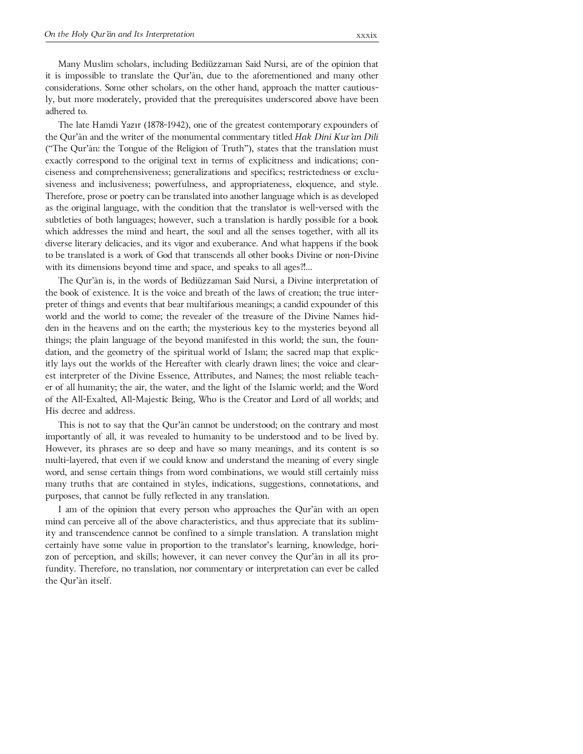Many Muslim scholars, including Bediüzzaman Said Nursi, are of the opinion that it is impossible to translate the Qur'ān, due to the aforementioned and many other considerations. Some other scholars, on the other hand, approach the matter cautiously, but more moderately, provided that the prerequisites underscored above have been adhered to.

The late Hamdi Yazır (1878-1942), one of the greatest contemporary expounders of the Qur'ān and the writer of the monumental commentary titled *Hak Dini Kur'an Dili* ("The Qur'ān: the Tongue of the Religion of Truth"), states that the translation must exactly correspond to the original text in terms of explicitness and indications; conciseness and comprehensiveness; generalizations and specifics; restrictedness or exclusiveness and inclusiveness; powerfulness, and appropriateness, eloquence, and style. Therefore, prose or poetry can be translated into another language which is as developed as the original language, with the condition that the translator is well-versed with the subtleties of both languages; however, such a translation is hardly possible for a book which addresses the mind and heart, the soul and all the senses together, with all its diverse literary delicacies, and its vigor and exuberance. And what happens if the book to be translated is a work of God that transcends all other books Divine or non-Divine with its dimensions beyond time and space, and speaks to all ages?!...

The Qur'ān is, in the words of Bediüzzaman Said Nursi, a Divine interpretation of the book of existence. It is the voice and breath of the laws of creation; the true interpreter of things and events that bear multifarious meanings; a candid expounder of this world and the world to come; the revealer of the treasure of the Divine Names hidden in the heavens and on the earth; the mysterious key to the mysteries beyond all things; the plain language of the beyond manifested in this world; the sun, the foundation, and the geometry of the spiritual world of Islam; the sacred map that explicitly lays out the worlds of the Hereafter with clearly drawn lines; the voice and clearest interpreter of the Divine Essence, Attributes, and Names; the most reliable teacher of all humanity; the air, the water, and the light of the Islamic world; and the Word of the All-Exalted, All-Majestic Being, Who is the Creator and Lord of all worlds; and His decree and address.

This is not to say that the Qur'ān cannot be understood; on the contrary and most importantly of all, it was revealed to humanity to be understood and to be lived by. However, its phrases are so deep and have so many meanings, and its content is so multi-layered, that even if we could know and understand the meaning of every single word, and sense certain things from word combinations, we would still certainly miss many truths that are contained in styles, indications, suggestions, connotations, and purposes, that cannot be fully reflected in any translation.

I am of the opinion that every person who approaches the Qur'ān with an open mind can perceive all of the above characteristics, and thus appreciate that its sublimity and transcendence cannot be confined to a simple translation. A translation might certainly have some value in proportion to the translator's learning, knowledge, horizon of perception, and skills; however, it can never convey the Qur'ān in all its profundity. Therefore, no translation, nor commentary or interpretation can ever be called the Qur'ān itself.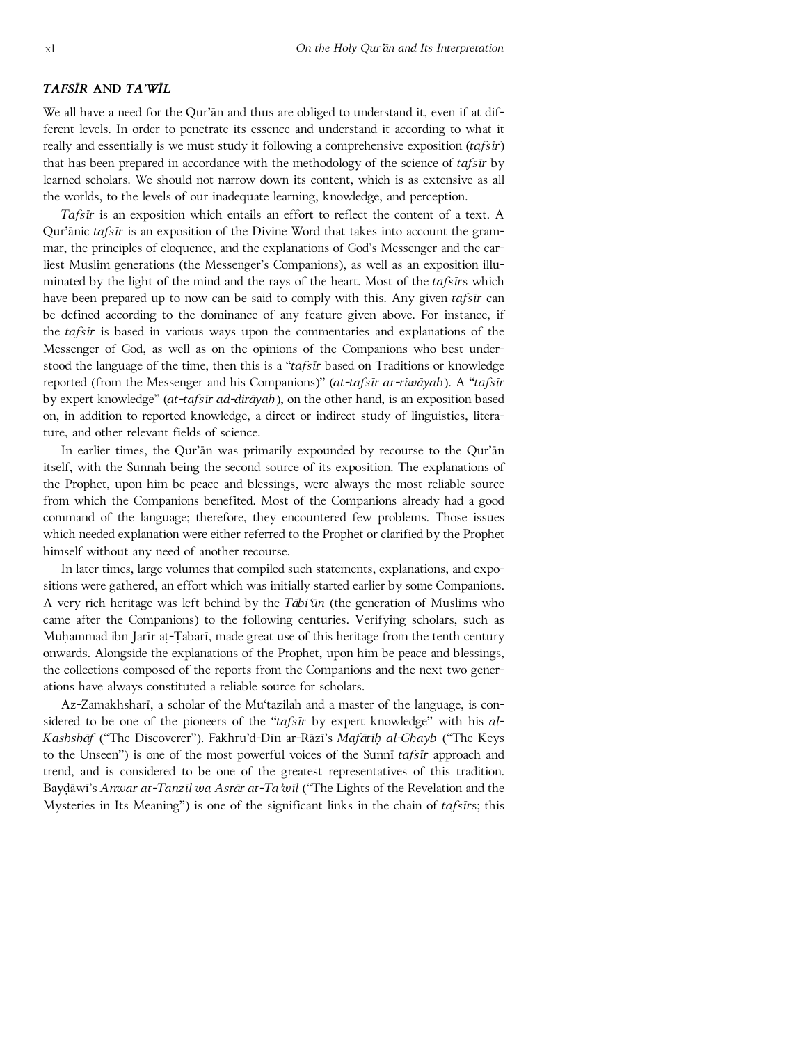### *TAFSĪR* AND *TA'WĪL*

We all have a need for the Qur'ān and thus are obliged to understand it, even if at different levels. In order to penetrate its essence and understand it according to what it really and essentially is we must study it following a comprehensive exposition (*tafsīr*) that has been prepared in accordance with the methodology of the science of *tafsīr* by learned scholars. We should not narrow down its content, which is as extensive as all the worlds, to the levels of our inadequate learning, knowledge, and perception.

*Tafsīr* is an exposition which entails an effort to reflect the content of a text. A Qur'ānic *tafsīr* is an exposition of the Divine Word that takes into account the grammar, the principles of eloquence, and the explanations of God's Messenger and the earliest Muslim generations (the Messenger's Companions), as well as an exposition illuminated by the light of the mind and the rays of the heart. Most of the *tafsīr*s which have been prepared up to now can be said to comply with this. Any given *tafsīr* can be defined according to the dominance of any feature given above. For instance, if the *tafsīr* is based in various ways upon the commentaries and explanations of the Messenger of God, as well as on the opinions of the Companions who best understood the language of the time, then this is a "*tafsīr* based on Traditions or knowledge reported (from the Messenger and his Companions)" (*at-tafsīr ar-riwāyah*). A "*tafsīr* by expert knowledge" (*at-tafsīr ad-dirāyah*), on the other hand, is an exposition based on, in addition to reported knowledge, a direct or indirect study of linguistics, literature, and other relevant fields of science.

In earlier times, the Qur'ān was primarily expounded by recourse to the Qur'ān itself, with the Sunnah being the second source of its exposition. The explanations of the Prophet, upon him be peace and blessings, were always the most reliable source from which the Companions benefited. Most of the Companions already had a good command of the language; therefore, they encountered few problems. Those issues which needed explanation were either referred to the Prophet or clarified by the Prophet himself without any need of another recourse.

In later times, large volumes that compiled such statements, explanations, and expositions were gathered, an effort which was initially started earlier by some Companions. A very rich heritage was left behind by the *Tābi'ūn* (the generation of Muslims who came after the Companions) to the following centuries. Verifying scholars, such as Muḥammad ibn Jarīr aṭ-Ṭabarī, made great use of this heritage from the tenth century onwards. Alongside the explanations of the Prophet, upon him be peace and blessings, the collections composed of the reports from the Companions and the next two generations have always constituted a reliable source for scholars.

Az-Zamakhsharī, a scholar of the Mu'tazilah and a master of the language, is considered to be one of the pioneers of the "*tafsīr* by expert knowledge" with his *al-Kashshāf* ("The Discoverer"). Fakhru'd-Dīn ar-Rāzī's *Mafātīḥ al-Ghayb* ("The Keys to the Unseen") is one of the most powerful voices of the Sunnī *tafsīr* approach and trend, and is considered to be one of the greatest representatives of this tradition. Bayḍāwī's *Anwar at-Tanzīl wa Asrār at-Ta'wīl* ("The Lights of the Revelation and the Mysteries in Its Meaning") is one of the significant links in the chain of *tafsīr*s; this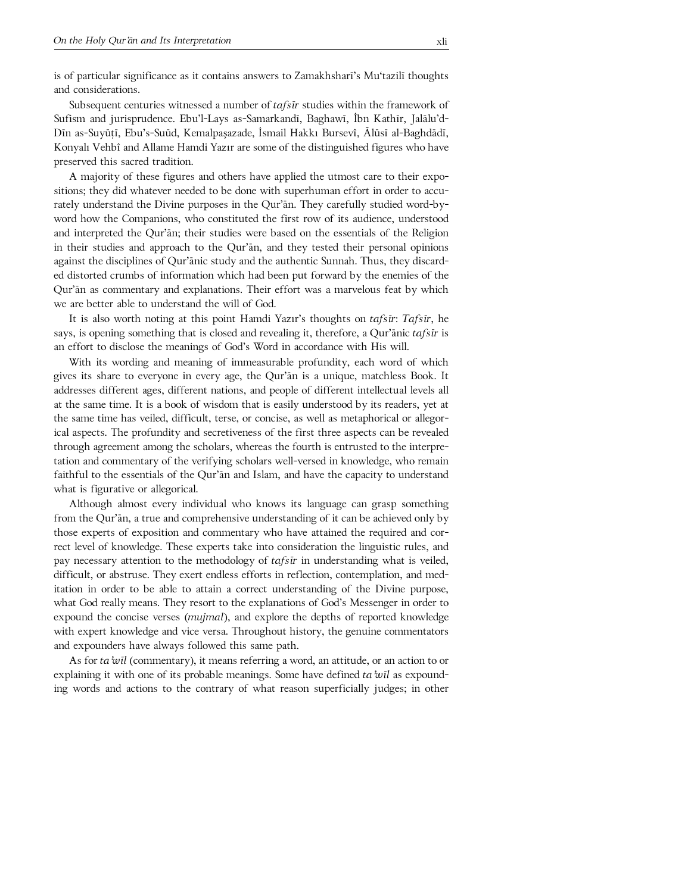is of particular significance as it contains answers to Zamakhsharī's Mu'tazilī thoughts and considerations.

Subsequent centuries witnessed a number of *tafsīr* studies within the framework of Sufism and jurisprudence. Ebu'l-Lays as-Samarkandī, Baghawī, İbn Kathīr, Jalālu'd-Dīn as-Suyūṭī, Ebu's-Suūd, Kemalpaşazade, İsmail Hakkı Bursevî, Ālūsī al-Baghdādī, Konyalı Vehbî and Allame Hamdi Yazır are some of the distinguished figures who have preserved this sacred tradition.

A majority of these figures and others have applied the utmost care to their expositions; they did whatever needed to be done with superhuman effort in order to accurately understand the Divine purposes in the Qur'ān. They carefully studied word-by-word how the Companions, who constituted the first row of its audience, understood and interpreted the Qur'ān; their studies were based on the essentials of the Religion in their studies and approach to the Qur'ān, and they tested their personal opinions against the disciplines of Qur'ānic study and the authentic Sunnah. Thus, they discarded distorted crumbs of information which had been put forward by the enemies of the Qur'ān as commentary and explanations. Their effort was a marvelous feat by which we are better able to understand the will of God.

It is also worth noting at this point Hamdi Yazır's thoughts on *tafsīr*: *Tafsīr*, he says, is opening something that is closed and revealing it, therefore, a Qur'ānic *tafsīr* is an effort to disclose the meanings of God's Word in accordance with His will.

With its wording and meaning of immeasurable profundity, each word of which gives its share to everyone in every age, the Qur'ān is a unique, matchless Book. It addresses different ages, different nations, and people of different intellectual levels all at the same time. It is a book of wisdom that is easily understood by its readers, yet at the same time has veiled, difficult, terse, or concise, as well as metaphorical or allegorical aspects. The profundity and secretiveness of the first three aspects can be revealed through agreement among the scholars, whereas the fourth is entrusted to the interpretation and commentary of the verifying scholars well-versed in knowledge, who remain faithful to the essentials of the Qur'ān and Islam, and have the capacity to understand what is figurative or allegorical.

Although almost every individual who knows its language can grasp something from the Qur'ān, a true and comprehensive understanding of it can be achieved only by those experts of exposition and commentary who have attained the required and correct level of knowledge. These experts take into consideration the linguistic rules, and pay necessary attention to the methodology of *tafsīr* in understanding what is veiled, difficult, or abstruse. They exert endless efforts in reflection, contemplation, and meditation in order to be able to attain a correct understanding of the Divine purpose, what God really means. They resort to the explanations of God's Messenger in order to expound the concise verses (*mujmal*), and explore the depths of reported knowledge with expert knowledge and vice versa. Throughout history, the genuine commentators and expounders have always followed this same path.

As for *ta'wīl* (commentary), it means referring a word, an attitude, or an action to or explaining it with one of its probable meanings. Some have defined *ta'wīl* as expounding words and actions to the contrary of what reason superficially judges; in other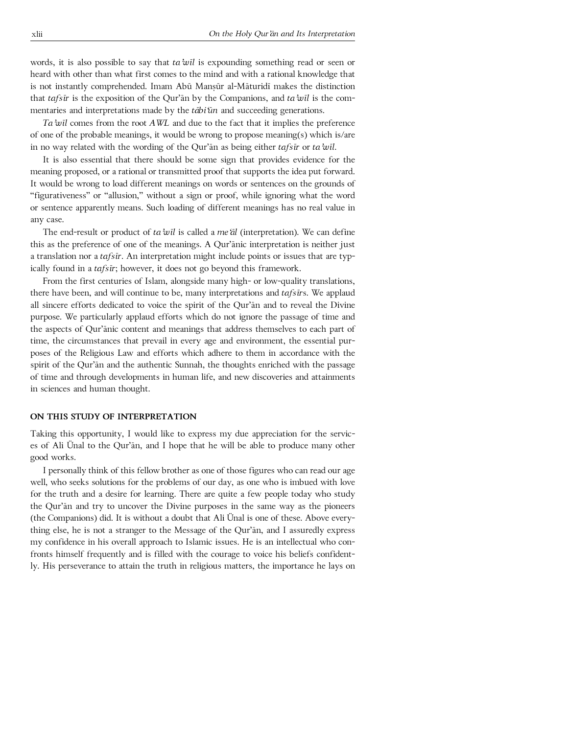words, it is also possible to say that *ta'wīl* is expounding something read or seen or heard with other than what first comes to the mind and with a rational knowledge that is not instantly comprehended. Imam Abū Manṣūr al-Māturidī makes the distinction that *tafsīr* is the exposition of the Qur'ān by the Companions, and *ta'wīl* is the commentaries and interpretations made by the *tābi'ūn* and succeeding generations.

*Ta'wīl* comes from the root *AWL* and due to the fact that it implies the preference of one of the probable meanings, it would be wrong to propose meaning(s) which is/are in no way related with the wording of the Qur'ān as being either *tafsīr* or *ta'wīl*.

It is also essential that there should be some sign that provides evidence for the meaning proposed, or a rational or transmitted proof that supports the idea put forward. It would be wrong to load different meanings on words or sentences on the grounds of "figurativeness" or "allusion," without a sign or proof, while ignoring what the word or sentence apparently means. Such loading of different meanings has no real value in any case.

The end-result or product of *ta'wīl* is called a *me'āl* (interpretation). We can define this as the preference of one of the meanings. A Qur'ānic interpretation is neither just a translation nor a *tafsīr*. An interpretation might include points or issues that are typically found in a *tafsīr*; however, it does not go beyond this framework.

From the first centuries of Islam, alongside many high- or low-quality translations, there have been, and will continue to be, many interpretations and *tafsīr*s. We applaud all sincere efforts dedicated to voice the spirit of the Qur'ān and to reveal the Divine purpose. We particularly applaud efforts which do not ignore the passage of time and the aspects of Qur'ānic content and meanings that address themselves to each part of time, the circumstances that prevail in every age and environment, the essential purposes of the Religious Law and efforts which adhere to them in accordance with the spirit of the Qur'ān and the authentic Sunnah, the thoughts enriched with the passage of time and through developments in human life, and new discoveries and attainments in sciences and human thought.

## ON THIS STUDY OF INTERPRETATION

Taking this opportunity, I would like to express my due appreciation for the services of Ali Ünal to the Qur'ān, and I hope that he will be able to produce many other good works.

I personally think of this fellow brother as one of those figures who can read our age well, who seeks solutions for the problems of our day, as one who is imbued with love for the truth and a desire for learning. There are quite a few people today who study the Qur'ān and try to uncover the Divine purposes in the same way as the pioneers (the Companions) did. It is without a doubt that Ali Ünal is one of these. Above everything else, he is not a stranger to the Message of the Qur'ān, and I assuredly express my confidence in his overall approach to Islamic issues. He is an intellectual who confronts himself frequently and is filled with the courage to voice his beliefs confidently. His perseverance to attain the truth in religious matters, the importance he lays on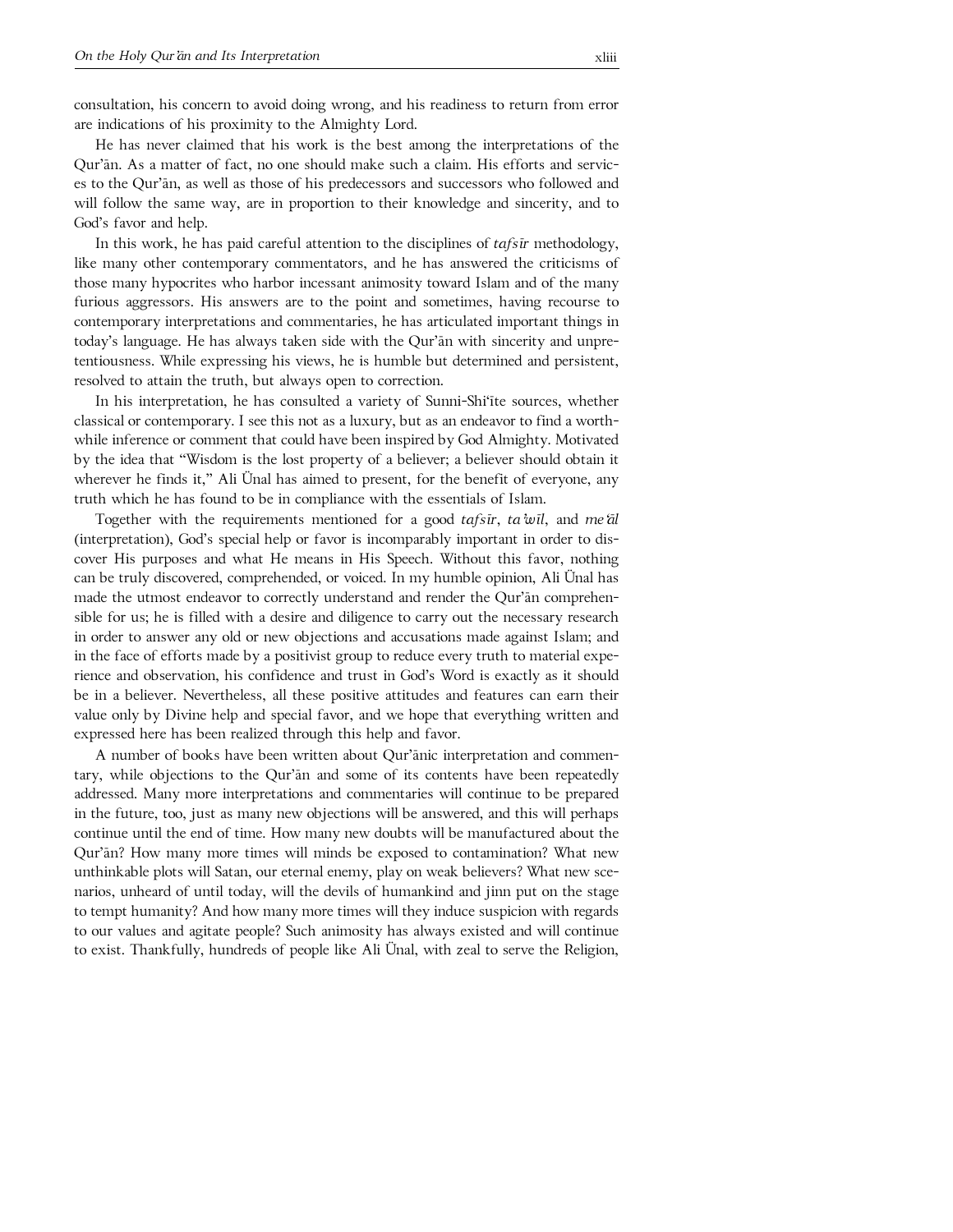consultation, his concern to avoid doing wrong, and his readiness to return from error are indications of his proximity to the Almighty Lord.

He has never claimed that his work is the best among the interpretations of the Qur'ān. As a matter of fact, no one should make such a claim. His efforts and services to the Qur'ān, as well as those of his predecessors and successors who followed and will follow the same way, are in proportion to their knowledge and sincerity, and to God's favor and help.

In this work, he has paid careful attention to the disciplines of *tafsīr* methodology, like many other contemporary commentators, and he has answered the criticisms of those many hypocrites who harbor incessant animosity toward Islam and of the many furious aggressors. His answers are to the point and sometimes, having recourse to contemporary interpretations and commentaries, he has articulated important things in today's language. He has always taken side with the Qur'ān with sincerity and unpretentiousness. While expressing his views, he is humble but determined and persistent, resolved to attain the truth, but always open to correction.

In his interpretation, he has consulted a variety of Sunni-Shi'ite sources, whether classical or contemporary. I see this not as a luxury, but as an endeavor to find a worthwhile inference or comment that could have been inspired by God Almighty. Motivated by the idea that "Wisdom is the lost property of a believer; a believer should obtain it wherever he finds it," Ali Ünal has aimed to present, for the benefit of everyone, any truth which he has found to be in compliance with the essentials of Islam.

Together with the requirements mentioned for a good *tafsīr*, *ta'wīl*, and *me'āl* (interpretation), God's special help or favor is incomparably important in order to discover His purposes and what He means in His Speech. Without this favor, nothing can be truly discovered, comprehended, or voiced. In my humble opinion, Ali Ünal has made the utmost endeavor to correctly understand and render the Qur'ān comprehensible for us; he is filled with a desire and diligence to carry out the necessary research in order to answer any old or new objections and accusations made against Islam; and in the face of efforts made by a positivist group to reduce every truth to material experience and observation, his confidence and trust in God's Word is exactly as it should be in a believer. Nevertheless, all these positive attitudes and features can earn their value only by Divine help and special favor, and we hope that everything written and expressed here has been realized through this help and favor.

A number of books have been written about Qur'ānic interpretation and commentary, while objections to the Qur'ān and some of its contents have been repeatedly addressed. Many more interpretations and commentaries will continue to be prepared in the future, too, just as many new objections will be answered, and this will perhaps continue until the end of time. How many new doubts will be manufactured about the Qur'ān? How many more times will minds be exposed to contamination? What new unthinkable plots will Satan, our eternal enemy, play on weak believers? What new scenarios, unheard of until today, will the devils of humankind and jinn put on the stage to tempt humanity? And how many more times will they induce suspicion with regards to our values and agitate people? Such animosity has always existed and will continue to exist. Thankfully, hundreds of people like Ali Ünal, with zeal to serve the Religion,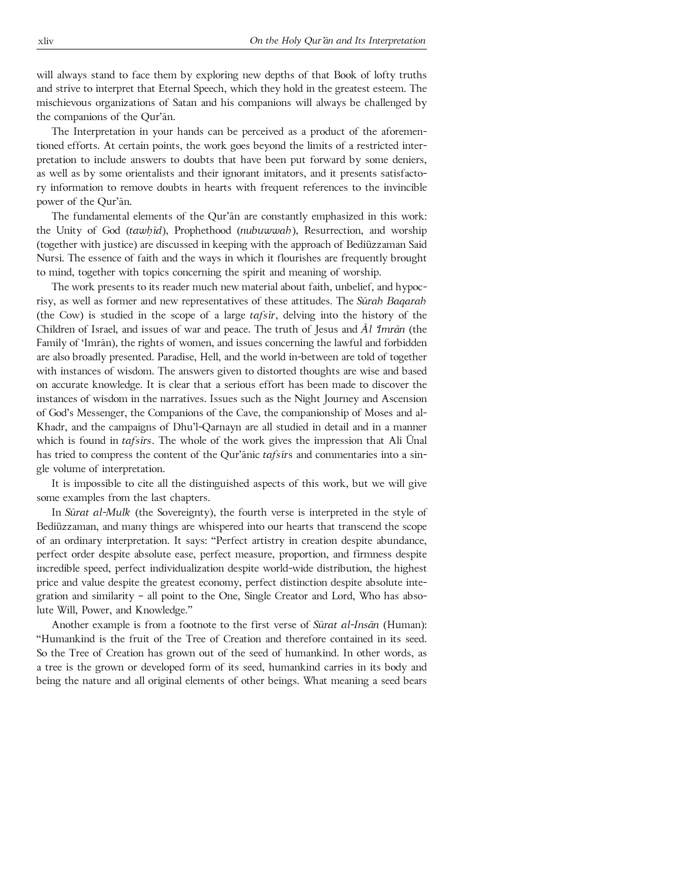will always stand to face them by exploring new depths of that Book of lofty truths and strive to interpret that Eternal Speech, which they hold in the greatest esteem. The mischievous organizations of Satan and his companions will always be challenged by the companions of the Qur'ān.

The Interpretation in your hands can be perceived as a product of the aforementioned efforts. At certain points, the work goes beyond the limits of a restricted interpretation to include answers to doubts that have been put forward by some deniers, as well as by some orientalists and their ignorant imitators, and it presents satisfactory information to remove doubts in hearts with frequent references to the invincible power of the Qur'ān.

The fundamental elements of the Qur'ān are constantly emphasized in this work: the Unity of God (*tawḥīd*), Prophethood (*nubuwwah*), Resurrection, and worship (together with justice) are discussed in keeping with the approach of Bediüzzaman Said Nursi. The essence of faith and the ways in which it flourishes are frequently brought to mind, together with topics concerning the spirit and meaning of worship.

The work presents to its reader much new material about faith, unbelief, and hypocrisy, as well as former and new representatives of these attitudes. The *Sūrah Baqarah* (the Cow) is studied in the scope of a large *tafsīr*, delving into the history of the Children of Israel, and issues of war and peace. The truth of Jesus and *Āl 'Imrān* (the Family of 'Imrān), the rights of women, and issues concerning the lawful and forbidden are also broadly presented. Paradise, Hell, and the world in-between are told of together with instances of wisdom. The answers given to distorted thoughts are wise and based on accurate knowledge. It is clear that a serious effort has been made to discover the instances of wisdom in the narratives. Issues such as the Night Journey and Ascension of God's Messenger, the Companions of the Cave, the companionship of Moses and al-Khadr, and the campaigns of Dhu'l-Qarnayn are all studied in detail and in a manner which is found in *tafsīrs*. The whole of the work gives the impression that Ali Ünal has tried to compress the content of the Qur'ānic *tafsīrs* and commentaries into a single volume of interpretation.

It is impossible to cite all the distinguished aspects of this work, but we will give some examples from the last chapters.

In *Sūrat al-Mulk* (the Sovereignty), the fourth verse is interpreted in the style of Bediüzzaman, and many things are whispered into our hearts that transcend the scope of an ordinary interpretation. It says: "Perfect artistry in creation despite abundance, perfect order despite absolute ease, perfect measure, proportion, and firmness despite incredible speed, perfect individualization despite world-wide distribution, the highest price and value despite the greatest economy, perfect distinction despite absolute integration and similarity – all point to the One, Single Creator and Lord, Who has absolute Will, Power, and Knowledge."

Another example is from a footnote to the first verse of *Sūrat al-Insān* (Human): "Humankind is the fruit of the Tree of Creation and therefore contained in its seed. So the Tree of Creation has grown out of the seed of humankind. In other words, as a tree is the grown or developed form of its seed, humankind carries in its body and being the nature and all original elements of other beings. What meaning a seed bears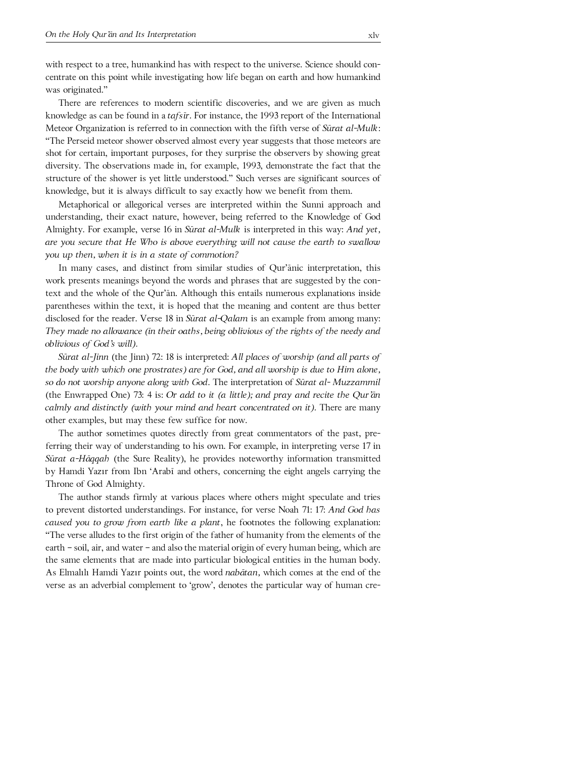with respect to a tree, humankind has with respect to the universe. Science should concentrate on this point while investigating how life began on earth and how humankind was originated."

There are references to modern scientific discoveries, and we are given as much knowledge as can be found in a *tafsīr*. For instance, the 1993 report of the International Meteor Organization is referred to in connection with the fifth verse of *Sūrat al-Mulk*: "The Perseid meteor shower observed almost every year suggests that those meteors are shot for certain, important purposes, for they surprise the observers by showing great diversity. The observations made in, for example, 1993, demonstrate the fact that the structure of the shower is yet little understood." Such verses are significant sources of knowledge, but it is always difficult to say exactly how we benefit from them.

Metaphorical or allegorical verses are interpreted within the Sunni approach and understanding, their exact nature, however, being referred to the Knowledge of God Almighty. For example, verse 16 in *Sūrat al-Mulk* is interpreted in this way: *And yet, are you secure that He Who is above everything will not cause the earth to swallow you up then, when it is in a state of commotion?*

In many cases, and distinct from similar studies of Qur'ānic interpretation, this work presents meanings beyond the words and phrases that are suggested by the context and the whole of the Qur'ān. Although this entails numerous explanations inside parentheses within the text, it is hoped that the meaning and content are thus better disclosed for the reader. Verse 18 in *Sūrat al-Qalam* is an example from among many: *They made no allowance (in their oaths, being oblivious of the rights of the needy and oblivious of God's will).*

*Sūrat al-Jinn* (the Jinn) 72: 18 is interpreted: *All places of worship (and all parts of the body with which one prostrates) are for God, and all worship is due to Him alone, so do not worship anyone along with God*. The interpretation of *Sūrat al- Muzzammil* (the Enwrapped One) 73: 4 is: *Or add to it (a little); and pray and recite the Qur'ān calmly and distinctly (with your mind and heart concentrated on it).* There are many other examples, but may these few suffice for now.

The author sometimes quotes directly from great commentators of the past, preferring their way of understanding to his own. For example, in interpreting verse 17 in *Sūrat a-Hāqqah* (the Sure Reality), he provides noteworthy information transmitted by Hamdi Yazır from Ibn 'Arabī and others, concerning the eight angels carrying the Throne of God Almighty.

The author stands firmly at various places where others might speculate and tries to prevent distorted understandings. For instance, for verse Noah 71: 17: *And God has caused you to grow from earth like a plant*, he footnotes the following explanation: "The verse alludes to the first origin of the father of humanity from the elements of the earth – soil, air, and water – and also the material origin of every human being, which are the same elements that are made into particular biological entities in the human body. As Elmalılı Hamdi Yazır points out, the word *nabātan*, which comes at the end of the verse as an adverbial complement to 'grow', denotes the particular way of human cre-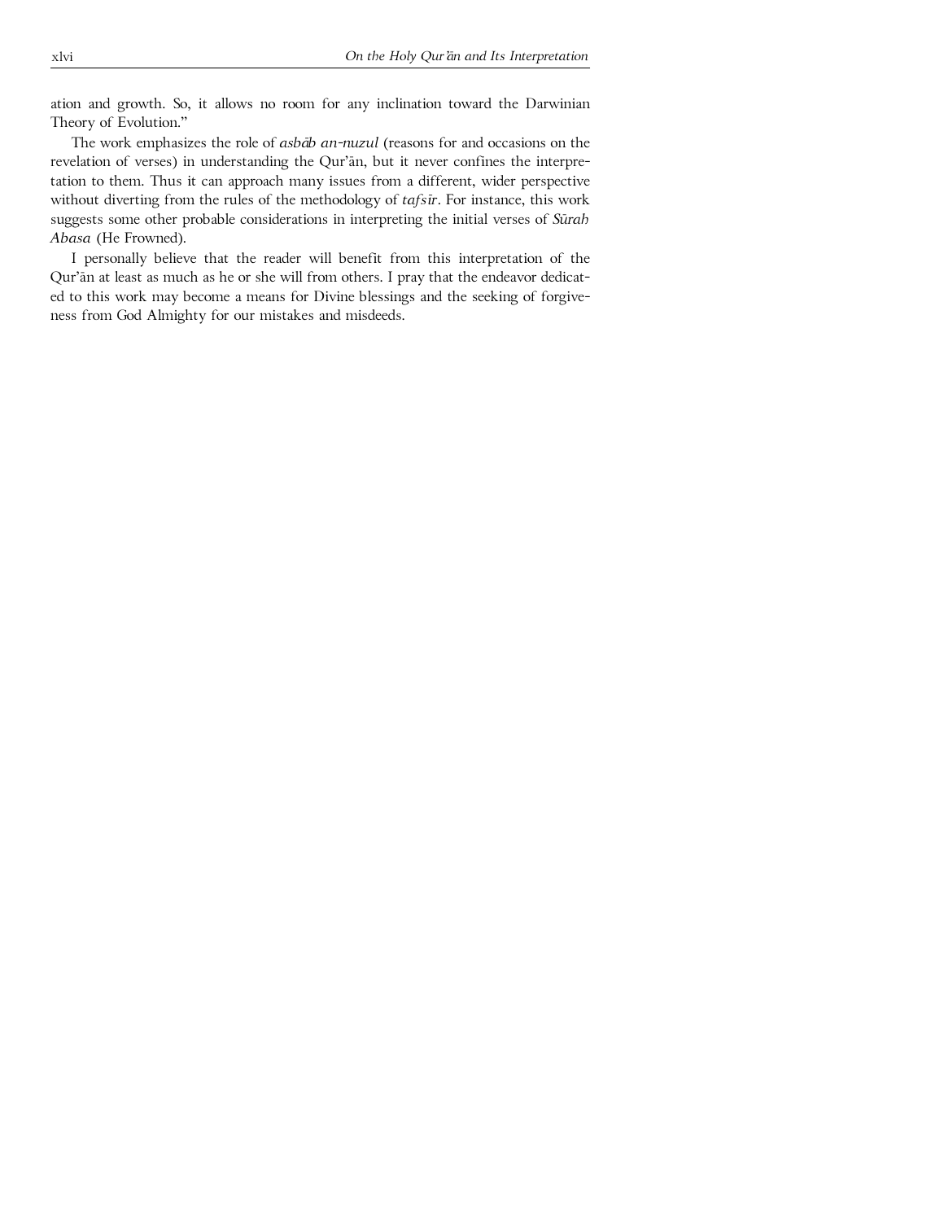ation and growth. So, it allows no room for any inclination toward the Darwinian Theory of Evolution."

The work emphasizes the role of *asbāb an-nuzul* (reasons for and occasions on the revelation of verses) in understanding the Qur'ān, but it never confines the interpretation to them. Thus it can approach many issues from a different, wider perspective without diverting from the rules of the methodology of *tafsīr*. For instance, this work suggests some other probable considerations in interpreting the initial verses of *Sūrah Abasa* (He Frowned).

I personally believe that the reader will benefit from this interpretation of the Qur'ān at least as much as he or she will from others. I pray that the endeavor dedicated to this work may become a means for Divine blessings and the seeking of forgiveness from God Almighty for our mistakes and misdeeds.